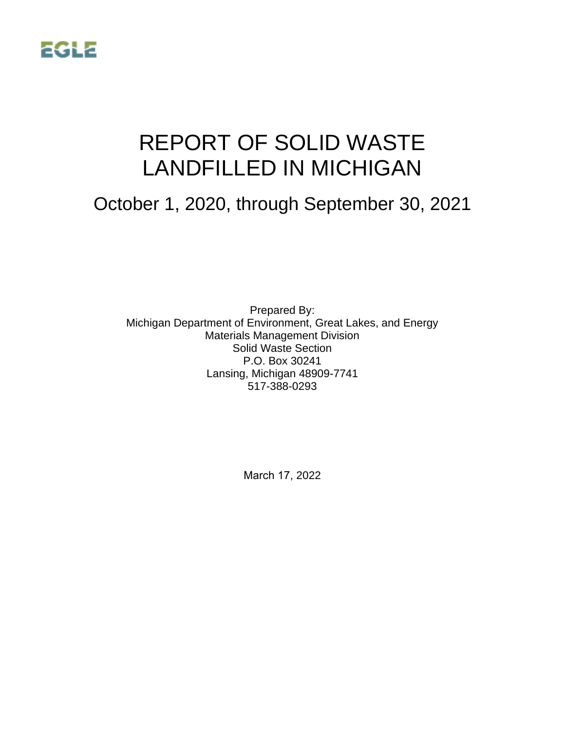EGLE

# REPORT OF SOLID WASTE LANDFILLED IN MICHIGAN

## October 1, 2020, through September 30, 2021

Prepared By:
Michigan Department of Environment, Great Lakes, and Energy
Materials Management Division
Solid Waste Section
P.O. Box 30241
Lansing, Michigan 48909-7741
517-388-0293

March 17, 2022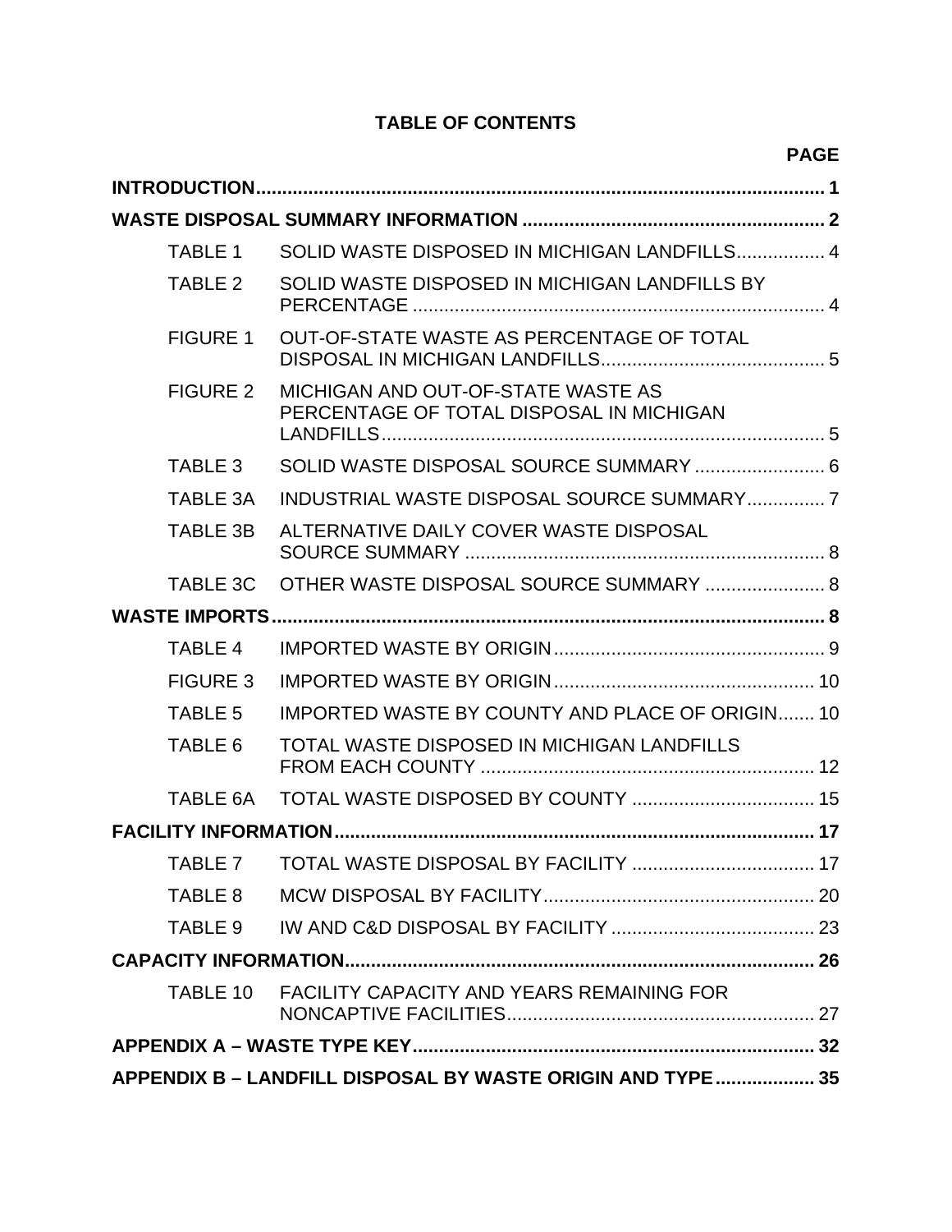# TABLE OF CONTENTS

| | | PAGE |
|---|---|---|
| **INTRODUCTION** | | **1** |
| **WASTE DISPOSAL SUMMARY INFORMATION** | | **2** |
| TABLE 1 | SOLID WASTE DISPOSED IN MICHIGAN LANDFILLS | 4 |
| TABLE 2 | SOLID WASTE DISPOSED IN MICHIGAN LANDFILLS BY PERCENTAGE | 4 |
| FIGURE 1 | OUT-OF-STATE WASTE AS PERCENTAGE OF TOTAL DISPOSAL IN MICHIGAN LANDFILLS | 5 |
| FIGURE 2 | MICHIGAN AND OUT-OF-STATE WASTE AS PERCENTAGE OF TOTAL DISPOSAL IN MICHIGAN LANDFILLS | 5 |
| TABLE 3 | SOLID WASTE DISPOSAL SOURCE SUMMARY | 6 |
| TABLE 3A | INDUSTRIAL WASTE DISPOSAL SOURCE SUMMARY | 7 |
| TABLE 3B | ALTERNATIVE DAILY COVER WASTE DISPOSAL SOURCE SUMMARY | 8 |
| TABLE 3C | OTHER WASTE DISPOSAL SOURCE SUMMARY | 8 |
| **WASTE IMPORTS** | | **8** |
| TABLE 4 | IMPORTED WASTE BY ORIGIN | 9 |
| FIGURE 3 | IMPORTED WASTE BY ORIGIN | 10 |
| TABLE 5 | IMPORTED WASTE BY COUNTY AND PLACE OF ORIGIN | 10 |
| TABLE 6 | TOTAL WASTE DISPOSED IN MICHIGAN LANDFILLS FROM EACH COUNTY | 12 |
| TABLE 6A | TOTAL WASTE DISPOSED BY COUNTY | 15 |
| **FACILITY INFORMATION** | | **17** |
| TABLE 7 | TOTAL WASTE DISPOSAL BY FACILITY | 17 |
| TABLE 8 | MCW DISPOSAL BY FACILITY | 20 |
| TABLE 9 | IW AND C&D DISPOSAL BY FACILITY | 23 |
| **CAPACITY INFORMATION** | | **26** |
| TABLE 10 | FACILITY CAPACITY AND YEARS REMAINING FOR NONCAPTIVE FACILITIES | 27 |
| **APPENDIX A – WASTE TYPE KEY** | | **32** |
| **APPENDIX B – LANDFILL DISPOSAL BY WASTE ORIGIN AND TYPE** | | **35** |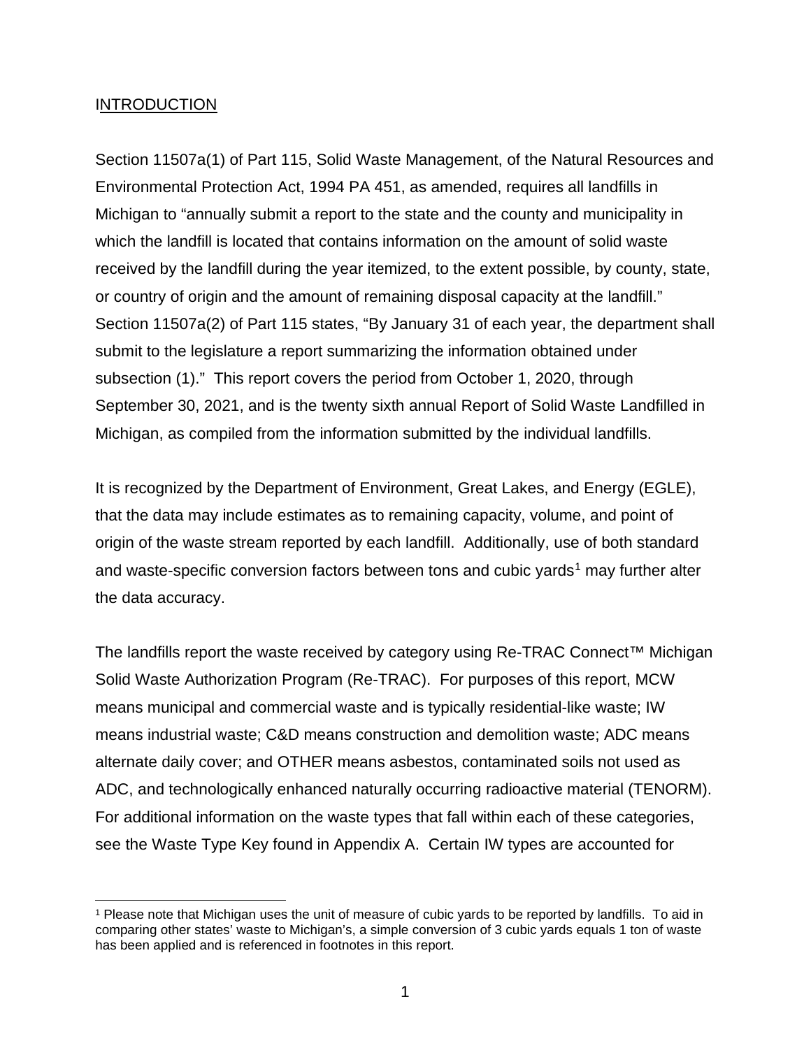## INTRODUCTION

Section 11507a(1) of Part 115, Solid Waste Management, of the Natural Resources and Environmental Protection Act, 1994 PA 451, as amended, requires all landfills in Michigan to "annually submit a report to the state and the county and municipality in which the landfill is located that contains information on the amount of solid waste received by the landfill during the year itemized, to the extent possible, by county, state, or country of origin and the amount of remaining disposal capacity at the landfill." Section 11507a(2) of Part 115 states, "By January 31 of each year, the department shall submit to the legislature a report summarizing the information obtained under subsection (1)." This report covers the period from October 1, 2020, through September 30, 2021, and is the twenty sixth annual Report of Solid Waste Landfilled in Michigan, as compiled from the information submitted by the individual landfills.

It is recognized by the Department of Environment, Great Lakes, and Energy (EGLE), that the data may include estimates as to remaining capacity, volume, and point of origin of the waste stream reported by each landfill. Additionally, use of both standard and waste-specific conversion factors between tons and cubic yards[1] may further alter the data accuracy.

The landfills report the waste received by category using Re-TRAC Connect™ Michigan Solid Waste Authorization Program (Re-TRAC). For purposes of this report, MCW means municipal and commercial waste and is typically residential-like waste; IW means industrial waste; C&D means construction and demolition waste; ADC means alternate daily cover; and OTHER means asbestos, contaminated soils not used as ADC, and technologically enhanced naturally occurring radioactive material (TENORM). For additional information on the waste types that fall within each of these categories, see the Waste Type Key found in Appendix A. Certain IW types are accounted for

[1] Please note that Michigan uses the unit of measure of cubic yards to be reported by landfills. To aid in comparing other states' waste to Michigan's, a simple conversion of 3 cubic yards equals 1 ton of waste has been applied and is referenced in footnotes in this report.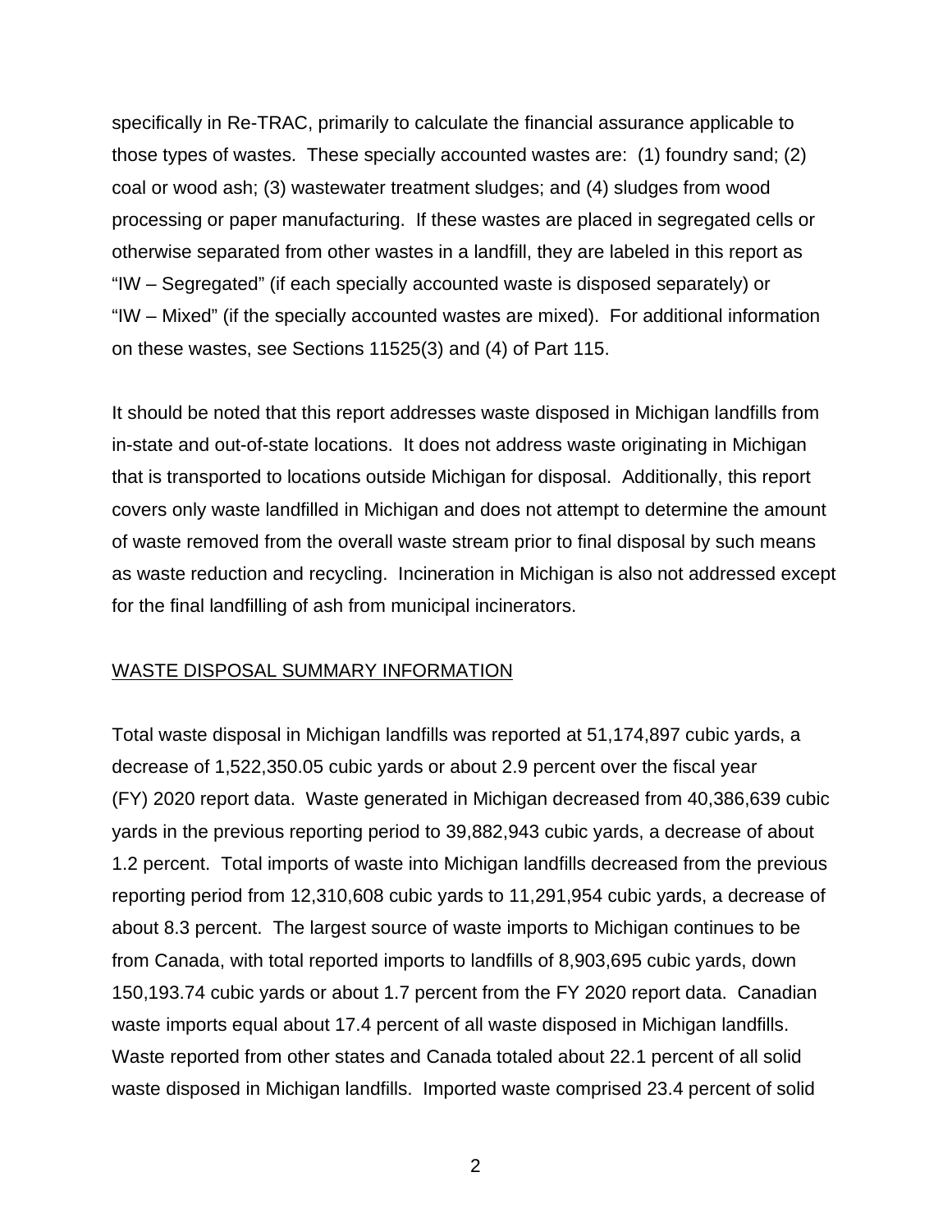specifically in Re-TRAC, primarily to calculate the financial assurance applicable to those types of wastes. These specially accounted wastes are: (1) foundry sand; (2) coal or wood ash; (3) wastewater treatment sludges; and (4) sludges from wood processing or paper manufacturing. If these wastes are placed in segregated cells or otherwise separated from other wastes in a landfill, they are labeled in this report as "IW – Segregated" (if each specially accounted waste is disposed separately) or "IW – Mixed" (if the specially accounted wastes are mixed). For additional information on these wastes, see Sections 11525(3) and (4) of Part 115.

It should be noted that this report addresses waste disposed in Michigan landfills from in-state and out-of-state locations. It does not address waste originating in Michigan that is transported to locations outside Michigan for disposal. Additionally, this report covers only waste landfilled in Michigan and does not attempt to determine the amount of waste removed from the overall waste stream prior to final disposal by such means as waste reduction and recycling. Incineration in Michigan is also not addressed except for the final landfilling of ash from municipal incinerators.

## WASTE DISPOSAL SUMMARY INFORMATION

Total waste disposal in Michigan landfills was reported at 51,174,897 cubic yards, a decrease of 1,522,350.05 cubic yards or about 2.9 percent over the fiscal year (FY) 2020 report data. Waste generated in Michigan decreased from 40,386,639 cubic yards in the previous reporting period to 39,882,943 cubic yards, a decrease of about 1.2 percent. Total imports of waste into Michigan landfills decreased from the previous reporting period from 12,310,608 cubic yards to 11,291,954 cubic yards, a decrease of about 8.3 percent. The largest source of waste imports to Michigan continues to be from Canada, with total reported imports to landfills of 8,903,695 cubic yards, down 150,193.74 cubic yards or about 1.7 percent from the FY 2020 report data. Canadian waste imports equal about 17.4 percent of all waste disposed in Michigan landfills. Waste reported from other states and Canada totaled about 22.1 percent of all solid waste disposed in Michigan landfills. Imported waste comprised 23.4 percent of solid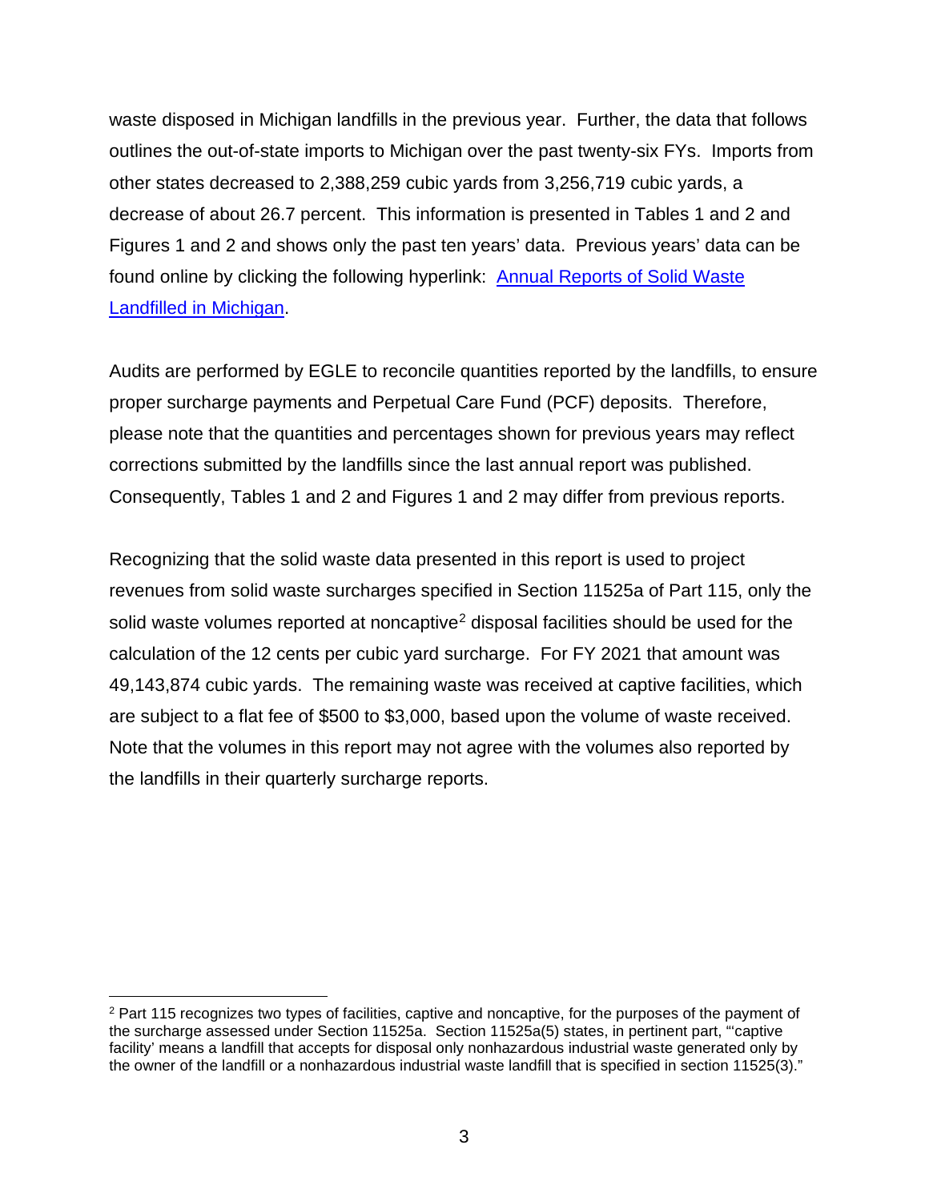waste disposed in Michigan landfills in the previous year. Further, the data that follows outlines the out-of-state imports to Michigan over the past twenty-six FYs. Imports from other states decreased to 2,388,259 cubic yards from 3,256,719 cubic yards, a decrease of about 26.7 percent. This information is presented in Tables 1 and 2 and Figures 1 and 2 and shows only the past ten years' data. Previous years' data can be found online by clicking the following hyperlink: [Annual Reports of Solid Waste Landfilled in Michigan](#).

Audits are performed by EGLE to reconcile quantities reported by the landfills, to ensure proper surcharge payments and Perpetual Care Fund (PCF) deposits. Therefore, please note that the quantities and percentages shown for previous years may reflect corrections submitted by the landfills since the last annual report was published. Consequently, Tables 1 and 2 and Figures 1 and 2 may differ from previous reports.

Recognizing that the solid waste data presented in this report is used to project revenues from solid waste surcharges specified in Section 11525a of Part 115, only the solid waste volumes reported at noncaptive[2] disposal facilities should be used for the calculation of the 12 cents per cubic yard surcharge. For FY 2021 that amount was 49,143,874 cubic yards. The remaining waste was received at captive facilities, which are subject to a flat fee of $500 to $3,000, based upon the volume of waste received. Note that the volumes in this report may not agree with the volumes also reported by the landfills in their quarterly surcharge reports.

---

[2] Part 115 recognizes two types of facilities, captive and noncaptive, for the purposes of the payment of the surcharge assessed under Section 11525a. Section 11525a(5) states, in pertinent part, "'captive facility' means a landfill that accepts for disposal only nonhazardous industrial waste generated only by the owner of the landfill or a nonhazardous industrial waste landfill that is specified in section 11525(3)."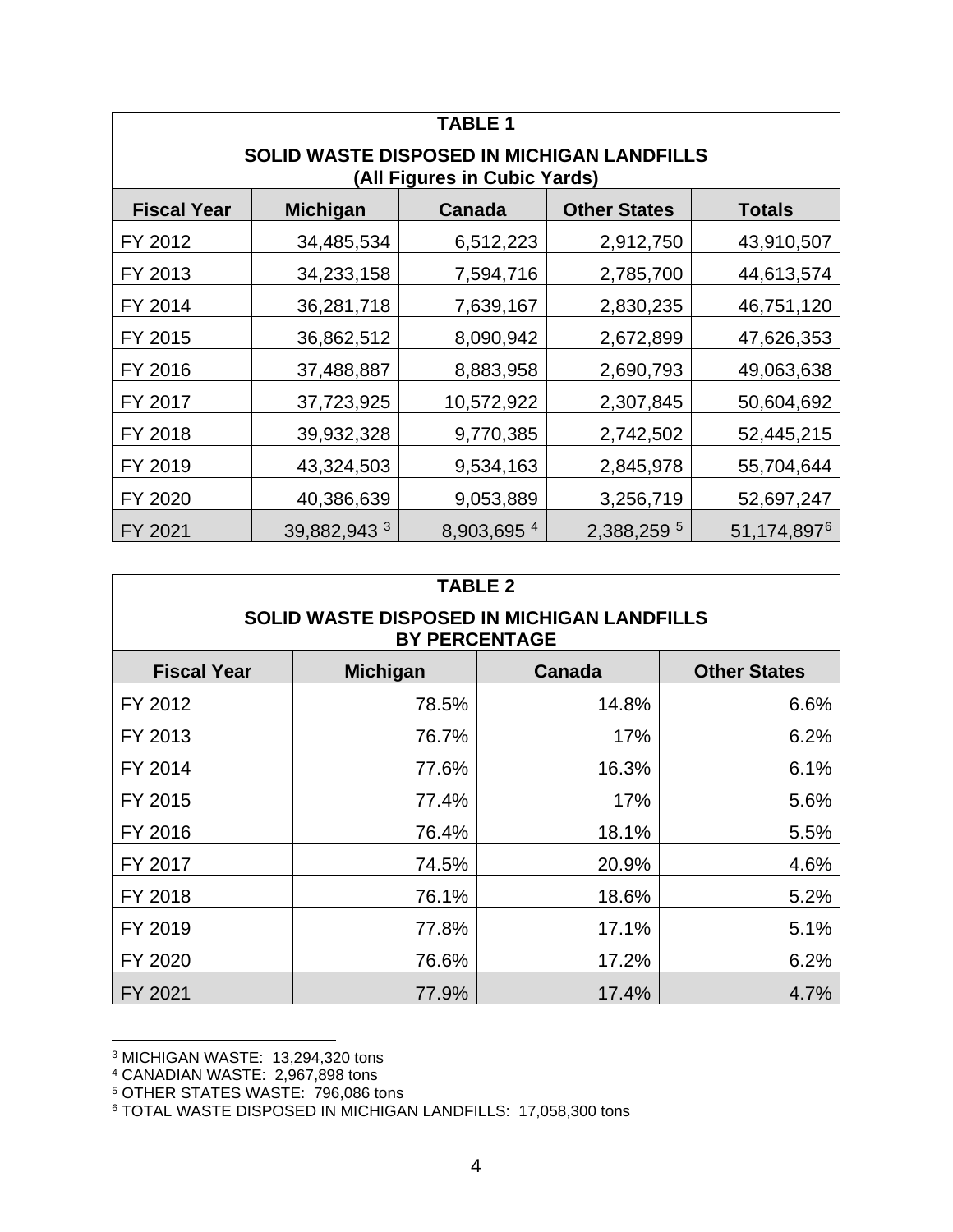| TABLE 1<br>SOLID WASTE DISPOSED IN MICHIGAN LANDFILLS<br>(All Figures in Cubic Yards) | | | | |
|---|---|---|---|---|
| **Fiscal Year** | **Michigan** | **Canada** | **Other States** | **Totals** |
| FY 2012 | 34,485,534 | 6,512,223 | 2,912,750 | 43,910,507 |
| FY 2013 | 34,233,158 | 7,594,716 | 2,785,700 | 44,613,574 |
| FY 2014 | 36,281,718 | 7,639,167 | 2,830,235 | 46,751,120 |
| FY 2015 | 36,862,512 | 8,090,942 | 2,672,899 | 47,626,353 |
| FY 2016 | 37,488,887 | 8,883,958 | 2,690,793 | 49,063,638 |
| FY 2017 | 37,723,925 | 10,572,922 | 2,307,845 | 50,604,692 |
| FY 2018 | 39,932,328 | 9,770,385 | 2,742,502 | 52,445,215 |
| FY 2019 | 43,324,503 | 9,534,163 | 2,845,978 | 55,704,644 |
| FY 2020 | 40,386,639 | 9,053,889 | 3,256,719 | 52,697,247 |
| FY 2021 | 39,882,943 [3] | 8,903,695 [4] | 2,388,259 [5] | 51,174,897[6] |

| TABLE 2<br>SOLID WASTE DISPOSED IN MICHIGAN LANDFILLS<br>BY PERCENTAGE | | | |
|---|---|---|---|
| **Fiscal Year** | **Michigan** | **Canada** | **Other States** |
| FY 2012 | 78.5% | 14.8% | 6.6% |
| FY 2013 | 76.7% | 17% | 6.2% |
| FY 2014 | 77.6% | 16.3% | 6.1% |
| FY 2015 | 77.4% | 17% | 5.6% |
| FY 2016 | 76.4% | 18.1% | 5.5% |
| FY 2017 | 74.5% | 20.9% | 4.6% |
| FY 2018 | 76.1% | 18.6% | 5.2% |
| FY 2019 | 77.8% | 17.1% | 5.1% |
| FY 2020 | 76.6% | 17.2% | 6.2% |
| FY 2021 | 77.9% | 17.4% | 4.7% |

[3] MICHIGAN WASTE: 13,294,320 tons
[4] CANADIAN WASTE: 2,967,898 tons
[5] OTHER STATES WASTE: 796,086 tons
[6] TOTAL WASTE DISPOSED IN MICHIGAN LANDFILLS: 17,058,300 tons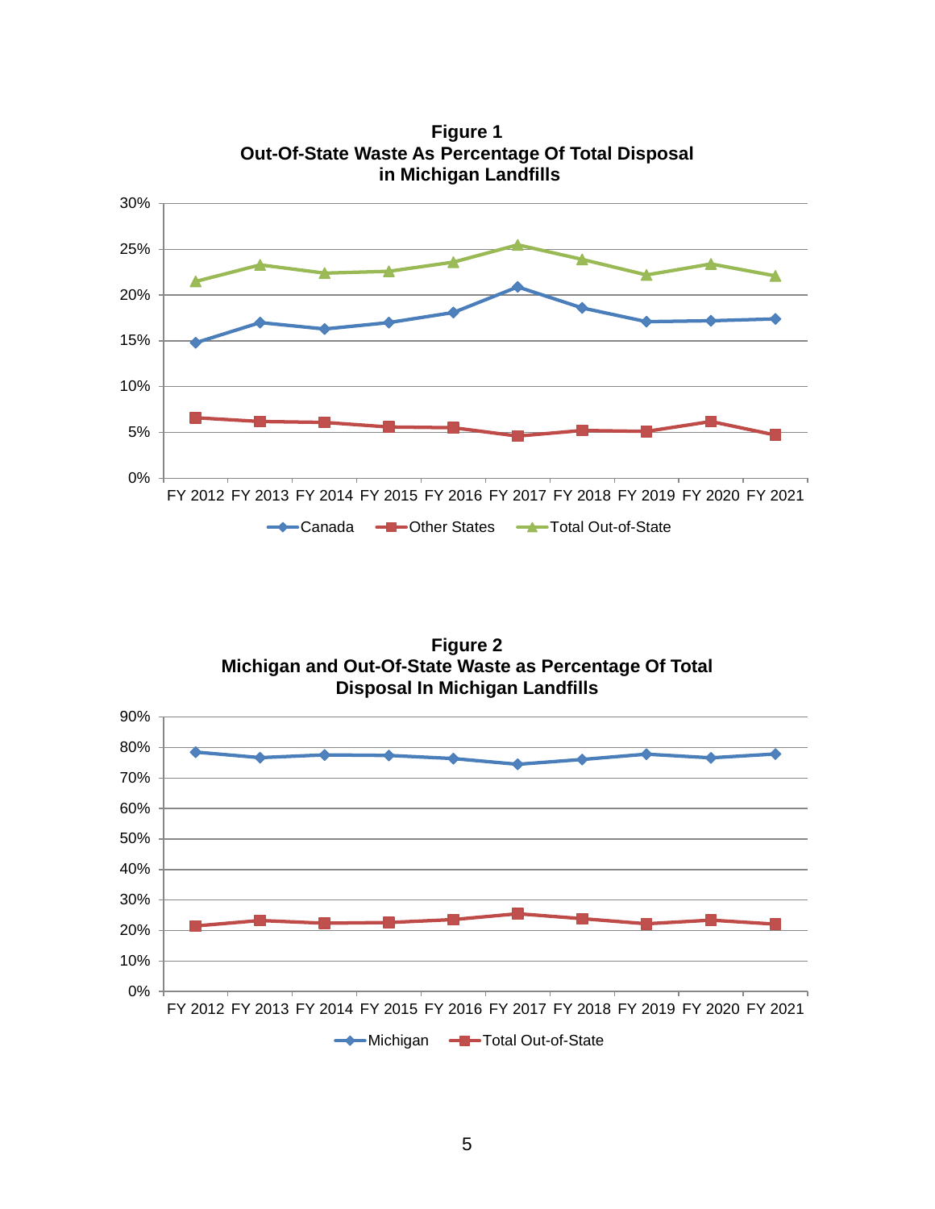**Figure 1**
**Out-Of-State Waste As Percentage Of Total Disposal in Michigan Landfills**

**Figure 2**
**Michigan and Out-Of-State Waste as Percentage Of Total Disposal In Michigan Landfills**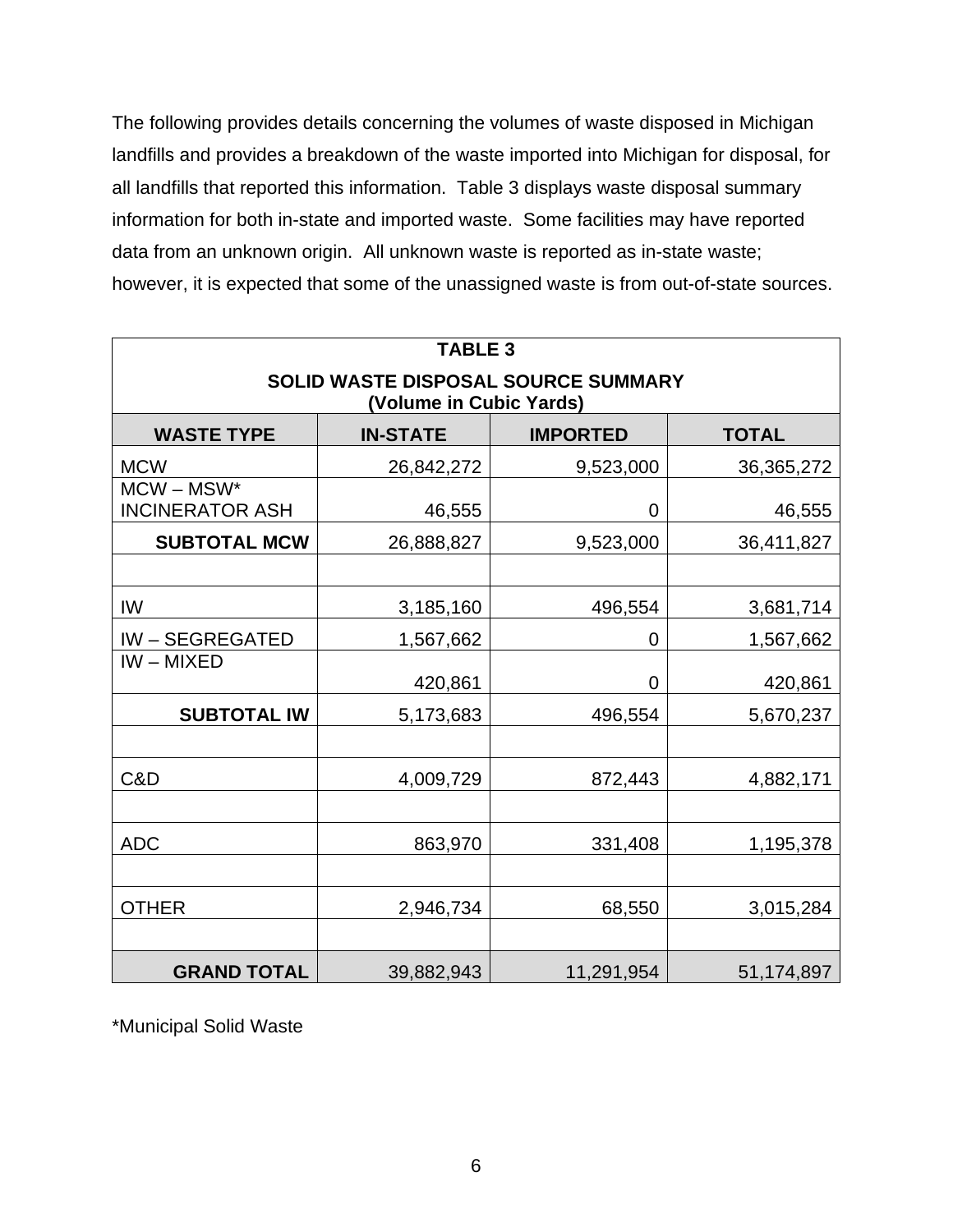The following provides details concerning the volumes of waste disposed in Michigan landfills and provides a breakdown of the waste imported into Michigan for disposal, for all landfills that reported this information. Table 3 displays waste disposal summary information for both in-state and imported waste. Some facilities may have reported data from an unknown origin. All unknown waste is reported as in-state waste; however, it is expected that some of the unassigned waste is from out-of-state sources.

**TABLE 3**

**SOLID WASTE DISPOSAL SOURCE SUMMARY (Volume in Cubic Yards)**

| WASTE TYPE | IN-STATE | IMPORTED | TOTAL |
|---|---|---|---|
| MCW | 26,842,272 | 9,523,000 | 36,365,272 |
| MCW – MSW* INCINERATOR ASH | 46,555 | 0 | 46,555 |
| **SUBTOTAL MCW** | 26,888,827 | 9,523,000 | 36,411,827 |
| | | | |
| IW | 3,185,160 | 496,554 | 3,681,714 |
| IW – SEGREGATED | 1,567,662 | 0 | 1,567,662 |
| IW – MIXED | 420,861 | 0 | 420,861 |
| **SUBTOTAL IW** | 5,173,683 | 496,554 | 5,670,237 |
| | | | |
| C&D | 4,009,729 | 872,443 | 4,882,171 |
| | | | |
| ADC | 863,970 | 331,408 | 1,195,378 |
| | | | |
| OTHER | 2,946,734 | 68,550 | 3,015,284 |
| | | | |
| **GRAND TOTAL** | 39,882,943 | 11,291,954 | 51,174,897 |

*Municipal Solid Waste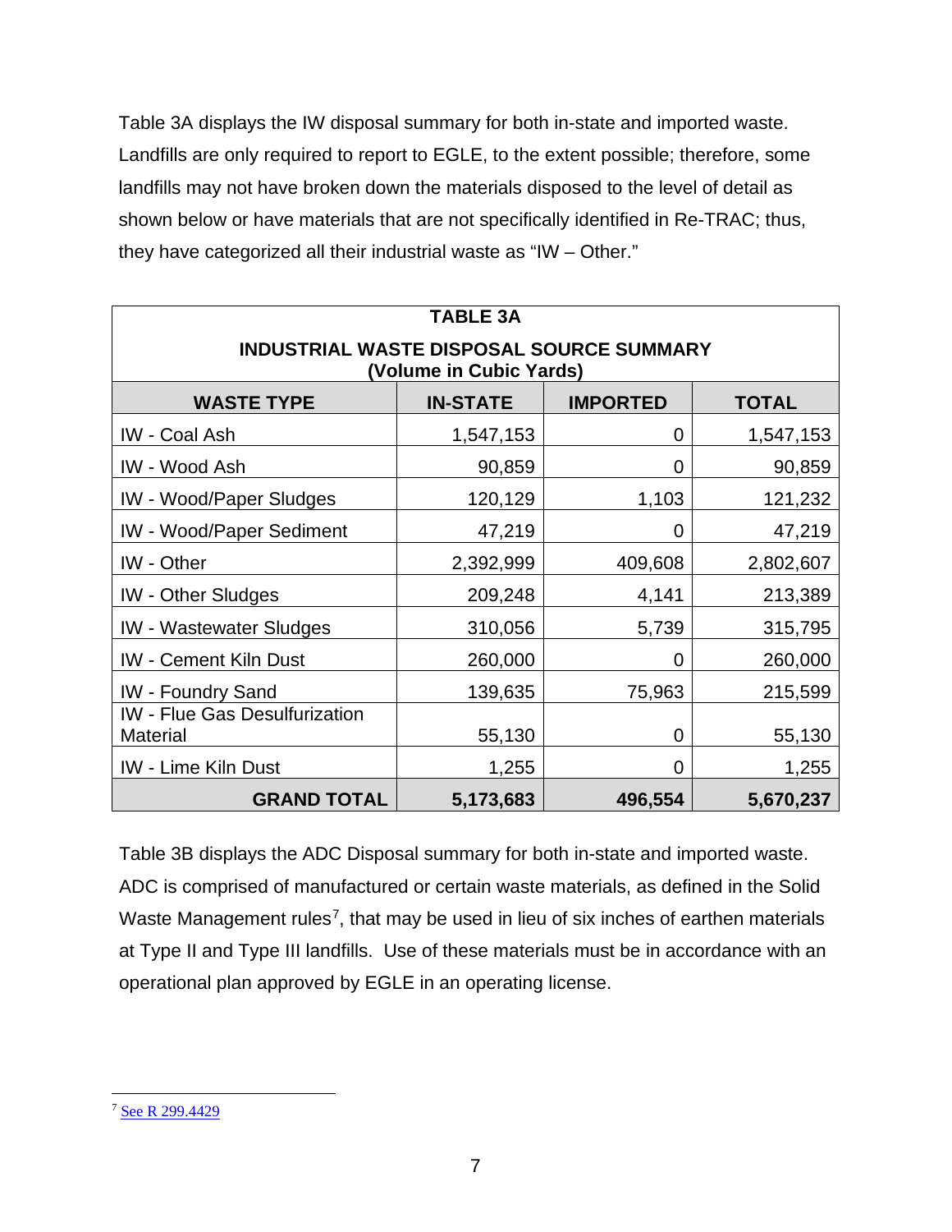Table 3A displays the IW disposal summary for both in-state and imported waste. Landfills are only required to report to EGLE, to the extent possible; therefore, some landfills may not have broken down the materials disposed to the level of detail as shown below or have materials that are not specifically identified in Re-TRAC; thus, they have categorized all their industrial waste as "IW – Other."

| TABLE 3A<br>INDUSTRIAL WASTE DISPOSAL SOURCE SUMMARY<br>(Volume in Cubic Yards) | | | |
|---|---|---|---|
| **WASTE TYPE** | **IN-STATE** | **IMPORTED** | **TOTAL** |
| IW - Coal Ash | 1,547,153 | 0 | 1,547,153 |
| IW - Wood Ash | 90,859 | 0 | 90,859 |
| IW - Wood/Paper Sludges | 120,129 | 1,103 | 121,232 |
| IW - Wood/Paper Sediment | 47,219 | 0 | 47,219 |
| IW - Other | 2,392,999 | 409,608 | 2,802,607 |
| IW - Other Sludges | 209,248 | 4,141 | 213,389 |
| IW - Wastewater Sludges | 310,056 | 5,739 | 315,795 |
| IW - Cement Kiln Dust | 260,000 | 0 | 260,000 |
| IW - Foundry Sand | 139,635 | 75,963 | 215,599 |
| IW - Flue Gas Desulfurization Material | 55,130 | 0 | 55,130 |
| IW - Lime Kiln Dust | 1,255 | 0 | 1,255 |
| **GRAND TOTAL** | **5,173,683** | **496,554** | **5,670,237** |

Table 3B displays the ADC Disposal summary for both in-state and imported waste. ADC is comprised of manufactured or certain waste materials, as defined in the Solid Waste Management rules[7], that may be used in lieu of six inches of earthen materials at Type II and Type III landfills. Use of these materials must be in accordance with an operational plan approved by EGLE in an operating license.

[7] See R 299.4429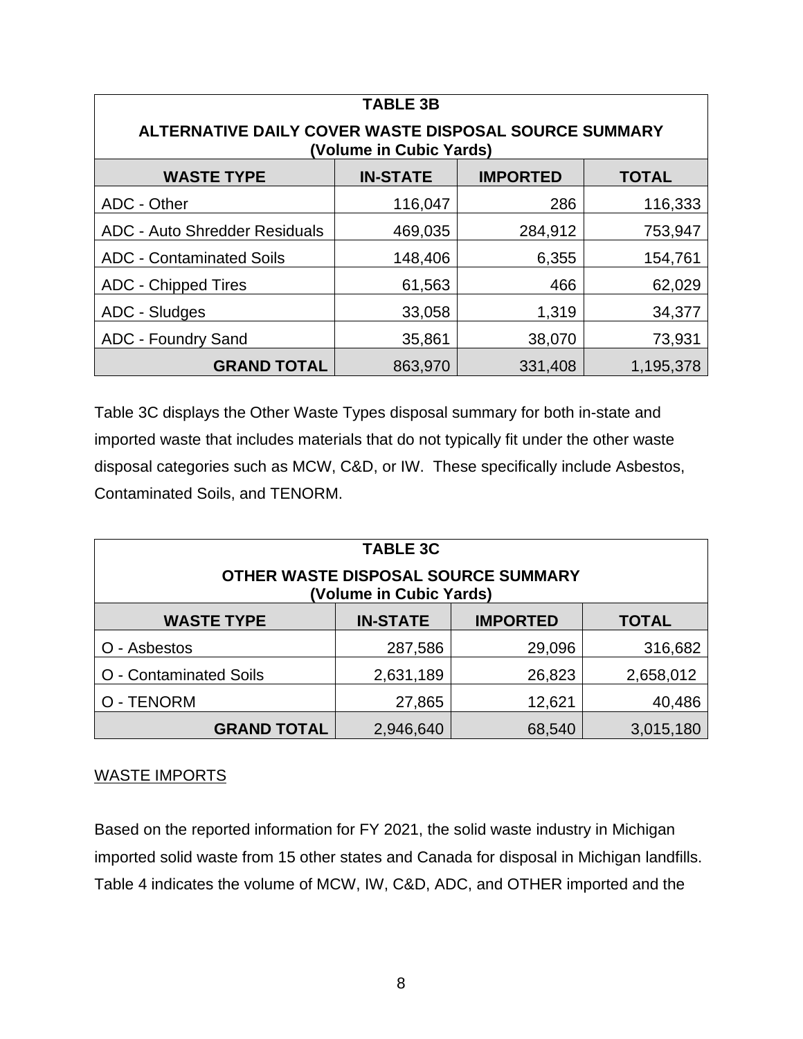| TABLE 3B | | | |
|---|---|---|---|
| **ALTERNATIVE DAILY COVER WASTE DISPOSAL SOURCE SUMMARY (Volume in Cubic Yards)** | | | |
| **WASTE TYPE** | **IN-STATE** | **IMPORTED** | **TOTAL** |
| ADC - Other | 116,047 | 286 | 116,333 |
| ADC - Auto Shredder Residuals | 469,035 | 284,912 | 753,947 |
| ADC - Contaminated Soils | 148,406 | 6,355 | 154,761 |
| ADC - Chipped Tires | 61,563 | 466 | 62,029 |
| ADC - Sludges | 33,058 | 1,319 | 34,377 |
| ADC - Foundry Sand | 35,861 | 38,070 | 73,931 |
| **GRAND TOTAL** | 863,970 | 331,408 | 1,195,378 |

Table 3C displays the Other Waste Types disposal summary for both in-state and imported waste that includes materials that do not typically fit under the other waste disposal categories such as MCW, C&D, or IW. These specifically include Asbestos, Contaminated Soils, and TENORM.

| TABLE 3C | | | |
|---|---|---|---|
| **OTHER WASTE DISPOSAL SOURCE SUMMARY (Volume in Cubic Yards)** | | | |
| **WASTE TYPE** | **IN-STATE** | **IMPORTED** | **TOTAL** |
| O - Asbestos | 287,586 | 29,096 | 316,682 |
| O - Contaminated Soils | 2,631,189 | 26,823 | 2,658,012 |
| O - TENORM | 27,865 | 12,621 | 40,486 |
| **GRAND TOTAL** | 2,946,640 | 68,540 | 3,015,180 |

## WASTE IMPORTS

Based on the reported information for FY 2021, the solid waste industry in Michigan imported solid waste from 15 other states and Canada for disposal in Michigan landfills. Table 4 indicates the volume of MCW, IW, C&D, ADC, and OTHER imported and the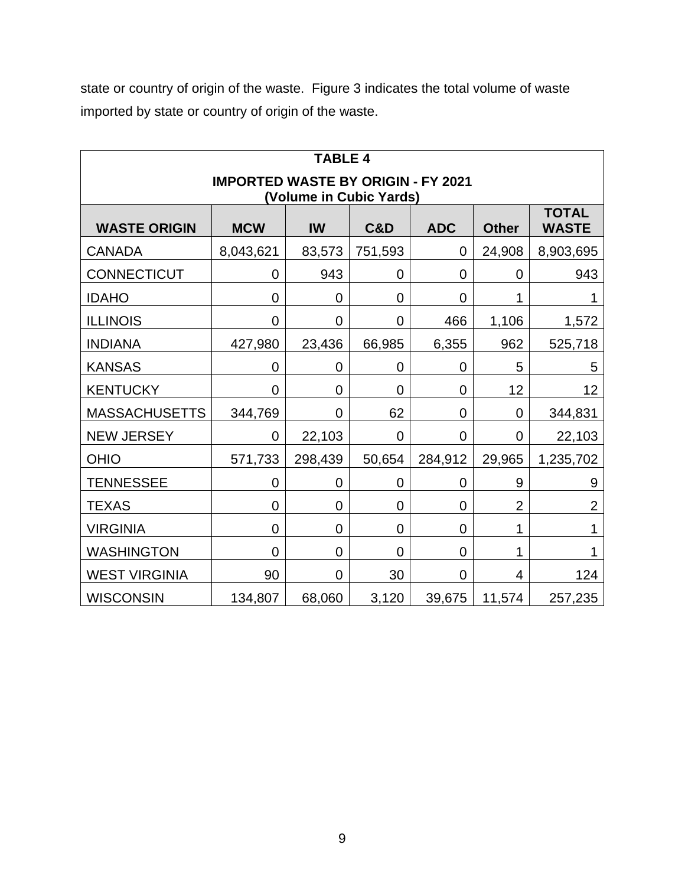state or country of origin of the waste. Figure 3 indicates the total volume of waste imported by state or country of origin of the waste.

| TABLE 4<br>IMPORTED WASTE BY ORIGIN - FY 2021<br>(Volume in Cubic Yards) | | | | | | |
|---|---|---|---|---|---|---|
| **WASTE ORIGIN** | **MCW** | **IW** | **C&D** | **ADC** | **Other** | **TOTAL WASTE** |
| CANADA | 8,043,621 | 83,573 | 751,593 | 0 | 24,908 | 8,903,695 |
| CONNECTICUT | 0 | 943 | 0 | 0 | 0 | 943 |
| IDAHO | 0 | 0 | 0 | 0 | 1 | 1 |
| ILLINOIS | 0 | 0 | 0 | 466 | 1,106 | 1,572 |
| INDIANA | 427,980 | 23,436 | 66,985 | 6,355 | 962 | 525,718 |
| KANSAS | 0 | 0 | 0 | 0 | 5 | 5 |
| KENTUCKY | 0 | 0 | 0 | 0 | 12 | 12 |
| MASSACHUSETTS | 344,769 | 0 | 62 | 0 | 0 | 344,831 |
| NEW JERSEY | 0 | 22,103 | 0 | 0 | 0 | 22,103 |
| OHIO | 571,733 | 298,439 | 50,654 | 284,912 | 29,965 | 1,235,702 |
| TENNESSEE | 0 | 0 | 0 | 0 | 9 | 9 |
| TEXAS | 0 | 0 | 0 | 0 | 2 | 2 |
| VIRGINIA | 0 | 0 | 0 | 0 | 1 | 1 |
| WASHINGTON | 0 | 0 | 0 | 0 | 1 | 1 |
| WEST VIRGINIA | 90 | 0 | 30 | 0 | 4 | 124 |
| WISCONSIN | 134,807 | 68,060 | 3,120 | 39,675 | 11,574 | 257,235 |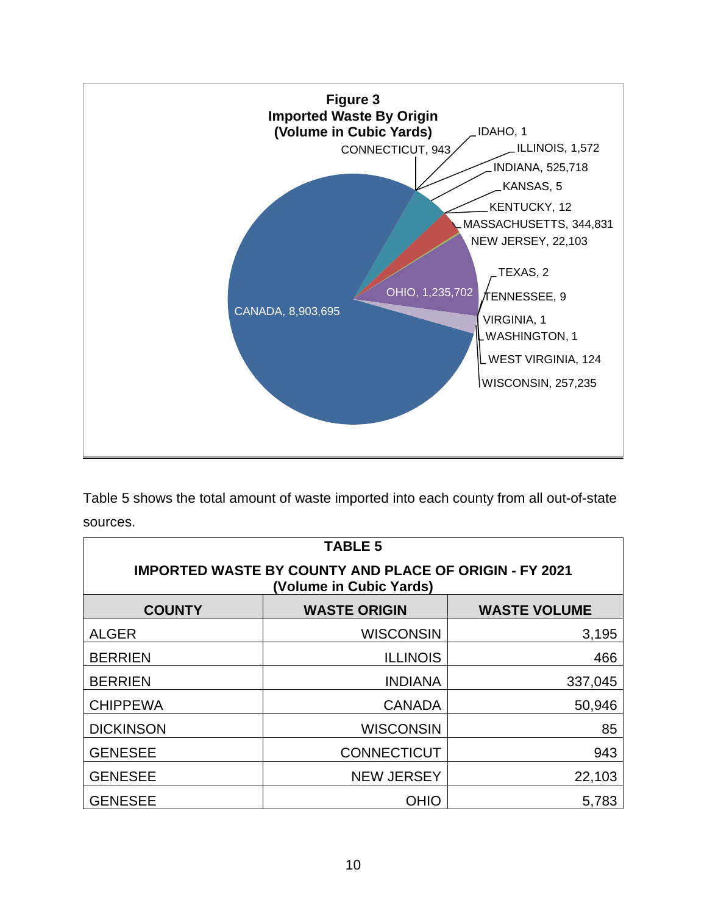**Figure 3**
**Imported Waste By Origin**
**(Volume in Cubic Yards)**

CANADA, 8,903,695
CONNECTICUT, 943
IDAHO, 1
ILLINOIS, 1,572
INDIANA, 525,718
KANSAS, 5
KENTUCKY, 12
MASSACHUSETTS, 344,831
NEW JERSEY, 22,103
OHIO, 1,235,702
TEXAS, 2
TENNESSEE, 9
VIRGINIA, 1
WASHINGTON, 1
WEST VIRGINIA, 124
WISCONSIN, 257,235

Table 5 shows the total amount of waste imported into each county from all out-of-state sources.

**TABLE 5**

**IMPORTED WASTE BY COUNTY AND PLACE OF ORIGIN - FY 2021 (Volume in Cubic Yards)**

| COUNTY | WASTE ORIGIN | WASTE VOLUME |
|---|---:|---:|
| ALGER | WISCONSIN | 3,195 |
| BERRIEN | ILLINOIS | 466 |
| BERRIEN | INDIANA | 337,045 |
| CHIPPEWA | CANADA | 50,946 |
| DICKINSON | WISCONSIN | 85 |
| GENESEE | CONNECTICUT | 943 |
| GENESEE | NEW JERSEY | 22,103 |
| GENESEE | OHIO | 5,783 |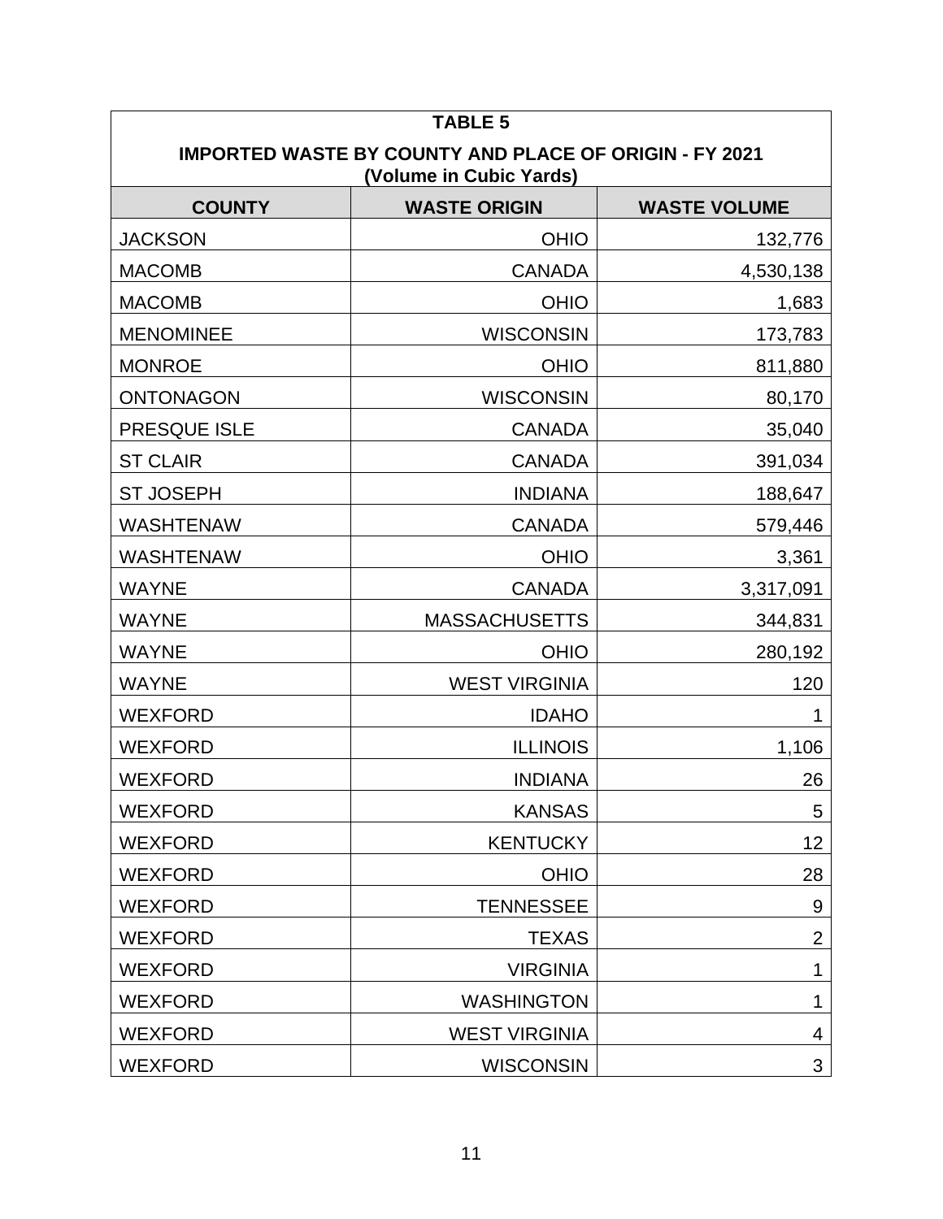**TABLE 5**

**IMPORTED WASTE BY COUNTY AND PLACE OF ORIGIN - FY 2021**
**(Volume in Cubic Yards)**

| COUNTY | WASTE ORIGIN | WASTE VOLUME |
|---|---:|---:|
| JACKSON | OHIO | 132,776 |
| MACOMB | CANADA | 4,530,138 |
| MACOMB | OHIO | 1,683 |
| MENOMINEE | WISCONSIN | 173,783 |
| MONROE | OHIO | 811,880 |
| ONTONAGON | WISCONSIN | 80,170 |
| PRESQUE ISLE | CANADA | 35,040 |
| ST CLAIR | CANADA | 391,034 |
| ST JOSEPH | INDIANA | 188,647 |
| WASHTENAW | CANADA | 579,446 |
| WASHTENAW | OHIO | 3,361 |
| WAYNE | CANADA | 3,317,091 |
| WAYNE | MASSACHUSETTS | 344,831 |
| WAYNE | OHIO | 280,192 |
| WAYNE | WEST VIRGINIA | 120 |
| WEXFORD | IDAHO | 1 |
| WEXFORD | ILLINOIS | 1,106 |
| WEXFORD | INDIANA | 26 |
| WEXFORD | KANSAS | 5 |
| WEXFORD | KENTUCKY | 12 |
| WEXFORD | OHIO | 28 |
| WEXFORD | TENNESSEE | 9 |
| WEXFORD | TEXAS | 2 |
| WEXFORD | VIRGINIA | 1 |
| WEXFORD | WASHINGTON | 1 |
| WEXFORD | WEST VIRGINIA | 4 |
| WEXFORD | WISCONSIN | 3 |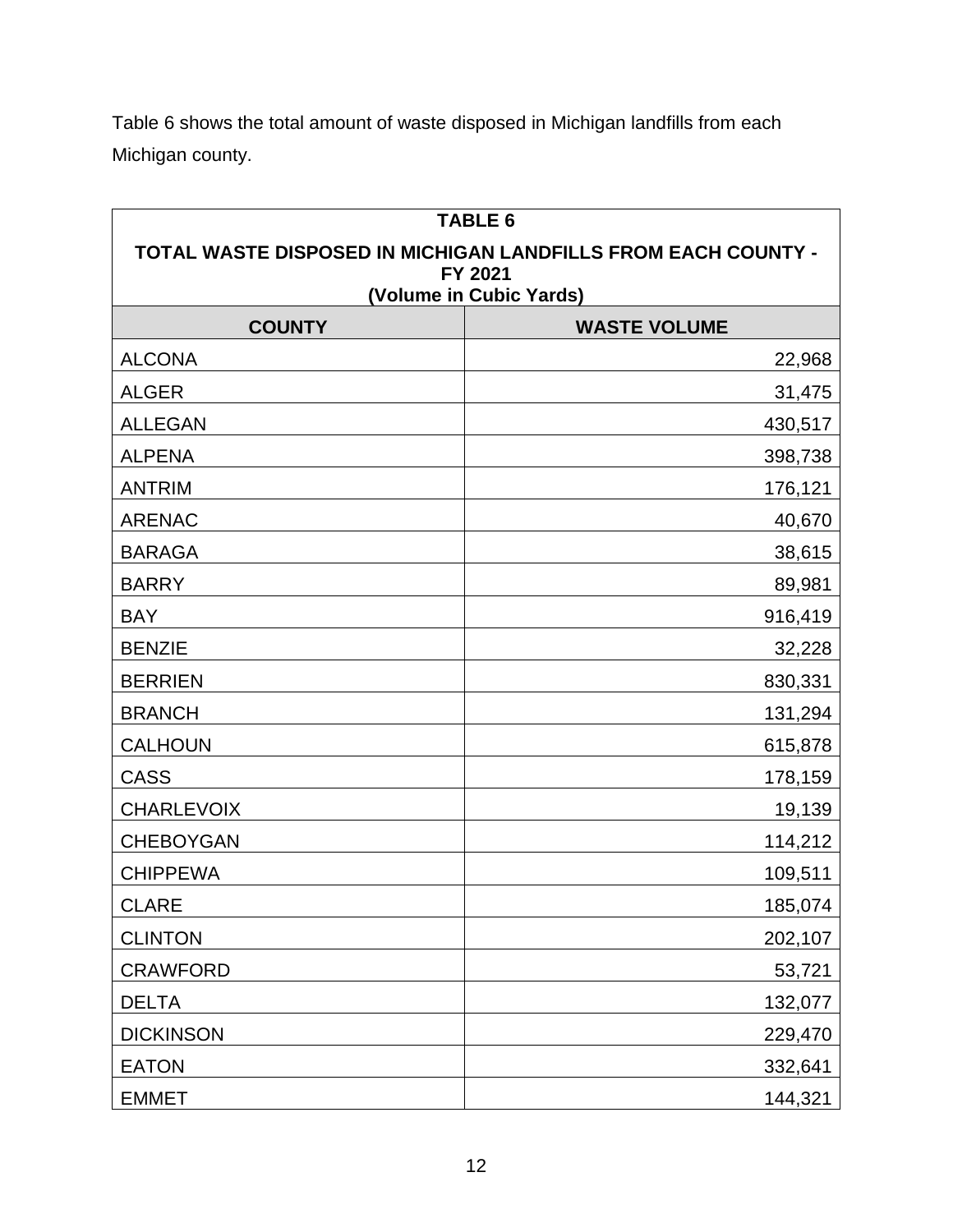Table 6 shows the total amount of waste disposed in Michigan landfills from each Michigan county.

| TABLE 6<br>TOTAL WASTE DISPOSED IN MICHIGAN LANDFILLS FROM EACH COUNTY - FY 2021<br>(Volume in Cubic Yards) | |
|---|---|
| **COUNTY** | **WASTE VOLUME** |
| ALCONA | 22,968 |
| ALGER | 31,475 |
| ALLEGAN | 430,517 |
| ALPENA | 398,738 |
| ANTRIM | 176,121 |
| ARENAC | 40,670 |
| BARAGA | 38,615 |
| BARRY | 89,981 |
| BAY | 916,419 |
| BENZIE | 32,228 |
| BERRIEN | 830,331 |
| BRANCH | 131,294 |
| CALHOUN | 615,878 |
| CASS | 178,159 |
| CHARLEVOIX | 19,139 |
| CHEBOYGAN | 114,212 |
| CHIPPEWA | 109,511 |
| CLARE | 185,074 |
| CLINTON | 202,107 |
| CRAWFORD | 53,721 |
| DELTA | 132,077 |
| DICKINSON | 229,470 |
| EATON | 332,641 |
| EMMET | 144,321 |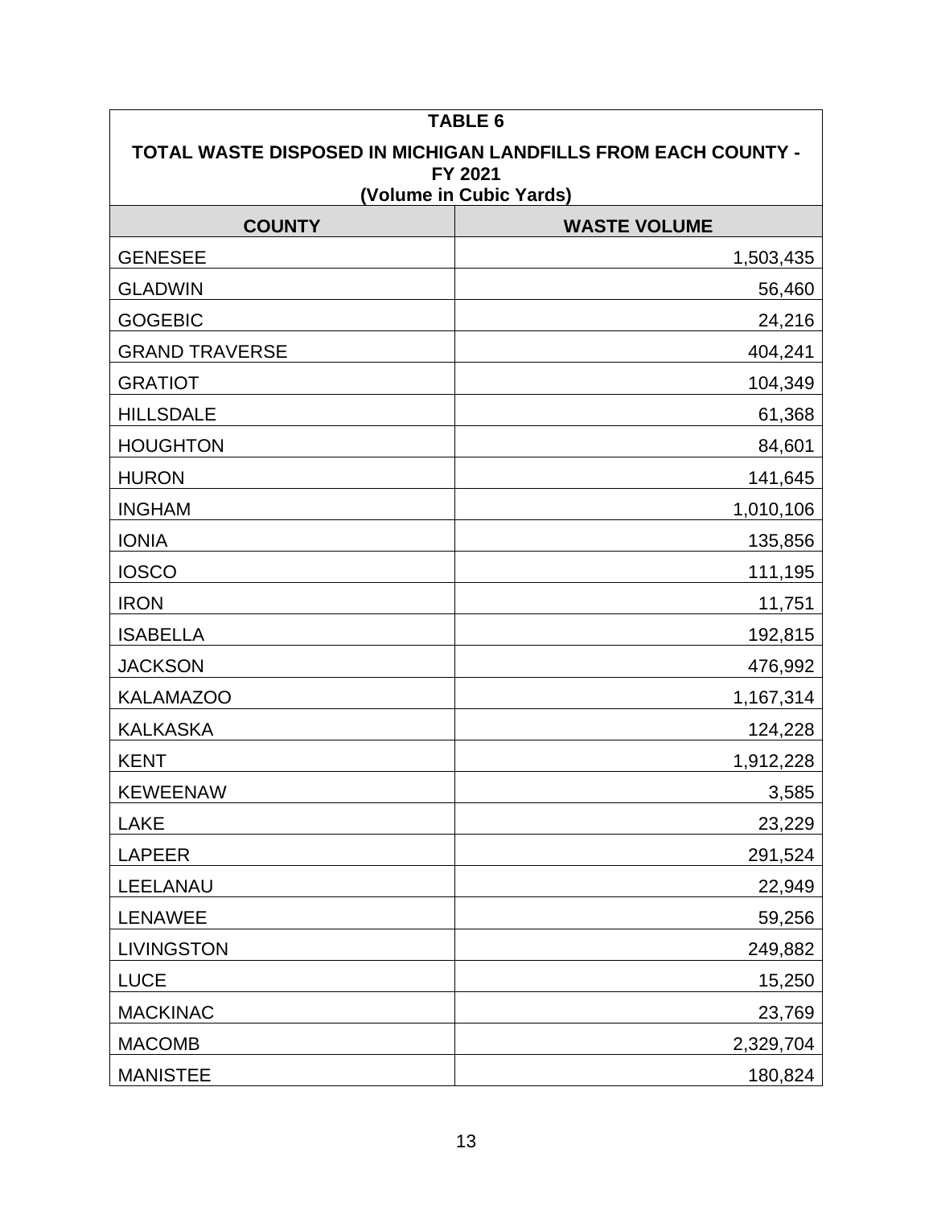| TABLE 6<br>TOTAL WASTE DISPOSED IN MICHIGAN LANDFILLS FROM EACH COUNTY - FY 2021<br>(Volume in Cubic Yards) | |
|---|---|
| **COUNTY** | **WASTE VOLUME** |
| GENESEE | 1,503,435 |
| GLADWIN | 56,460 |
| GOGEBIC | 24,216 |
| GRAND TRAVERSE | 404,241 |
| GRATIOT | 104,349 |
| HILLSDALE | 61,368 |
| HOUGHTON | 84,601 |
| HURON | 141,645 |
| INGHAM | 1,010,106 |
| IONIA | 135,856 |
| IOSCO | 111,195 |
| IRON | 11,751 |
| ISABELLA | 192,815 |
| JACKSON | 476,992 |
| KALAMAZOO | 1,167,314 |
| KALKASKA | 124,228 |
| KENT | 1,912,228 |
| KEWEENAW | 3,585 |
| LAKE | 23,229 |
| LAPEER | 291,524 |
| LEELANAU | 22,949 |
| LENAWEE | 59,256 |
| LIVINGSTON | 249,882 |
| LUCE | 15,250 |
| MACKINAC | 23,769 |
| MACOMB | 2,329,704 |
| MANISTEE | 180,824 |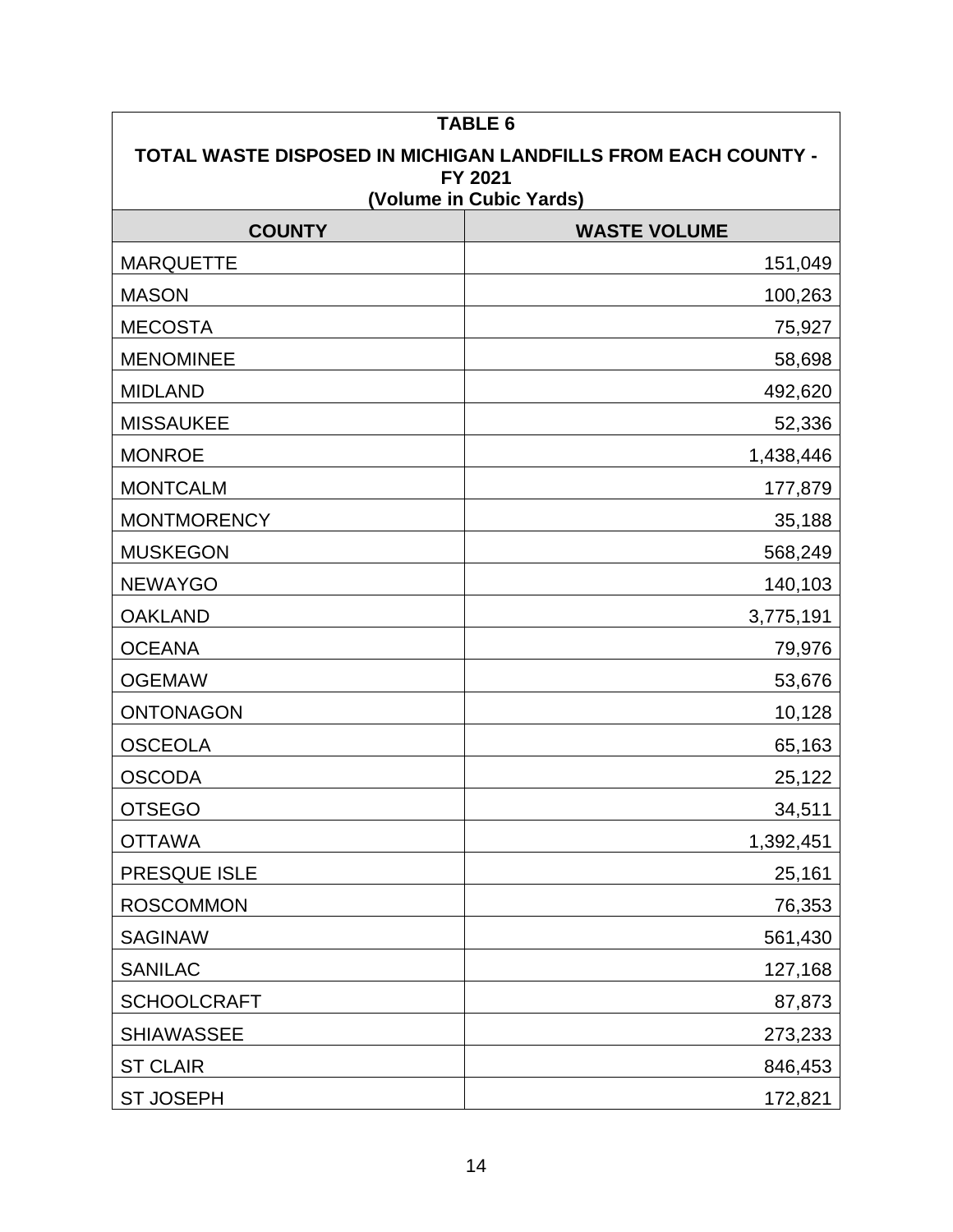| TABLE 6 | |
|---|---|
| **TOTAL WASTE DISPOSED IN MICHIGAN LANDFILLS FROM EACH COUNTY - FY 2021 (Volume in Cubic Yards)** | |
| **COUNTY** | **WASTE VOLUME** |
| MARQUETTE | 151,049 |
| MASON | 100,263 |
| MECOSTA | 75,927 |
| MENOMINEE | 58,698 |
| MIDLAND | 492,620 |
| MISSAUKEE | 52,336 |
| MONROE | 1,438,446 |
| MONTCALM | 177,879 |
| MONTMORENCY | 35,188 |
| MUSKEGON | 568,249 |
| NEWAYGO | 140,103 |
| OAKLAND | 3,775,191 |
| OCEANA | 79,976 |
| OGEMAW | 53,676 |
| ONTONAGON | 10,128 |
| OSCEOLA | 65,163 |
| OSCODA | 25,122 |
| OTSEGO | 34,511 |
| OTTAWA | 1,392,451 |
| PRESQUE ISLE | 25,161 |
| ROSCOMMON | 76,353 |
| SAGINAW | 561,430 |
| SANILAC | 127,168 |
| SCHOOLCRAFT | 87,873 |
| SHIAWASSEE | 273,233 |
| ST CLAIR | 846,453 |
| ST JOSEPH | 172,821 |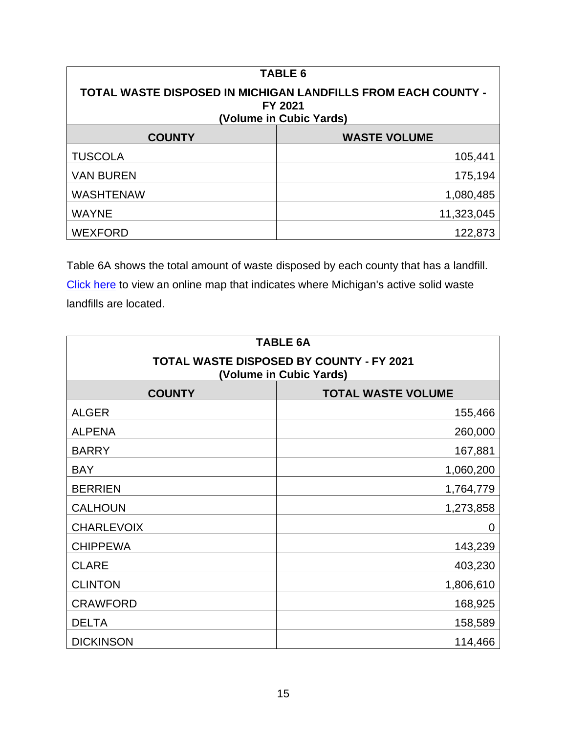| TABLE 6<br>TOTAL WASTE DISPOSED IN MICHIGAN LANDFILLS FROM EACH COUNTY - FY 2021<br>(Volume in Cubic Yards) | |
|---|---|
| **COUNTY** | **WASTE VOLUME** |
| TUSCOLA | 105,441 |
| VAN BUREN | 175,194 |
| WASHTENAW | 1,080,485 |
| WAYNE | 11,323,045 |
| WEXFORD | 122,873 |

Table 6A shows the total amount of waste disposed by each county that has a landfill. [Click here](#) to view an online map that indicates where Michigan's active solid waste landfills are located.

| TABLE 6A<br>TOTAL WASTE DISPOSED BY COUNTY - FY 2021<br>(Volume in Cubic Yards) | |
|---|---|
| **COUNTY** | **TOTAL WASTE VOLUME** |
| ALGER | 155,466 |
| ALPENA | 260,000 |
| BARRY | 167,881 |
| BAY | 1,060,200 |
| BERRIEN | 1,764,779 |
| CALHOUN | 1,273,858 |
| CHARLEVOIX | 0 |
| CHIPPEWA | 143,239 |
| CLARE | 403,230 |
| CLINTON | 1,806,610 |
| CRAWFORD | 168,925 |
| DELTA | 158,589 |
| DICKINSON | 114,466 |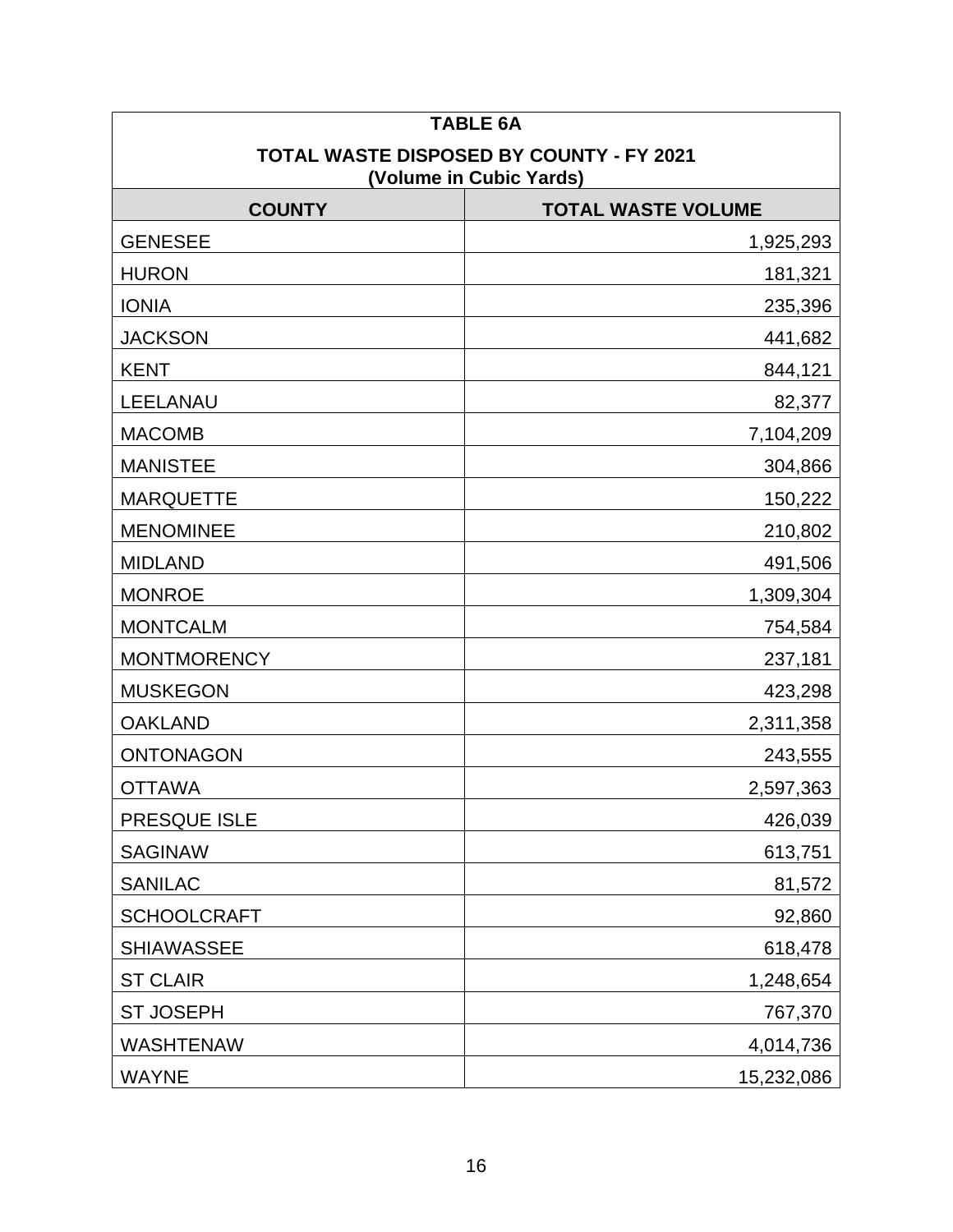**TABLE 6A**

**TOTAL WASTE DISPOSED BY COUNTY - FY 2021**
**(Volume in Cubic Yards)**

| COUNTY | TOTAL WASTE VOLUME |
|---|---:|
| GENESEE | 1,925,293 |
| HURON | 181,321 |
| IONIA | 235,396 |
| JACKSON | 441,682 |
| KENT | 844,121 |
| LEELANAU | 82,377 |
| MACOMB | 7,104,209 |
| MANISTEE | 304,866 |
| MARQUETTE | 150,222 |
| MENOMINEE | 210,802 |
| MIDLAND | 491,506 |
| MONROE | 1,309,304 |
| MONTCALM | 754,584 |
| MONTMORENCY | 237,181 |
| MUSKEGON | 423,298 |
| OAKLAND | 2,311,358 |
| ONTONAGON | 243,555 |
| OTTAWA | 2,597,363 |
| PRESQUE ISLE | 426,039 |
| SAGINAW | 613,751 |
| SANILAC | 81,572 |
| SCHOOLCRAFT | 92,860 |
| SHIAWASSEE | 618,478 |
| ST CLAIR | 1,248,654 |
| ST JOSEPH | 767,370 |
| WASHTENAW | 4,014,736 |
| WAYNE | 15,232,086 |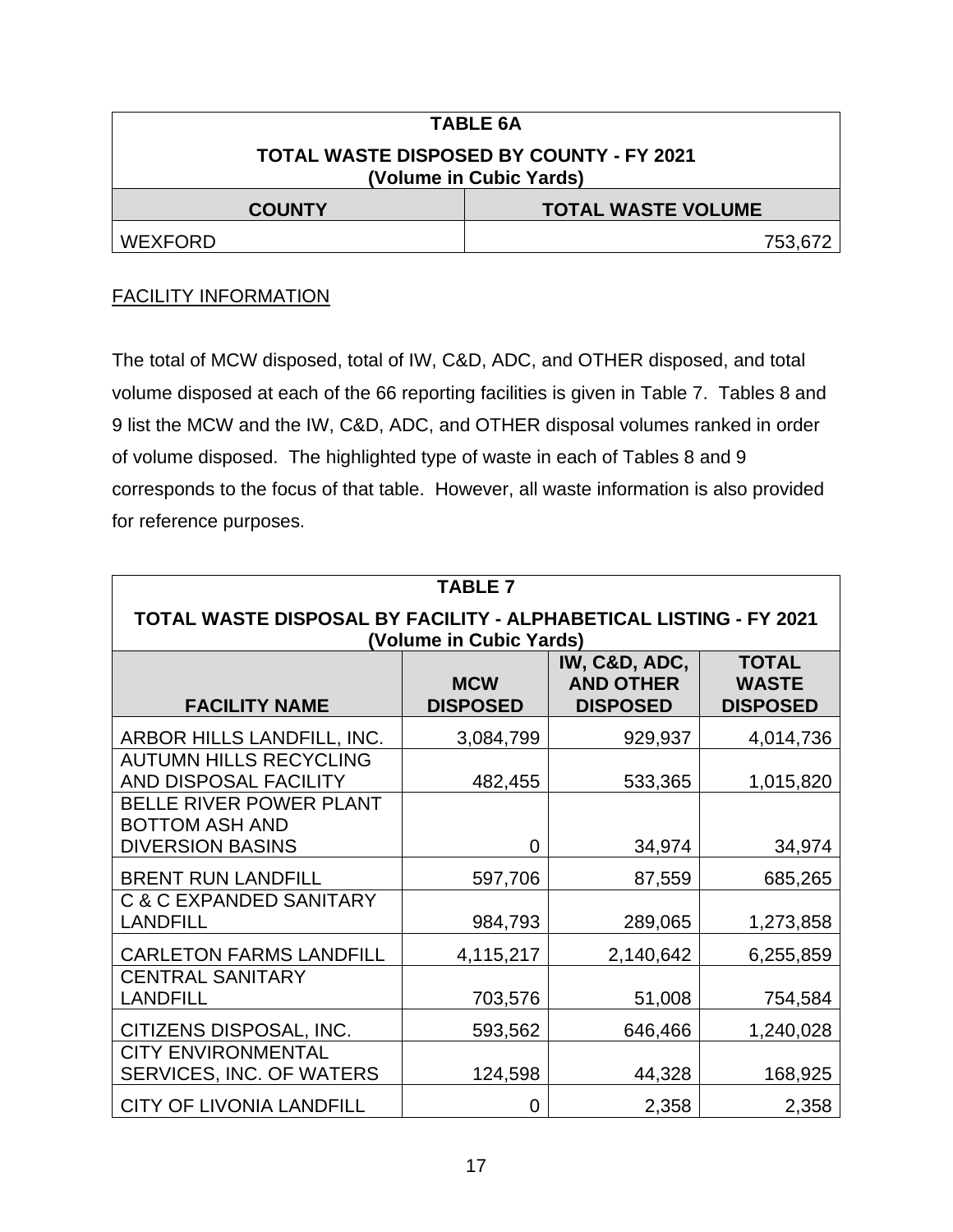| TABLE 6A<br>TOTAL WASTE DISPOSED BY COUNTY - FY 2021<br>(Volume in Cubic Yards) | |
|---|---|
| **COUNTY** | **TOTAL WASTE VOLUME** |
| WEXFORD | 753,672 |

FACILITY INFORMATION

The total of MCW disposed, total of IW, C&D, ADC, and OTHER disposed, and total volume disposed at each of the 66 reporting facilities is given in Table 7. Tables 8 and 9 list the MCW and the IW, C&D, ADC, and OTHER disposal volumes ranked in order of volume disposed. The highlighted type of waste in each of Tables 8 and 9 corresponds to the focus of that table. However, all waste information is also provided for reference purposes.

| TABLE 7<br>TOTAL WASTE DISPOSAL BY FACILITY - ALPHABETICAL LISTING - FY 2021<br>(Volume in Cubic Yards) | | | |
|---|---|---|---|
| **FACILITY NAME** | **MCW DISPOSED** | **IW, C&D, ADC, AND OTHER DISPOSED** | **TOTAL WASTE DISPOSED** |
| ARBOR HILLS LANDFILL, INC. | 3,084,799 | 929,937 | 4,014,736 |
| AUTUMN HILLS RECYCLING AND DISPOSAL FACILITY | 482,455 | 533,365 | 1,015,820 |
| BELLE RIVER POWER PLANT BOTTOM ASH AND DIVERSION BASINS | 0 | 34,974 | 34,974 |
| BRENT RUN LANDFILL | 597,706 | 87,559 | 685,265 |
| C & C EXPANDED SANITARY LANDFILL | 984,793 | 289,065 | 1,273,858 |
| CARLETON FARMS LANDFILL | 4,115,217 | 2,140,642 | 6,255,859 |
| CENTRAL SANITARY LANDFILL | 703,576 | 51,008 | 754,584 |
| CITIZENS DISPOSAL, INC. | 593,562 | 646,466 | 1,240,028 |
| CITY ENVIRONMENTAL SERVICES, INC. OF WATERS | 124,598 | 44,328 | 168,925 |
| CITY OF LIVONIA LANDFILL | 0 | 2,358 | 2,358 |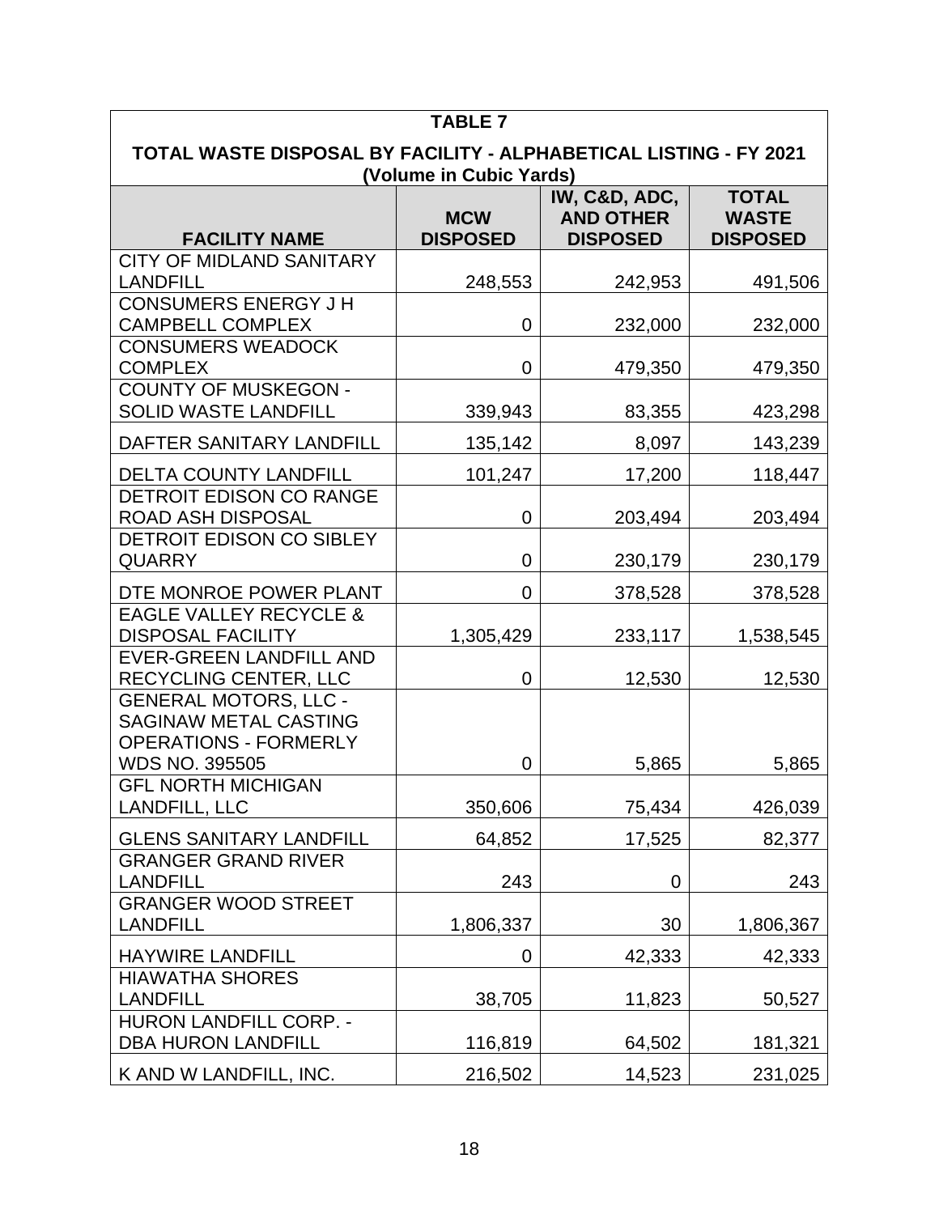**TABLE 7**

**TOTAL WASTE DISPOSAL BY FACILITY - ALPHABETICAL LISTING - FY 2021 (Volume in Cubic Yards)**

| FACILITY NAME | MCW DISPOSED | IW, C&D, ADC, AND OTHER DISPOSED | TOTAL WASTE DISPOSED |
|---|---|---|---|
| CITY OF MIDLAND SANITARY LANDFILL | 248,553 | 242,953 | 491,506 |
| CONSUMERS ENERGY J H CAMPBELL COMPLEX | 0 | 232,000 | 232,000 |
| CONSUMERS WEADOCK COMPLEX | 0 | 479,350 | 479,350 |
| COUNTY OF MUSKEGON - SOLID WASTE LANDFILL | 339,943 | 83,355 | 423,298 |
| DAFTER SANITARY LANDFILL | 135,142 | 8,097 | 143,239 |
| DELTA COUNTY LANDFILL | 101,247 | 17,200 | 118,447 |
| DETROIT EDISON CO RANGE ROAD ASH DISPOSAL | 0 | 203,494 | 203,494 |
| DETROIT EDISON CO SIBLEY QUARRY | 0 | 230,179 | 230,179 |
| DTE MONROE POWER PLANT | 0 | 378,528 | 378,528 |
| EAGLE VALLEY RECYCLE & DISPOSAL FACILITY | 1,305,429 | 233,117 | 1,538,545 |
| EVER-GREEN LANDFILL AND RECYCLING CENTER, LLC | 0 | 12,530 | 12,530 |
| GENERAL MOTORS, LLC - SAGINAW METAL CASTING OPERATIONS - FORMERLY WDS NO. 395505 | 0 | 5,865 | 5,865 |
| GFL NORTH MICHIGAN LANDFILL, LLC | 350,606 | 75,434 | 426,039 |
| GLENS SANITARY LANDFILL | 64,852 | 17,525 | 82,377 |
| GRANGER GRAND RIVER LANDFILL | 243 | 0 | 243 |
| GRANGER WOOD STREET LANDFILL | 1,806,337 | 30 | 1,806,367 |
| HAYWIRE LANDFILL | 0 | 42,333 | 42,333 |
| HIAWATHA SHORES LANDFILL | 38,705 | 11,823 | 50,527 |
| HURON LANDFILL CORP. - DBA HURON LANDFILL | 116,819 | 64,502 | 181,321 |
| K AND W LANDFILL, INC. | 216,502 | 14,523 | 231,025 |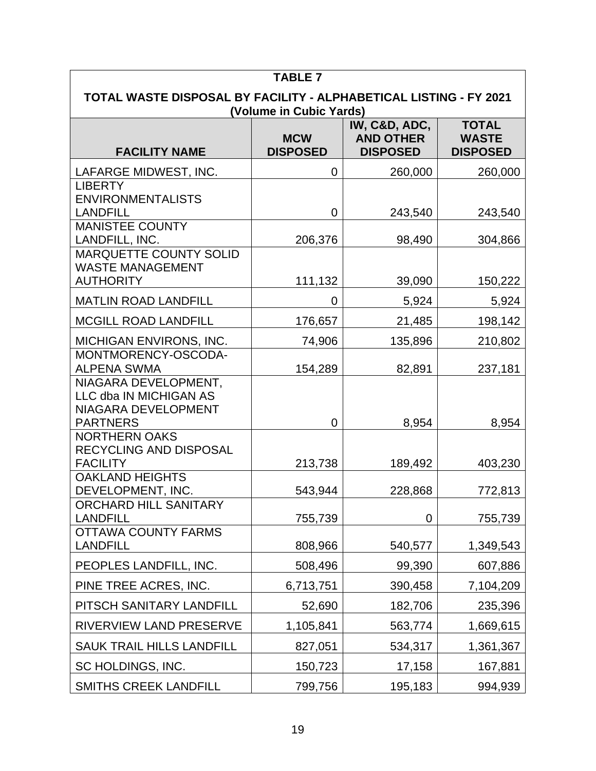| TABLE 7<br>TOTAL WASTE DISPOSAL BY FACILITY - ALPHABETICAL LISTING - FY 2021<br>(Volume in Cubic Yards) | | | |
|---|---|---|---|
| **FACILITY NAME** | **MCW DISPOSED** | **IW, C&D, ADC, AND OTHER DISPOSED** | **TOTAL WASTE DISPOSED** |
| LAFARGE MIDWEST, INC. | 0 | 260,000 | 260,000 |
| LIBERTY ENVIRONMENTALISTS LANDFILL | 0 | 243,540 | 243,540 |
| MANISTEE COUNTY LANDFILL, INC. | 206,376 | 98,490 | 304,866 |
| MARQUETTE COUNTY SOLID WASTE MANAGEMENT AUTHORITY | 111,132 | 39,090 | 150,222 |
| MATLIN ROAD LANDFILL | 0 | 5,924 | 5,924 |
| MCGILL ROAD LANDFILL | 176,657 | 21,485 | 198,142 |
| MICHIGAN ENVIRONS, INC. | 74,906 | 135,896 | 210,802 |
| MONTMORENCY-OSCODA-ALPENA SWMA | 154,289 | 82,891 | 237,181 |
| NIAGARA DEVELOPMENT, LLC dba IN MICHIGAN AS NIAGARA DEVELOPMENT PARTNERS | 0 | 8,954 | 8,954 |
| NORTHERN OAKS RECYCLING AND DISPOSAL FACILITY | 213,738 | 189,492 | 403,230 |
| OAKLAND HEIGHTS DEVELOPMENT, INC. | 543,944 | 228,868 | 772,813 |
| ORCHARD HILL SANITARY LANDFILL | 755,739 | 0 | 755,739 |
| OTTAWA COUNTY FARMS LANDFILL | 808,966 | 540,577 | 1,349,543 |
| PEOPLES LANDFILL, INC. | 508,496 | 99,390 | 607,886 |
| PINE TREE ACRES, INC. | 6,713,751 | 390,458 | 7,104,209 |
| PITSCH SANITARY LANDFILL | 52,690 | 182,706 | 235,396 |
| RIVERVIEW LAND PRESERVE | 1,105,841 | 563,774 | 1,669,615 |
| SAUK TRAIL HILLS LANDFILL | 827,051 | 534,317 | 1,361,367 |
| SC HOLDINGS, INC. | 150,723 | 17,158 | 167,881 |
| SMITHS CREEK LANDFILL | 799,756 | 195,183 | 994,939 |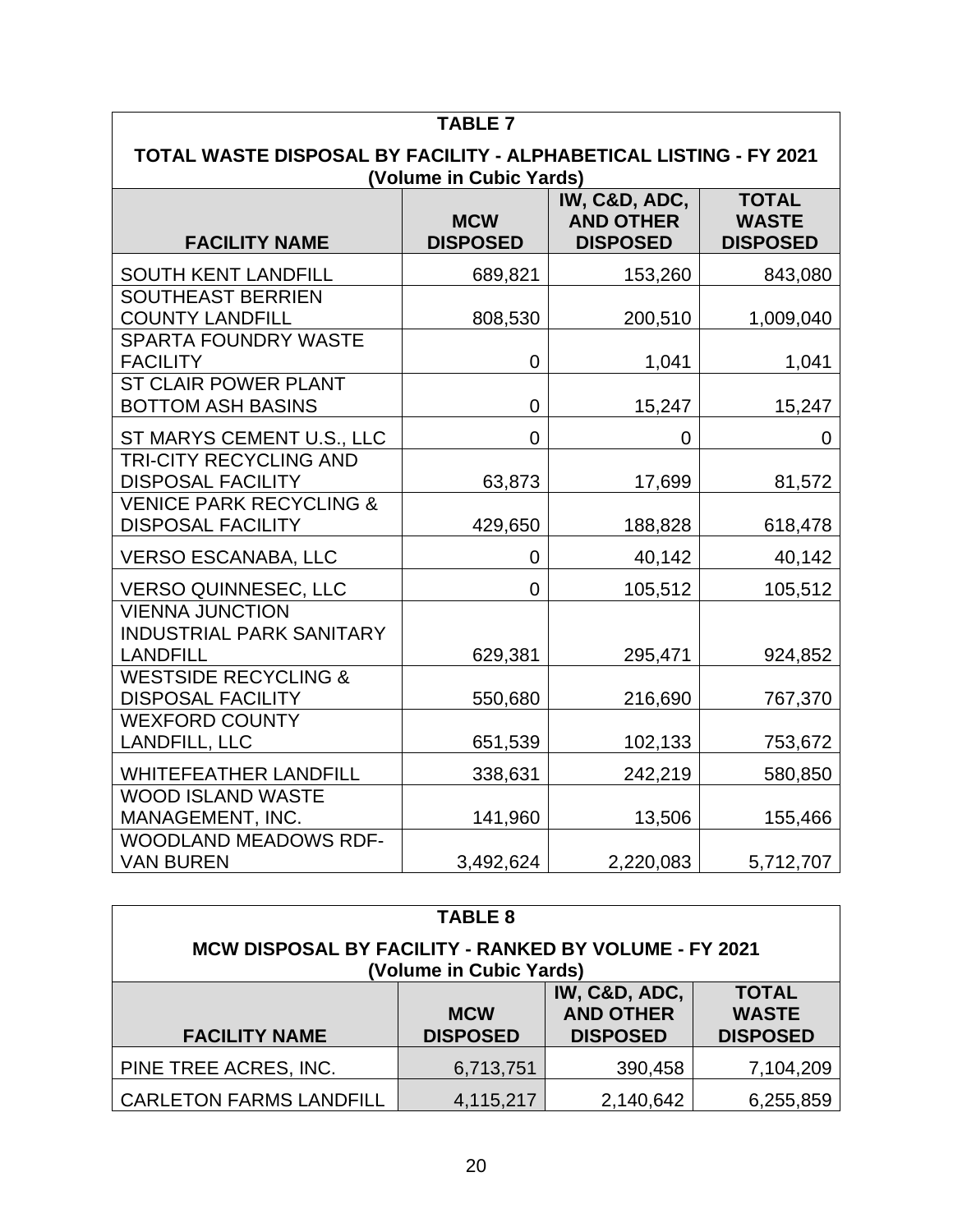**TABLE 7**

**TOTAL WASTE DISPOSAL BY FACILITY - ALPHABETICAL LISTING - FY 2021 (Volume in Cubic Yards)**

| FACILITY NAME | MCW DISPOSED | IW, C&D, ADC, AND OTHER DISPOSED | TOTAL WASTE DISPOSED |
|---|---|---|---|
| SOUTH KENT LANDFILL | 689,821 | 153,260 | 843,080 |
| SOUTHEAST BERRIEN COUNTY LANDFILL | 808,530 | 200,510 | 1,009,040 |
| SPARTA FOUNDRY WASTE FACILITY | 0 | 1,041 | 1,041 |
| ST CLAIR POWER PLANT BOTTOM ASH BASINS | 0 | 15,247 | 15,247 |
| ST MARYS CEMENT U.S., LLC | 0 | 0 | 0 |
| TRI-CITY RECYCLING AND DISPOSAL FACILITY | 63,873 | 17,699 | 81,572 |
| VENICE PARK RECYCLING & DISPOSAL FACILITY | 429,650 | 188,828 | 618,478 |
| VERSO ESCANABA, LLC | 0 | 40,142 | 40,142 |
| VERSO QUINNESEC, LLC | 0 | 105,512 | 105,512 |
| VIENNA JUNCTION INDUSTRIAL PARK SANITARY LANDFILL | 629,381 | 295,471 | 924,852 |
| WESTSIDE RECYCLING & DISPOSAL FACILITY | 550,680 | 216,690 | 767,370 |
| WEXFORD COUNTY LANDFILL, LLC | 651,539 | 102,133 | 753,672 |
| WHITEFEATHER LANDFILL | 338,631 | 242,219 | 580,850 |
| WOOD ISLAND WASTE MANAGEMENT, INC. | 141,960 | 13,506 | 155,466 |
| WOODLAND MEADOWS RDF-VAN BUREN | 3,492,624 | 2,220,083 | 5,712,707 |

**TABLE 8**

**MCW DISPOSAL BY FACILITY - RANKED BY VOLUME - FY 2021 (Volume in Cubic Yards)**

| FACILITY NAME | MCW DISPOSED | IW, C&D, ADC, AND OTHER DISPOSED | TOTAL WASTE DISPOSED |
|---|---|---|---|
| PINE TREE ACRES, INC. | 6,713,751 | 390,458 | 7,104,209 |
| CARLETON FARMS LANDFILL | 4,115,217 | 2,140,642 | 6,255,859 |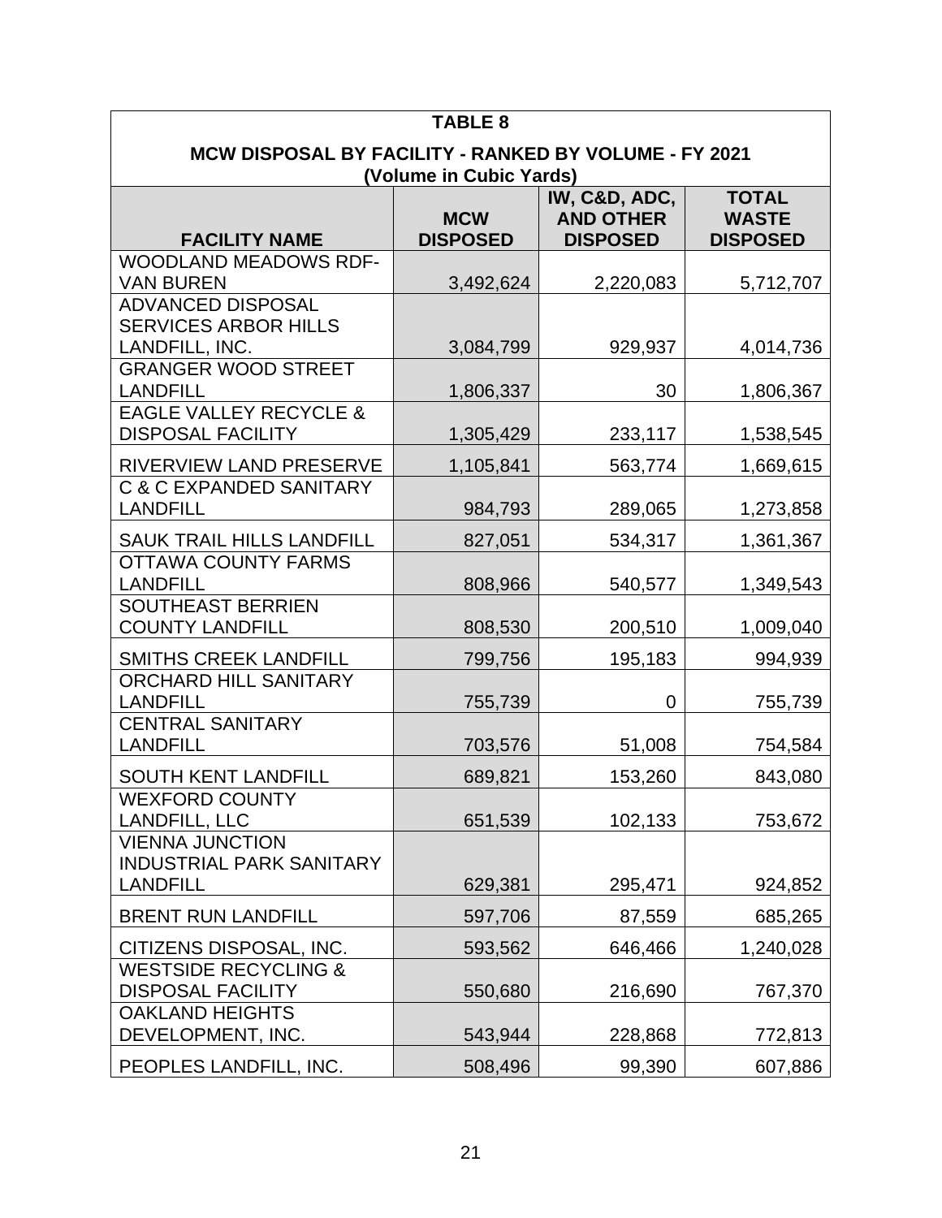**TABLE 8**

**MCW DISPOSAL BY FACILITY - RANKED BY VOLUME - FY 2021**
**(Volume in Cubic Yards)**

| FACILITY NAME | MCW DISPOSED | IW, C&D, ADC, AND OTHER DISPOSED | TOTAL WASTE DISPOSED |
|---|---|---|---|
| WOODLAND MEADOWS RDF-VAN BUREN | 3,492,624 | 2,220,083 | 5,712,707 |
| ADVANCED DISPOSAL SERVICES ARBOR HILLS LANDFILL, INC. | 3,084,799 | 929,937 | 4,014,736 |
| GRANGER WOOD STREET LANDFILL | 1,806,337 | 30 | 1,806,367 |
| EAGLE VALLEY RECYCLE & DISPOSAL FACILITY | 1,305,429 | 233,117 | 1,538,545 |
| RIVERVIEW LAND PRESERVE | 1,105,841 | 563,774 | 1,669,615 |
| C & C EXPANDED SANITARY LANDFILL | 984,793 | 289,065 | 1,273,858 |
| SAUK TRAIL HILLS LANDFILL | 827,051 | 534,317 | 1,361,367 |
| OTTAWA COUNTY FARMS LANDFILL | 808,966 | 540,577 | 1,349,543 |
| SOUTHEAST BERRIEN COUNTY LANDFILL | 808,530 | 200,510 | 1,009,040 |
| SMITHS CREEK LANDFILL | 799,756 | 195,183 | 994,939 |
| ORCHARD HILL SANITARY LANDFILL | 755,739 | 0 | 755,739 |
| CENTRAL SANITARY LANDFILL | 703,576 | 51,008 | 754,584 |
| SOUTH KENT LANDFILL | 689,821 | 153,260 | 843,080 |
| WEXFORD COUNTY LANDFILL, LLC | 651,539 | 102,133 | 753,672 |
| VIENNA JUNCTION INDUSTRIAL PARK SANITARY LANDFILL | 629,381 | 295,471 | 924,852 |
| BRENT RUN LANDFILL | 597,706 | 87,559 | 685,265 |
| CITIZENS DISPOSAL, INC. | 593,562 | 646,466 | 1,240,028 |
| WESTSIDE RECYCLING & DISPOSAL FACILITY | 550,680 | 216,690 | 767,370 |
| OAKLAND HEIGHTS DEVELOPMENT, INC. | 543,944 | 228,868 | 772,813 |
| PEOPLES LANDFILL, INC. | 508,496 | 99,390 | 607,886 |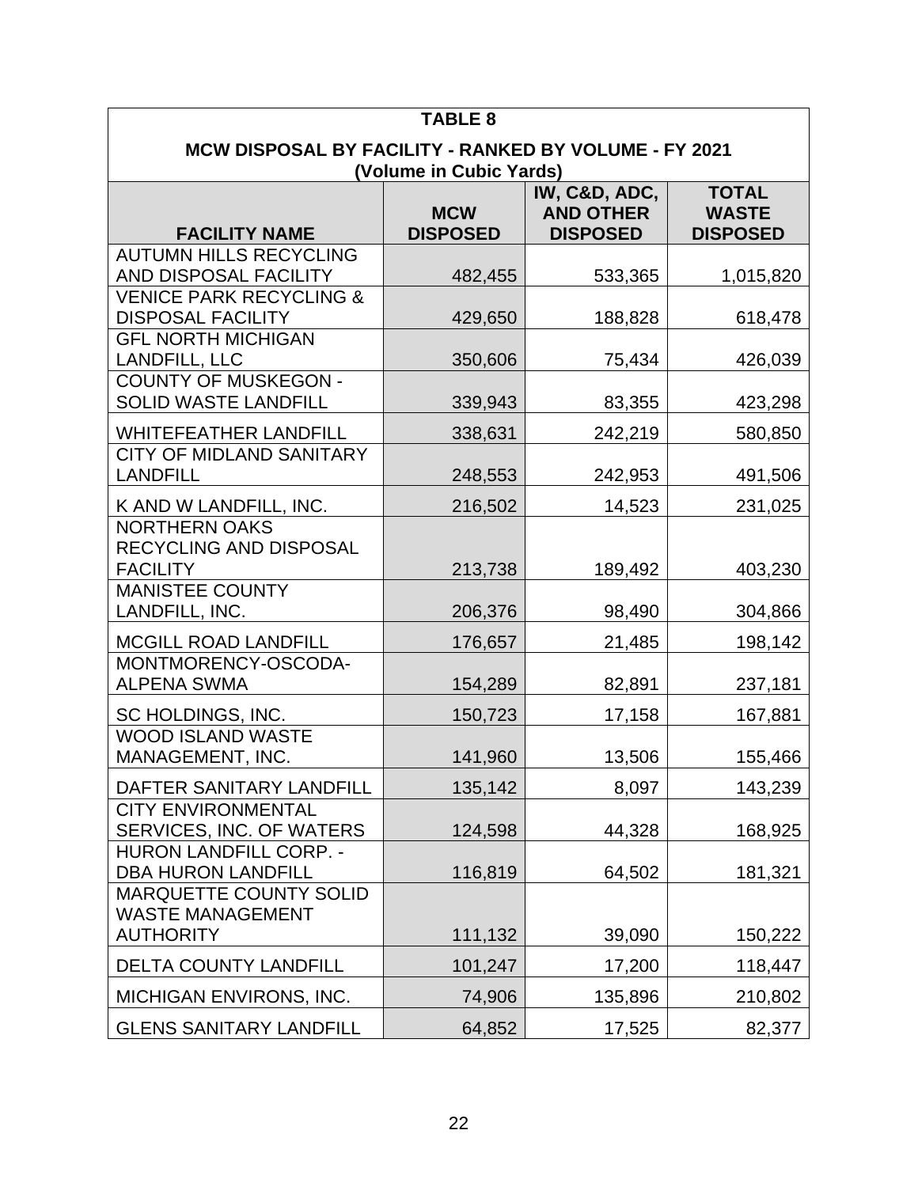**TABLE 8**

**MCW DISPOSAL BY FACILITY - RANKED BY VOLUME - FY 2021**
**(Volume in Cubic Yards)**

| FACILITY NAME | MCW DISPOSED | IW, C&D, ADC, AND OTHER DISPOSED | TOTAL WASTE DISPOSED |
|---|---|---|---|
| AUTUMN HILLS RECYCLING AND DISPOSAL FACILITY | 482,455 | 533,365 | 1,015,820 |
| VENICE PARK RECYCLING & DISPOSAL FACILITY | 429,650 | 188,828 | 618,478 |
| GFL NORTH MICHIGAN LANDFILL, LLC | 350,606 | 75,434 | 426,039 |
| COUNTY OF MUSKEGON - SOLID WASTE LANDFILL | 339,943 | 83,355 | 423,298 |
| WHITEFEATHER LANDFILL | 338,631 | 242,219 | 580,850 |
| CITY OF MIDLAND SANITARY LANDFILL | 248,553 | 242,953 | 491,506 |
| K AND W LANDFILL, INC. | 216,502 | 14,523 | 231,025 |
| NORTHERN OAKS RECYCLING AND DISPOSAL FACILITY | 213,738 | 189,492 | 403,230 |
| MANISTEE COUNTY LANDFILL, INC. | 206,376 | 98,490 | 304,866 |
| MCGILL ROAD LANDFILL | 176,657 | 21,485 | 198,142 |
| MONTMORENCY-OSCODA-ALPENA SWMA | 154,289 | 82,891 | 237,181 |
| SC HOLDINGS, INC. | 150,723 | 17,158 | 167,881 |
| WOOD ISLAND WASTE MANAGEMENT, INC. | 141,960 | 13,506 | 155,466 |
| DAFTER SANITARY LANDFILL | 135,142 | 8,097 | 143,239 |
| CITY ENVIRONMENTAL SERVICES, INC. OF WATERS | 124,598 | 44,328 | 168,925 |
| HURON LANDFILL CORP. - DBA HURON LANDFILL | 116,819 | 64,502 | 181,321 |
| MARQUETTE COUNTY SOLID WASTE MANAGEMENT AUTHORITY | 111,132 | 39,090 | 150,222 |
| DELTA COUNTY LANDFILL | 101,247 | 17,200 | 118,447 |
| MICHIGAN ENVIRONS, INC. | 74,906 | 135,896 | 210,802 |
| GLENS SANITARY LANDFILL | 64,852 | 17,525 | 82,377 |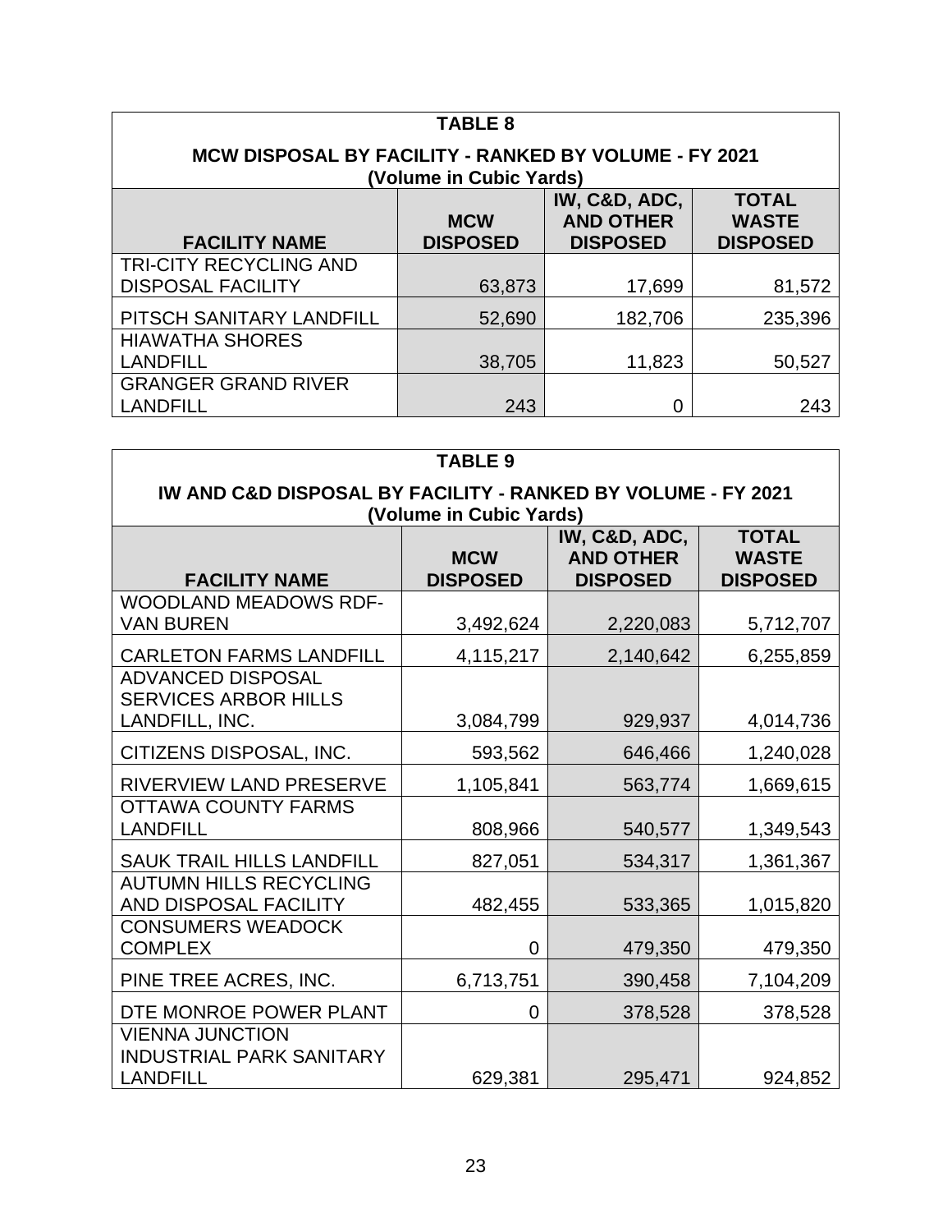| TABLE 8<br>MCW DISPOSAL BY FACILITY - RANKED BY VOLUME - FY 2021<br>(Volume in Cubic Yards) | | | |
|---|---|---|---|
| **FACILITY NAME** | **MCW DISPOSED** | **IW, C&D, ADC, AND OTHER DISPOSED** | **TOTAL WASTE DISPOSED** |
| TRI-CITY RECYCLING AND DISPOSAL FACILITY | 63,873 | 17,699 | 81,572 |
| PITSCH SANITARY LANDFILL | 52,690 | 182,706 | 235,396 |
| HIAWATHA SHORES LANDFILL | 38,705 | 11,823 | 50,527 |
| GRANGER GRAND RIVER LANDFILL | 243 | 0 | 243 |

| TABLE 9<br>IW AND C&D DISPOSAL BY FACILITY - RANKED BY VOLUME - FY 2021<br>(Volume in Cubic Yards) | | | |
|---|---|---|---|
| **FACILITY NAME** | **MCW DISPOSED** | **IW, C&D, ADC, AND OTHER DISPOSED** | **TOTAL WASTE DISPOSED** |
| WOODLAND MEADOWS RDF-VAN BUREN | 3,492,624 | 2,220,083 | 5,712,707 |
| CARLETON FARMS LANDFILL | 4,115,217 | 2,140,642 | 6,255,859 |
| ADVANCED DISPOSAL SERVICES ARBOR HILLS LANDFILL, INC. | 3,084,799 | 929,937 | 4,014,736 |
| CITIZENS DISPOSAL, INC. | 593,562 | 646,466 | 1,240,028 |
| RIVERVIEW LAND PRESERVE | 1,105,841 | 563,774 | 1,669,615 |
| OTTAWA COUNTY FARMS LANDFILL | 808,966 | 540,577 | 1,349,543 |
| SAUK TRAIL HILLS LANDFILL | 827,051 | 534,317 | 1,361,367 |
| AUTUMN HILLS RECYCLING AND DISPOSAL FACILITY | 482,455 | 533,365 | 1,015,820 |
| CONSUMERS WEADOCK COMPLEX | 0 | 479,350 | 479,350 |
| PINE TREE ACRES, INC. | 6,713,751 | 390,458 | 7,104,209 |
| DTE MONROE POWER PLANT | 0 | 378,528 | 378,528 |
| VIENNA JUNCTION INDUSTRIAL PARK SANITARY LANDFILL | 629,381 | 295,471 | 924,852 |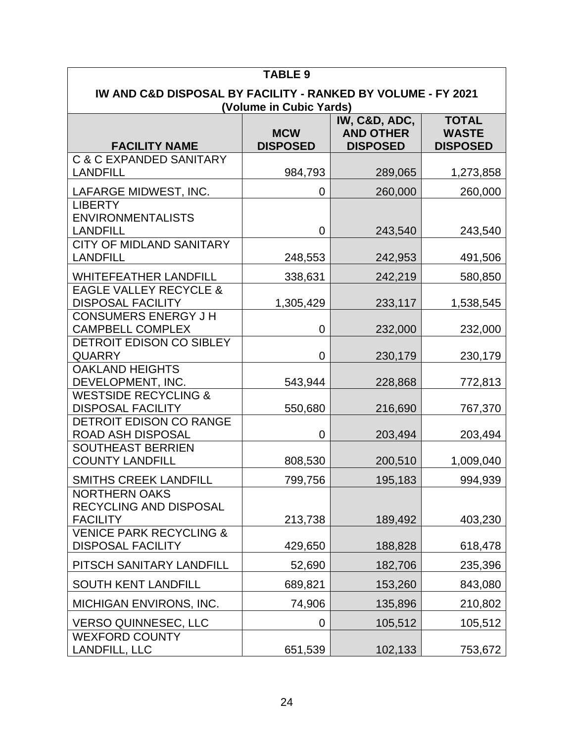| TABLE 9 | | | |
|---|---|---|---|
| **IW AND C&D DISPOSAL BY FACILITY - RANKED BY VOLUME - FY 2021 (Volume in Cubic Yards)** | | | |
| **FACILITY NAME** | **MCW DISPOSED** | **IW, C&D, ADC, AND OTHER DISPOSED** | **TOTAL WASTE DISPOSED** |
| C & C EXPANDED SANITARY LANDFILL | 984,793 | 289,065 | 1,273,858 |
| LAFARGE MIDWEST, INC. | 0 | 260,000 | 260,000 |
| LIBERTY ENVIRONMENTALISTS LANDFILL | 0 | 243,540 | 243,540 |
| CITY OF MIDLAND SANITARY LANDFILL | 248,553 | 242,953 | 491,506 |
| WHITEFEATHER LANDFILL | 338,631 | 242,219 | 580,850 |
| EAGLE VALLEY RECYCLE & DISPOSAL FACILITY | 1,305,429 | 233,117 | 1,538,545 |
| CONSUMERS ENERGY J H CAMPBELL COMPLEX | 0 | 232,000 | 232,000 |
| DETROIT EDISON CO SIBLEY QUARRY | 0 | 230,179 | 230,179 |
| OAKLAND HEIGHTS DEVELOPMENT, INC. | 543,944 | 228,868 | 772,813 |
| WESTSIDE RECYCLING & DISPOSAL FACILITY | 550,680 | 216,690 | 767,370 |
| DETROIT EDISON CO RANGE ROAD ASH DISPOSAL | 0 | 203,494 | 203,494 |
| SOUTHEAST BERRIEN COUNTY LANDFILL | 808,530 | 200,510 | 1,009,040 |
| SMITHS CREEK LANDFILL | 799,756 | 195,183 | 994,939 |
| NORTHERN OAKS RECYCLING AND DISPOSAL FACILITY | 213,738 | 189,492 | 403,230 |
| VENICE PARK RECYCLING & DISPOSAL FACILITY | 429,650 | 188,828 | 618,478 |
| PITSCH SANITARY LANDFILL | 52,690 | 182,706 | 235,396 |
| SOUTH KENT LANDFILL | 689,821 | 153,260 | 843,080 |
| MICHIGAN ENVIRONS, INC. | 74,906 | 135,896 | 210,802 |
| VERSO QUINNESEC, LLC | 0 | 105,512 | 105,512 |
| WEXFORD COUNTY LANDFILL, LLC | 651,539 | 102,133 | 753,672 |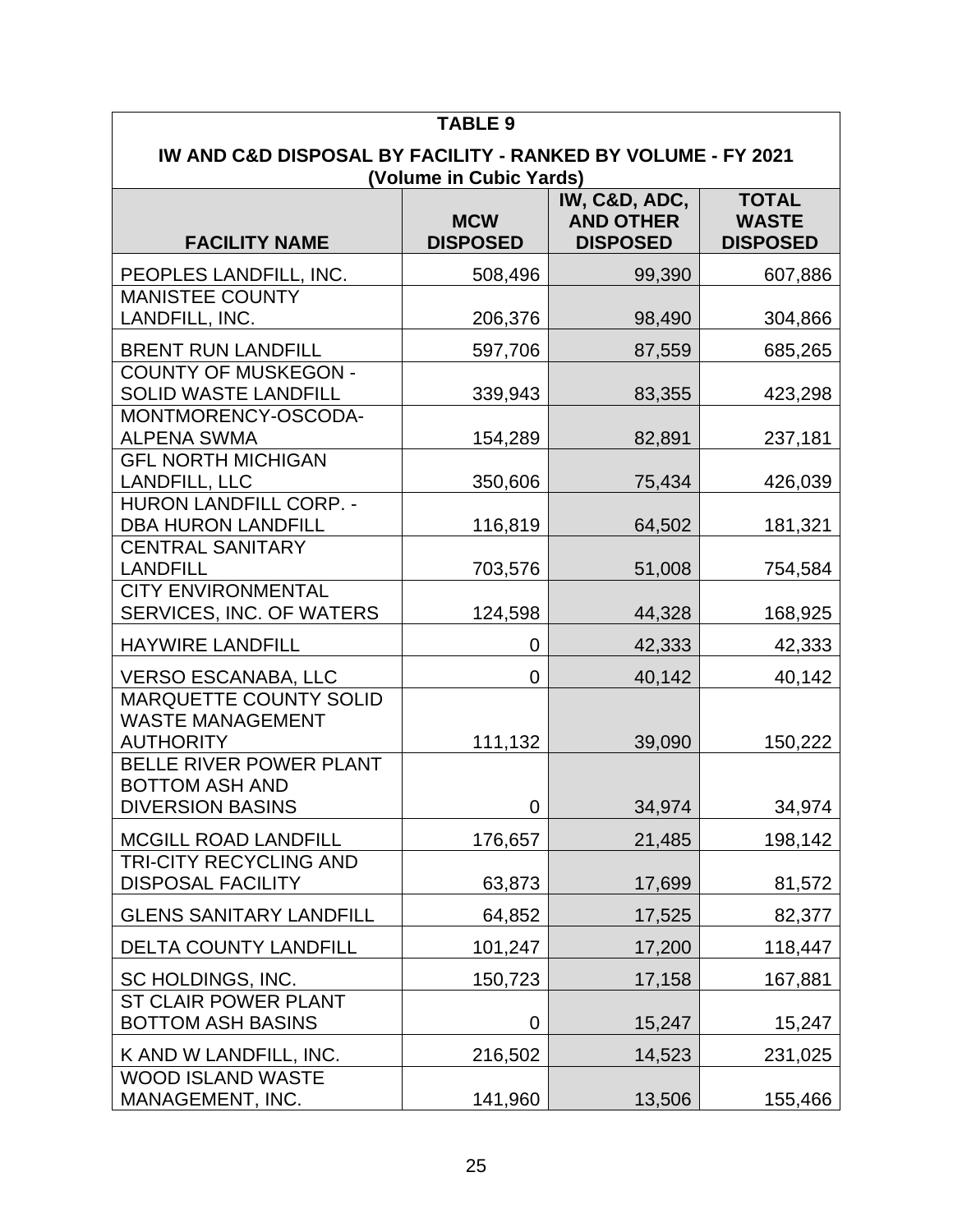**TABLE 9**

**IW AND C&D DISPOSAL BY FACILITY - RANKED BY VOLUME - FY 2021 (Volume in Cubic Yards)**

| FACILITY NAME | MCW DISPOSED | IW, C&D, ADC, AND OTHER DISPOSED | TOTAL WASTE DISPOSED |
|---|---|---|---|
| PEOPLES LANDFILL, INC. | 508,496 | 99,390 | 607,886 |
| MANISTEE COUNTY LANDFILL, INC. | 206,376 | 98,490 | 304,866 |
| BRENT RUN LANDFILL | 597,706 | 87,559 | 685,265 |
| COUNTY OF MUSKEGON - SOLID WASTE LANDFILL | 339,943 | 83,355 | 423,298 |
| MONTMORENCY-OSCODA-ALPENA SWMA | 154,289 | 82,891 | 237,181 |
| GFL NORTH MICHIGAN LANDFILL, LLC | 350,606 | 75,434 | 426,039 |
| HURON LANDFILL CORP. - DBA HURON LANDFILL | 116,819 | 64,502 | 181,321 |
| CENTRAL SANITARY LANDFILL | 703,576 | 51,008 | 754,584 |
| CITY ENVIRONMENTAL SERVICES, INC. OF WATERS | 124,598 | 44,328 | 168,925 |
| HAYWIRE LANDFILL | 0 | 42,333 | 42,333 |
| VERSO ESCANABA, LLC | 0 | 40,142 | 40,142 |
| MARQUETTE COUNTY SOLID WASTE MANAGEMENT AUTHORITY | 111,132 | 39,090 | 150,222 |
| BELLE RIVER POWER PLANT BOTTOM ASH AND DIVERSION BASINS | 0 | 34,974 | 34,974 |
| MCGILL ROAD LANDFILL | 176,657 | 21,485 | 198,142 |
| TRI-CITY RECYCLING AND DISPOSAL FACILITY | 63,873 | 17,699 | 81,572 |
| GLENS SANITARY LANDFILL | 64,852 | 17,525 | 82,377 |
| DELTA COUNTY LANDFILL | 101,247 | 17,200 | 118,447 |
| SC HOLDINGS, INC. | 150,723 | 17,158 | 167,881 |
| ST CLAIR POWER PLANT BOTTOM ASH BASINS | 0 | 15,247 | 15,247 |
| K AND W LANDFILL, INC. | 216,502 | 14,523 | 231,025 |
| WOOD ISLAND WASTE MANAGEMENT, INC. | 141,960 | 13,506 | 155,466 |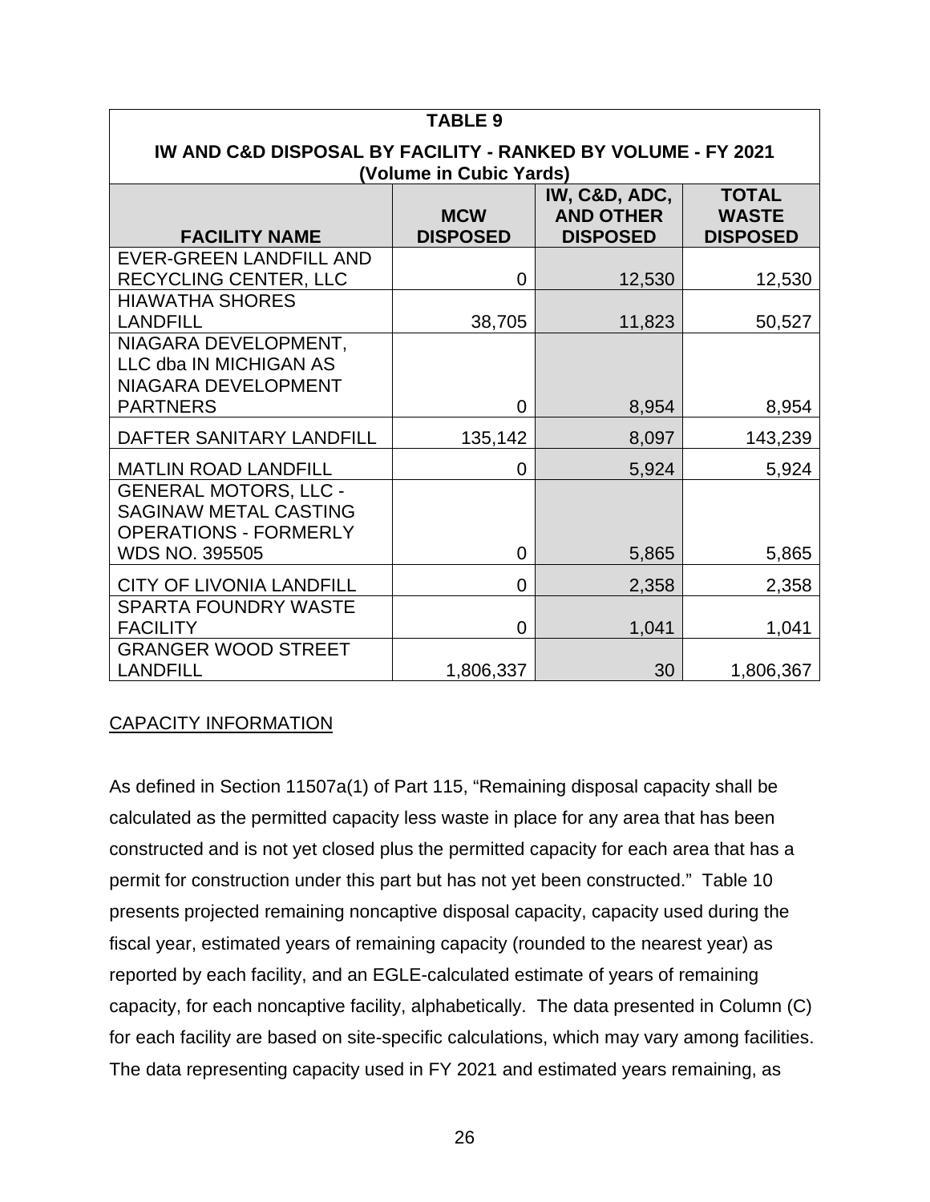**TABLE 9**

**IW AND C&D DISPOSAL BY FACILITY - RANKED BY VOLUME - FY 2021**
**(Volume in Cubic Yards)**

| FACILITY NAME | MCW DISPOSED | IW, C&D, ADC, AND OTHER DISPOSED | TOTAL WASTE DISPOSED |
|---|---|---|---|
| EVER-GREEN LANDFILL AND RECYCLING CENTER, LLC | 0 | 12,530 | 12,530 |
| HIAWATHA SHORES LANDFILL | 38,705 | 11,823 | 50,527 |
| NIAGARA DEVELOPMENT, LLC dba IN MICHIGAN AS NIAGARA DEVELOPMENT PARTNERS | 0 | 8,954 | 8,954 |
| DAFTER SANITARY LANDFILL | 135,142 | 8,097 | 143,239 |
| MATLIN ROAD LANDFILL | 0 | 5,924 | 5,924 |
| GENERAL MOTORS, LLC - SAGINAW METAL CASTING OPERATIONS - FORMERLY WDS NO. 395505 | 0 | 5,865 | 5,865 |
| CITY OF LIVONIA LANDFILL | 0 | 2,358 | 2,358 |
| SPARTA FOUNDRY WASTE FACILITY | 0 | 1,041 | 1,041 |
| GRANGER WOOD STREET LANDFILL | 1,806,337 | 30 | 1,806,367 |

CAPACITY INFORMATION

As defined in Section 11507a(1) of Part 115, "Remaining disposal capacity shall be calculated as the permitted capacity less waste in place for any area that has been constructed and is not yet closed plus the permitted capacity for each area that has a permit for construction under this part but has not yet been constructed." Table 10 presents projected remaining noncaptive disposal capacity, capacity used during the fiscal year, estimated years of remaining capacity (rounded to the nearest year) as reported by each facility, and an EGLE-calculated estimate of years of remaining capacity, for each noncaptive facility, alphabetically. The data presented in Column (C) for each facility are based on site-specific calculations, which may vary among facilities. The data representing capacity used in FY 2021 and estimated years remaining, as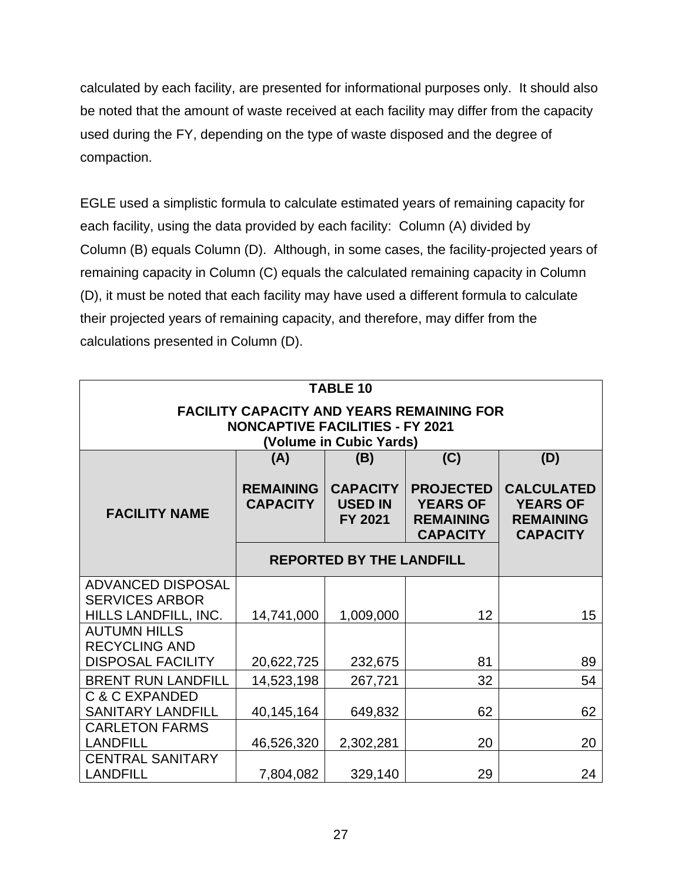calculated by each facility, are presented for informational purposes only. It should also be noted that the amount of waste received at each facility may differ from the capacity used during the FY, depending on the type of waste disposed and the degree of compaction.

EGLE used a simplistic formula to calculate estimated years of remaining capacity for each facility, using the data provided by each facility: Column (A) divided by Column (B) equals Column (D). Although, in some cases, the facility-projected years of remaining capacity in Column (C) equals the calculated remaining capacity in Column (D), it must be noted that each facility may have used a different formula to calculate their projected years of remaining capacity, and therefore, may differ from the calculations presented in Column (D).

**TABLE 10**

**FACILITY CAPACITY AND YEARS REMAINING FOR NONCAPTIVE FACILITIES - FY 2021 (Volume in Cubic Yards)**

| FACILITY NAME | (A) REMAINING CAPACITY | (B) CAPACITY USED IN FY 2021 | (C) PROJECTED YEARS OF REMAINING CAPACITY | (D) CALCULATED YEARS OF REMAINING CAPACITY |
|---|---|---|---|---|
| | REPORTED BY THE LANDFILL | | | |
| ADVANCED DISPOSAL SERVICES ARBOR HILLS LANDFILL, INC. | 14,741,000 | 1,009,000 | 12 | 15 |
| AUTUMN HILLS RECYCLING AND DISPOSAL FACILITY | 20,622,725 | 232,675 | 81 | 89 |
| BRENT RUN LANDFILL | 14,523,198 | 267,721 | 32 | 54 |
| C & C EXPANDED SANITARY LANDFILL | 40,145,164 | 649,832 | 62 | 62 |
| CARLETON FARMS LANDFILL | 46,526,320 | 2,302,281 | 20 | 20 |
| CENTRAL SANITARY LANDFILL | 7,804,082 | 329,140 | 29 | 24 |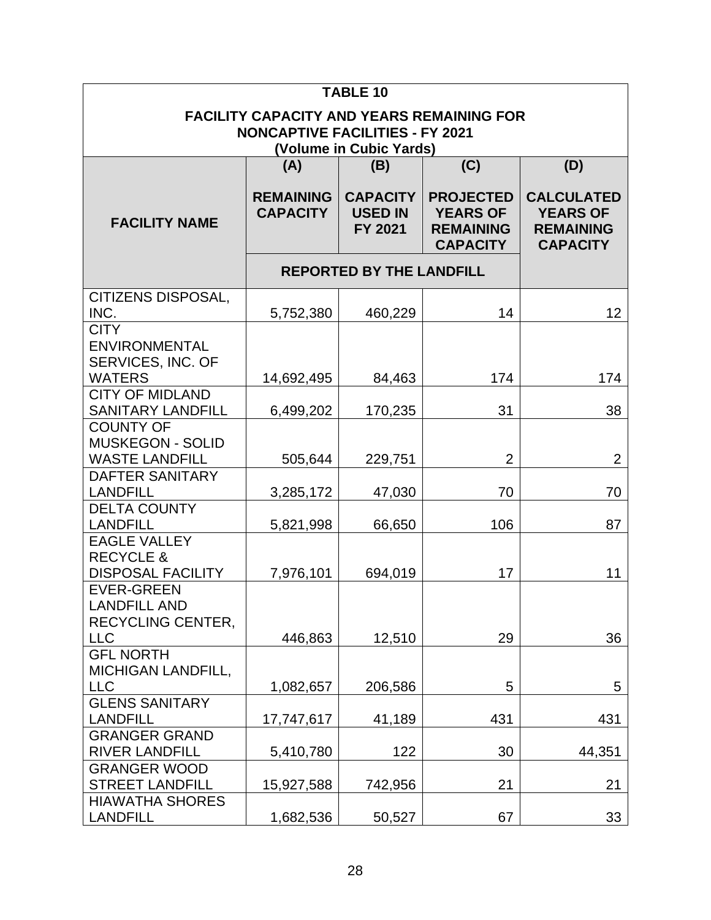| TABLE 10<br>FACILITY CAPACITY AND YEARS REMAINING FOR NONCAPTIVE FACILITIES - FY 2021<br>(Volume in Cubic Yards) | | | | |
|---|---|---|---|---|
| **FACILITY NAME** | **(A)**<br>**REMAINING CAPACITY** | **(B)**<br>**CAPACITY USED IN FY 2021** | **(C)**<br>**PROJECTED YEARS OF REMAINING CAPACITY** | **(D)**<br>**CALCULATED YEARS OF REMAINING CAPACITY** |
| | **REPORTED BY THE LANDFILL** | | | |
| CITIZENS DISPOSAL, INC. | 5,752,380 | 460,229 | 14 | 12 |
| CITY ENVIRONMENTAL SERVICES, INC. OF WATERS | 14,692,495 | 84,463 | 174 | 174 |
| CITY OF MIDLAND SANITARY LANDFILL | 6,499,202 | 170,235 | 31 | 38 |
| COUNTY OF MUSKEGON - SOLID WASTE LANDFILL | 505,644 | 229,751 | 2 | 2 |
| DAFTER SANITARY LANDFILL | 3,285,172 | 47,030 | 70 | 70 |
| DELTA COUNTY LANDFILL | 5,821,998 | 66,650 | 106 | 87 |
| EAGLE VALLEY RECYCLE & DISPOSAL FACILITY | 7,976,101 | 694,019 | 17 | 11 |
| EVER-GREEN LANDFILL AND RECYCLING CENTER, LLC | 446,863 | 12,510 | 29 | 36 |
| GFL NORTH MICHIGAN LANDFILL, LLC | 1,082,657 | 206,586 | 5 | 5 |
| GLENS SANITARY LANDFILL | 17,747,617 | 41,189 | 431 | 431 |
| GRANGER GRAND RIVER LANDFILL | 5,410,780 | 122 | 30 | 44,351 |
| GRANGER WOOD STREET LANDFILL | 15,927,588 | 742,956 | 21 | 21 |
| HIAWATHA SHORES LANDFILL | 1,682,536 | 50,527 | 67 | 33 |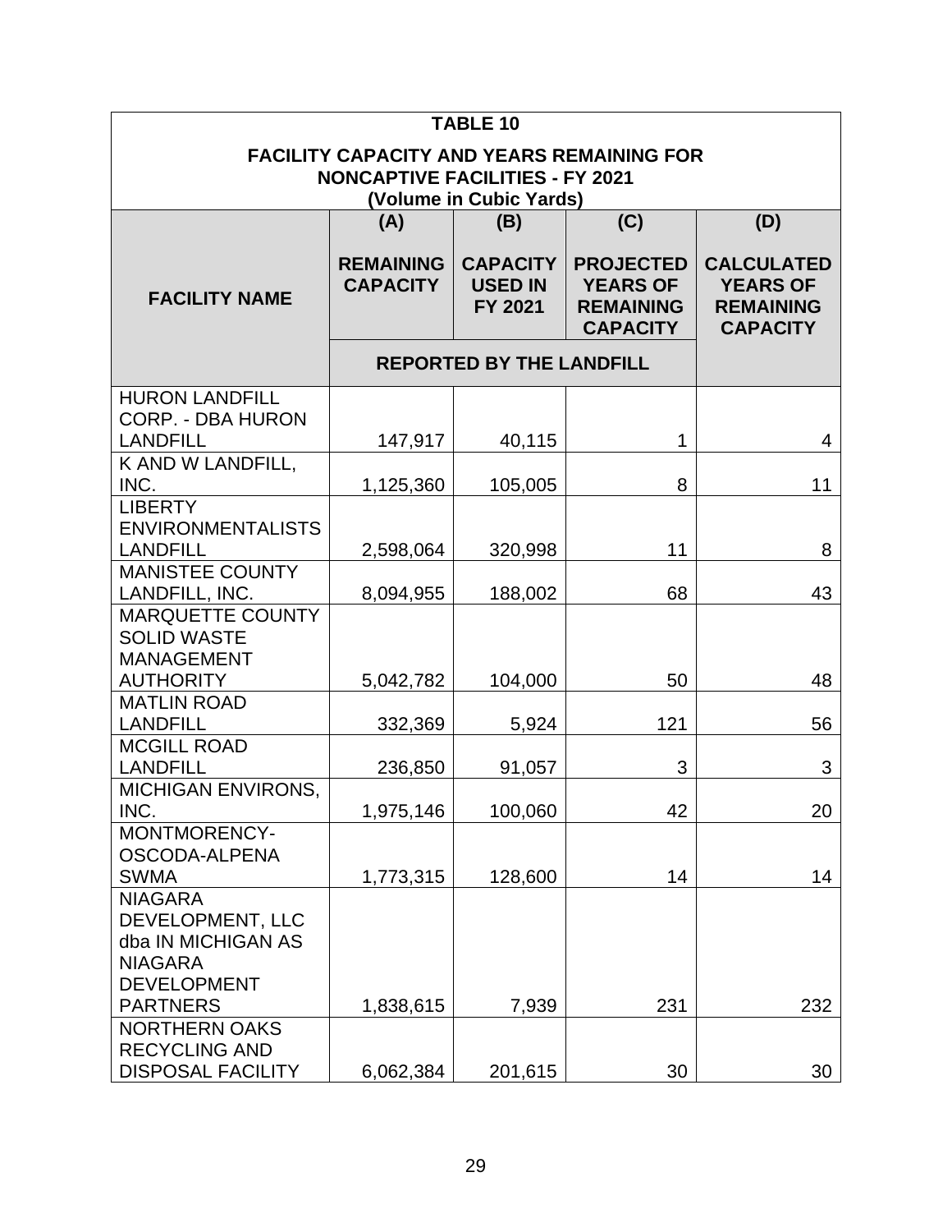| TABLE 10<br>FACILITY CAPACITY AND YEARS REMAINING FOR NONCAPTIVE FACILITIES - FY 2021<br>(Volume in Cubic Yards) | | | | |
|---|---|---|---|---|
| FACILITY NAME | (A)<br>REMAINING CAPACITY | (B)<br>CAPACITY USED IN FY 2021 | (C)<br>PROJECTED YEARS OF REMAINING CAPACITY | (D)<br>CALCULATED YEARS OF REMAINING CAPACITY |
| | REPORTED BY THE LANDFILL | | | |
| HURON LANDFILL CORP. - DBA HURON LANDFILL | 147,917 | 40,115 | 1 | 4 |
| K AND W LANDFILL, INC. | 1,125,360 | 105,005 | 8 | 11 |
| LIBERTY ENVIRONMENTALISTS LANDFILL | 2,598,064 | 320,998 | 11 | 8 |
| MANISTEE COUNTY LANDFILL, INC. | 8,094,955 | 188,002 | 68 | 43 |
| MARQUETTE COUNTY SOLID WASTE MANAGEMENT AUTHORITY | 5,042,782 | 104,000 | 50 | 48 |
| MATLIN ROAD LANDFILL | 332,369 | 5,924 | 121 | 56 |
| MCGILL ROAD LANDFILL | 236,850 | 91,057 | 3 | 3 |
| MICHIGAN ENVIRONS, INC. | 1,975,146 | 100,060 | 42 | 20 |
| MONTMORENCY-OSCODA-ALPENA SWMA | 1,773,315 | 128,600 | 14 | 14 |
| NIAGARA DEVELOPMENT, LLC dba IN MICHIGAN AS NIAGARA DEVELOPMENT PARTNERS | 1,838,615 | 7,939 | 231 | 232 |
| NORTHERN OAKS RECYCLING AND DISPOSAL FACILITY | 6,062,384 | 201,615 | 30 | 30 |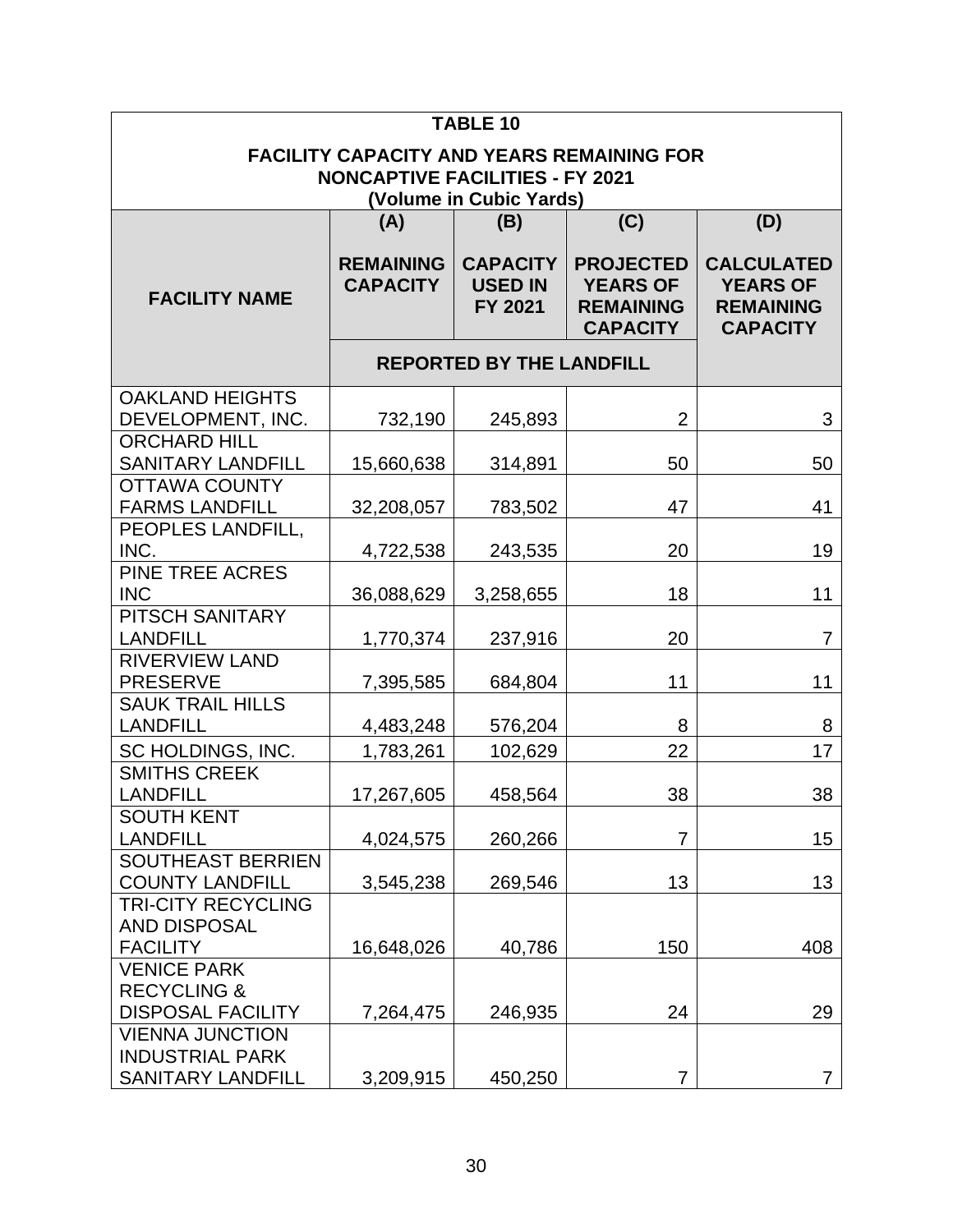**TABLE 10**

**FACILITY CAPACITY AND YEARS REMAINING FOR NONCAPTIVE FACILITIES - FY 2021**
**(Volume in Cubic Yards)**

| FACILITY NAME | (A) REMAINING CAPACITY | (B) CAPACITY USED IN FY 2021 | (C) PROJECTED YEARS OF REMAINING CAPACITY | (D) CALCULATED YEARS OF REMAINING CAPACITY |
|---|---|---|---|---|
| | REPORTED BY THE LANDFILL | | | |
| OAKLAND HEIGHTS DEVELOPMENT, INC. | 732,190 | 245,893 | 2 | 3 |
| ORCHARD HILL SANITARY LANDFILL | 15,660,638 | 314,891 | 50 | 50 |
| OTTAWA COUNTY FARMS LANDFILL | 32,208,057 | 783,502 | 47 | 41 |
| PEOPLES LANDFILL, INC. | 4,722,538 | 243,535 | 20 | 19 |
| PINE TREE ACRES INC | 36,088,629 | 3,258,655 | 18 | 11 |
| PITSCH SANITARY LANDFILL | 1,770,374 | 237,916 | 20 | 7 |
| RIVERVIEW LAND PRESERVE | 7,395,585 | 684,804 | 11 | 11 |
| SAUK TRAIL HILLS LANDFILL | 4,483,248 | 576,204 | 8 | 8 |
| SC HOLDINGS, INC. | 1,783,261 | 102,629 | 22 | 17 |
| SMITHS CREEK LANDFILL | 17,267,605 | 458,564 | 38 | 38 |
| SOUTH KENT LANDFILL | 4,024,575 | 260,266 | 7 | 15 |
| SOUTHEAST BERRIEN COUNTY LANDFILL | 3,545,238 | 269,546 | 13 | 13 |
| TRI-CITY RECYCLING AND DISPOSAL FACILITY | 16,648,026 | 40,786 | 150 | 408 |
| VENICE PARK RECYCLING & DISPOSAL FACILITY | 7,264,475 | 246,935 | 24 | 29 |
| VIENNA JUNCTION INDUSTRIAL PARK SANITARY LANDFILL | 3,209,915 | 450,250 | 7 | 7 |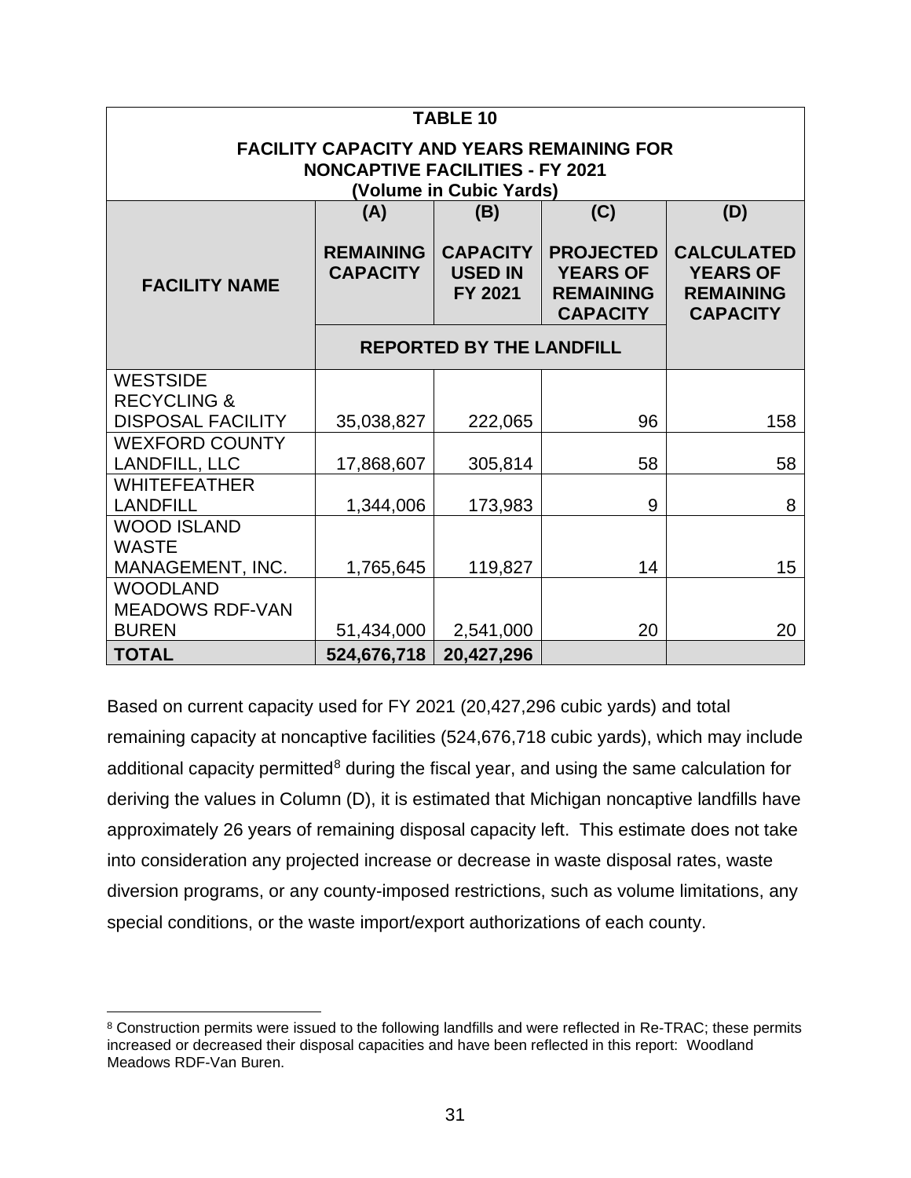| TABLE 10<br>FACILITY CAPACITY AND YEARS REMAINING FOR NONCAPTIVE FACILITIES - FY 2021<br>(Volume in Cubic Yards) | | | | |
|---|---|---|---|---|
| **FACILITY NAME** | **(A)**<br>**REMAINING CAPACITY** | **(B)**<br>**CAPACITY USED IN FY 2021** | **(C)**<br>**PROJECTED YEARS OF REMAINING CAPACITY** | **(D)**<br>**CALCULATED YEARS OF REMAINING CAPACITY** |
| | **REPORTED BY THE LANDFILL** | | | |
| WESTSIDE RECYCLING & DISPOSAL FACILITY | 35,038,827 | 222,065 | 96 | 158 |
| WEXFORD COUNTY LANDFILL, LLC | 17,868,607 | 305,814 | 58 | 58 |
| WHITEFEATHER LANDFILL | 1,344,006 | 173,983 | 9 | 8 |
| WOOD ISLAND WASTE MANAGEMENT, INC. | 1,765,645 | 119,827 | 14 | 15 |
| WOODLAND MEADOWS RDF-VAN BUREN | 51,434,000 | 2,541,000 | 20 | 20 |
| **TOTAL** | **524,676,718** | **20,427,296** | | |

Based on current capacity used for FY 2021 (20,427,296 cubic yards) and total remaining capacity at noncaptive facilities (524,676,718 cubic yards), which may include additional capacity permitted[8] during the fiscal year, and using the same calculation for deriving the values in Column (D), it is estimated that Michigan noncaptive landfills have approximately 26 years of remaining disposal capacity left. This estimate does not take into consideration any projected increase or decrease in waste disposal rates, waste diversion programs, or any county-imposed restrictions, such as volume limitations, any special conditions, or the waste import/export authorizations of each county.

[8] Construction permits were issued to the following landfills and were reflected in Re-TRAC; these permits increased or decreased their disposal capacities and have been reflected in this report: Woodland Meadows RDF-Van Buren.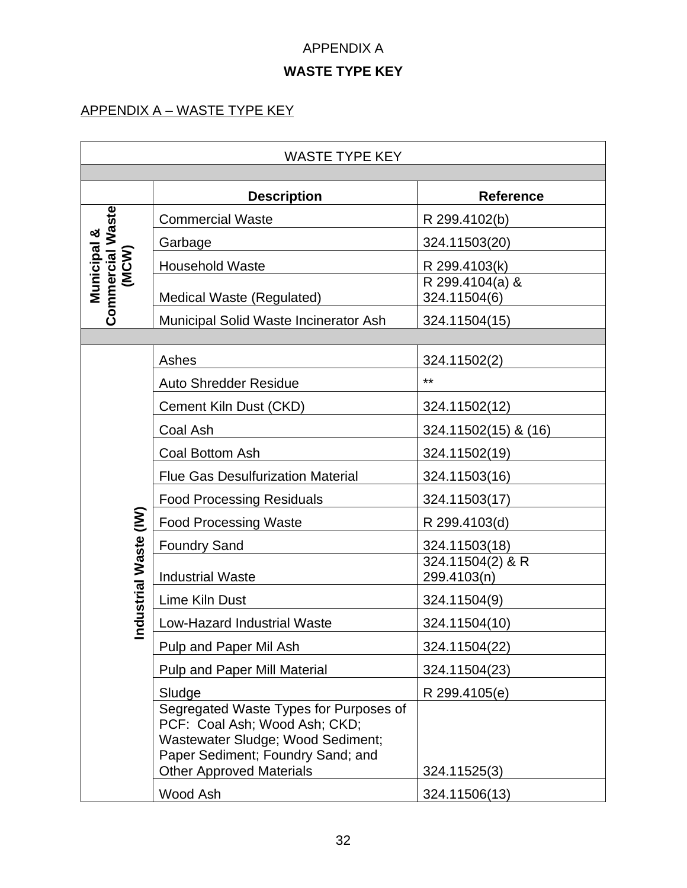APPENDIX A

**WASTE TYPE KEY**

APPENDIX A – WASTE TYPE KEY

| WASTE TYPE KEY | | |
|---|---|---|
| | **Description** | **Reference** |
| **Municipal & Commercial Waste (MCW)** | Commercial Waste | R 299.4102(b) |
| | Garbage | 324.11503(20) |
| | Household Waste | R 299.4103(k) |
| | Medical Waste (Regulated) | R 299.4104(a) & 324.11504(6) |
| | Municipal Solid Waste Incinerator Ash | 324.11504(15) |
| | | |
| **Industrial Waste (IW)** | Ashes | 324.11502(2) |
| | Auto Shredder Residue | ** |
| | Cement Kiln Dust (CKD) | 324.11502(12) |
| | Coal Ash | 324.11502(15) & (16) |
| | Coal Bottom Ash | 324.11502(19) |
| | Flue Gas Desulfurization Material | 324.11503(16) |
| | Food Processing Residuals | 324.11503(17) |
| | Food Processing Waste | R 299.4103(d) |
| | Foundry Sand | 324.11503(18) |
| | Industrial Waste | 324.11504(2) & R 299.4103(n) |
| | Lime Kiln Dust | 324.11504(9) |
| | Low-Hazard Industrial Waste | 324.11504(10) |
| | Pulp and Paper Mil Ash | 324.11504(22) |
| | Pulp and Paper Mill Material | 324.11504(23) |
| | Sludge | R 299.4105(e) |
| | Segregated Waste Types for Purposes of PCF: Coal Ash; Wood Ash; CKD; Wastewater Sludge; Wood Sediment; Paper Sediment; Foundry Sand; and Other Approved Materials | 324.11525(3) |
| | Wood Ash | 324.11506(13) |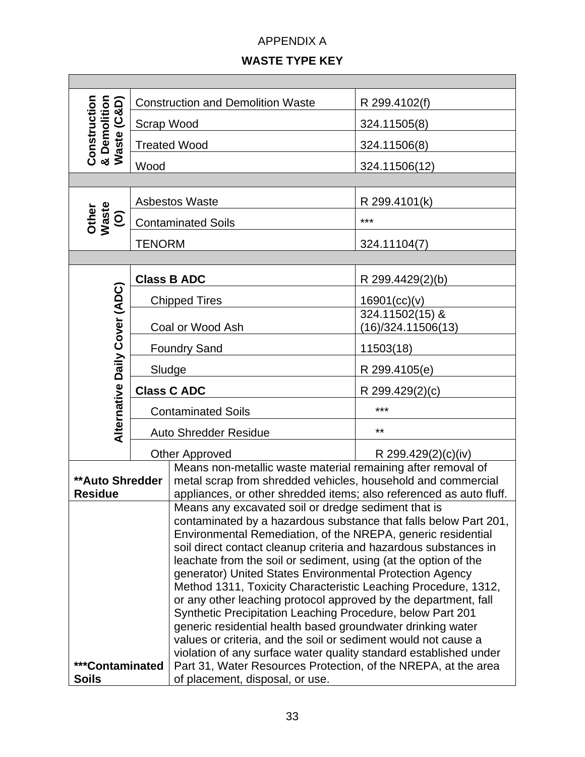APPENDIX A

**WASTE TYPE KEY**

| | | |
|---|---|---|
| **Construction & Demolition Waste (C&D)** | Construction and Demolition Waste | R 299.4102(f) |
| | Scrap Wood | 324.11505(8) |
| | Treated Wood | 324.11506(8) |
| | Wood | 324.11506(12) |
| | | |
| **Other Waste (O)** | Asbestos Waste | R 299.4101(k) |
| | Contaminated Soils | *** |
| | TENORM | 324.11104(7) |
| | | |
| **Alternative Daily Cover (ADC)** | **Class B ADC** | R 299.4429(2)(b) |
| | Chipped Tires | 16901(cc)(v) |
| | Coal or Wood Ash | 324.11502(15) & (16)/324.11506(13) |
| | Foundry Sand | 11503(18) |
| | Sludge | R 299.4105(e) |
| | **Class C ADC** | R 299.429(2)(c) |
| | Contaminated Soils | *** |
| | Auto Shredder Residue | ** |
| | Other Approved | R 299.429(2)(c)(iv) |

| | |
|---|---|
| **\*\*Auto Shredder Residue** | Means non-metallic waste material remaining after removal of metal scrap from shredded vehicles, household and commercial appliances, or other shredded items; also referenced as auto fluff. |
| **\*\*\*Contaminated Soils** | Means any excavated soil or dredge sediment that is contaminated by a hazardous substance that falls below Part 201, Environmental Remediation, of the NREPA, generic residential soil direct contact cleanup criteria and hazardous substances in leachate from the soil or sediment, using (at the option of the generator) United States Environmental Protection Agency Method 1311, Toxicity Characteristic Leaching Procedure, 1312, or any other leaching protocol approved by the department, fall Synthetic Precipitation Leaching Procedure, below Part 201 generic residential health based groundwater drinking water values or criteria, and the soil or sediment would not cause a violation of any surface water quality standard established under Part 31, Water Resources Protection, of the NREPA, at the area of placement, disposal, or use. |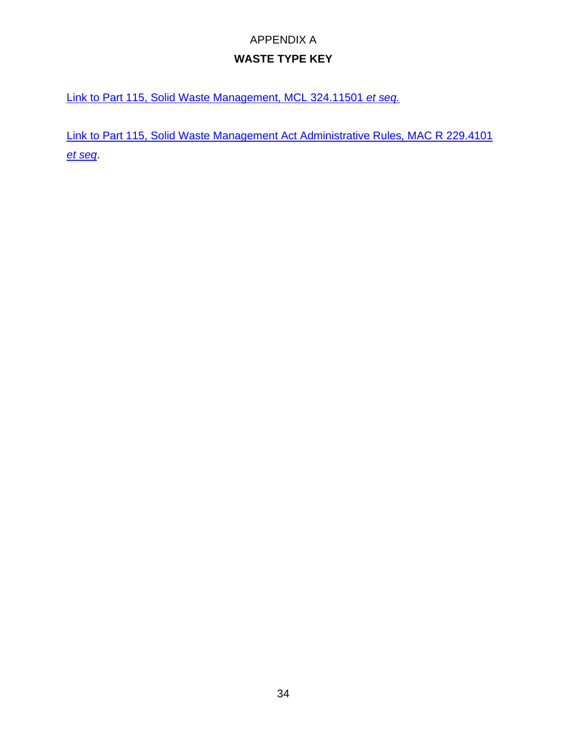# APPENDIX A

## WASTE TYPE KEY

Link to Part 115, Solid Waste Management, MCL 324.11501 *et seq.*

Link to Part 115, Solid Waste Management Act Administrative Rules, MAC R 229.4101 *et seq*.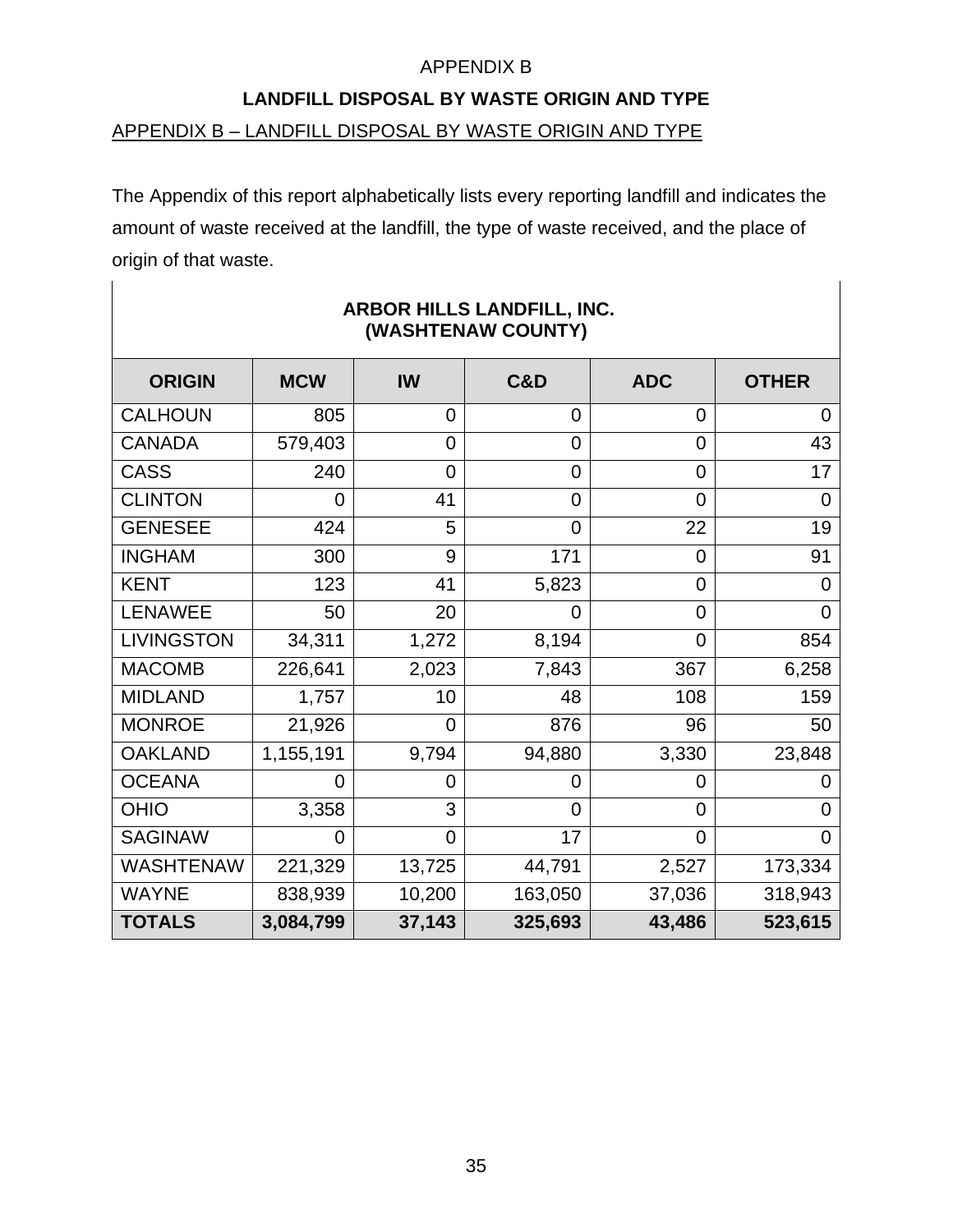APPENDIX B

**LANDFILL DISPOSAL BY WASTE ORIGIN AND TYPE**

APPENDIX B – LANDFILL DISPOSAL BY WASTE ORIGIN AND TYPE

The Appendix of this report alphabetically lists every reporting landfill and indicates the amount of waste received at the landfill, the type of waste received, and the place of origin of that waste.

**ARBOR HILLS LANDFILL, INC.**
**(WASHTENAW COUNTY)**

| ORIGIN | MCW | IW | C&D | ADC | OTHER |
|---|---|---|---|---|---|
| CALHOUN | 805 | 0 | 0 | 0 | 0 |
| CANADA | 579,403 | 0 | 0 | 0 | 43 |
| CASS | 240 | 0 | 0 | 0 | 17 |
| CLINTON | 0 | 41 | 0 | 0 | 0 |
| GENESEE | 424 | 5 | 0 | 22 | 19 |
| INGHAM | 300 | 9 | 171 | 0 | 91 |
| KENT | 123 | 41 | 5,823 | 0 | 0 |
| LENAWEE | 50 | 20 | 0 | 0 | 0 |
| LIVINGSTON | 34,311 | 1,272 | 8,194 | 0 | 854 |
| MACOMB | 226,641 | 2,023 | 7,843 | 367 | 6,258 |
| MIDLAND | 1,757 | 10 | 48 | 108 | 159 |
| MONROE | 21,926 | 0 | 876 | 96 | 50 |
| OAKLAND | 1,155,191 | 9,794 | 94,880 | 3,330 | 23,848 |
| OCEANA | 0 | 0 | 0 | 0 | 0 |
| OHIO | 3,358 | 3 | 0 | 0 | 0 |
| SAGINAW | 0 | 0 | 17 | 0 | 0 |
| WASHTENAW | 221,329 | 13,725 | 44,791 | 2,527 | 173,334 |
| WAYNE | 838,939 | 10,200 | 163,050 | 37,036 | 318,943 |
| **TOTALS** | **3,084,799** | **37,143** | **325,693** | **43,486** | **523,615** |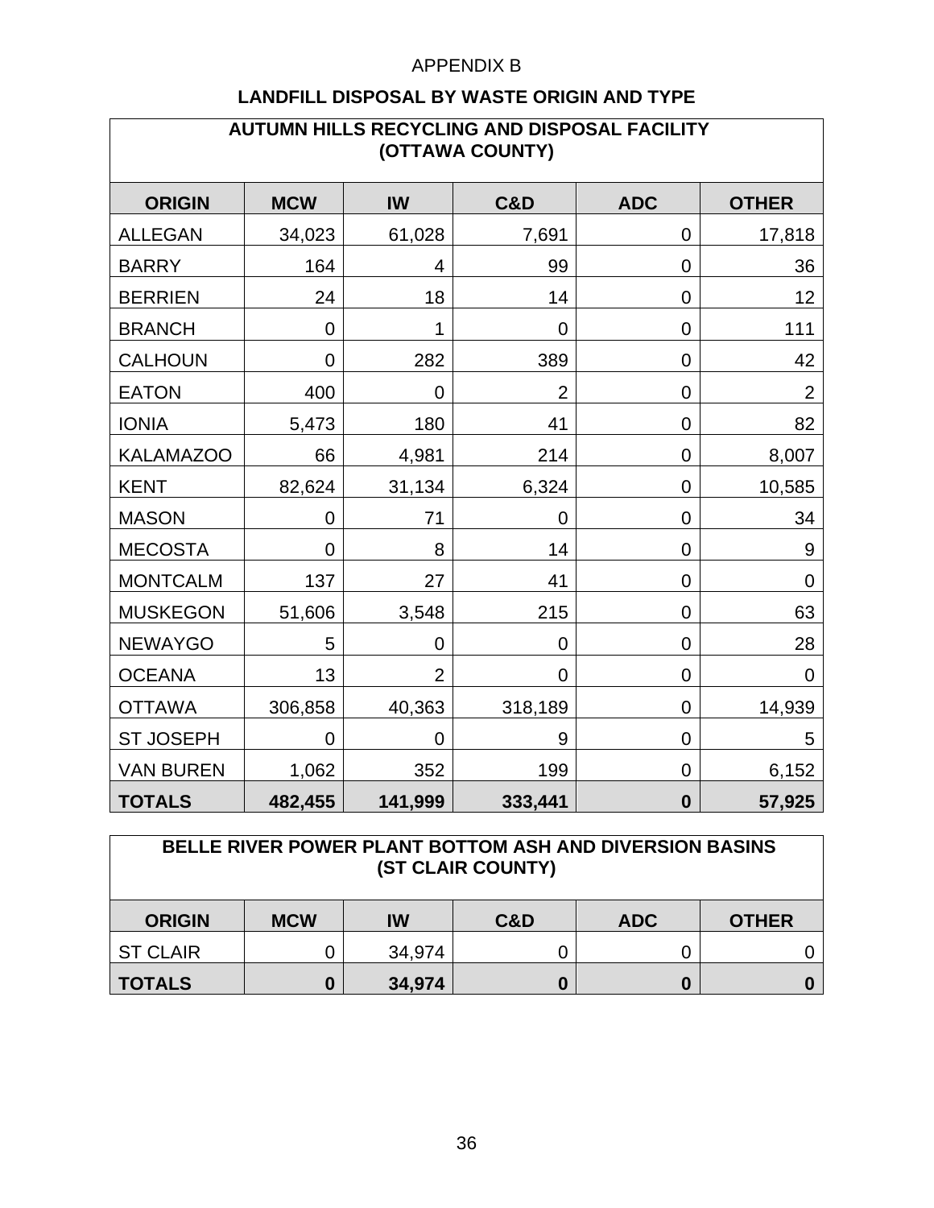APPENDIX B

## LANDFILL DISPOSAL BY WASTE ORIGIN AND TYPE

### AUTUMN HILLS RECYCLING AND DISPOSAL FACILITY (OTTAWA COUNTY)

| ORIGIN | MCW | IW | C&D | ADC | OTHER |
|---|---|---|---|---|---|
| ALLEGAN | 34,023 | 61,028 | 7,691 | 0 | 17,818 |
| BARRY | 164 | 4 | 99 | 0 | 36 |
| BERRIEN | 24 | 18 | 14 | 0 | 12 |
| BRANCH | 0 | 1 | 0 | 0 | 111 |
| CALHOUN | 0 | 282 | 389 | 0 | 42 |
| EATON | 400 | 0 | 2 | 0 | 2 |
| IONIA | 5,473 | 180 | 41 | 0 | 82 |
| KALAMAZOO | 66 | 4,981 | 214 | 0 | 8,007 |
| KENT | 82,624 | 31,134 | 6,324 | 0 | 10,585 |
| MASON | 0 | 71 | 0 | 0 | 34 |
| MECOSTA | 0 | 8 | 14 | 0 | 9 |
| MONTCALM | 137 | 27 | 41 | 0 | 0 |
| MUSKEGON | 51,606 | 3,548 | 215 | 0 | 63 |
| NEWAYGO | 5 | 0 | 0 | 0 | 28 |
| OCEANA | 13 | 2 | 0 | 0 | 0 |
| OTTAWA | 306,858 | 40,363 | 318,189 | 0 | 14,939 |
| ST JOSEPH | 0 | 0 | 9 | 0 | 5 |
| VAN BUREN | 1,062 | 352 | 199 | 0 | 6,152 |
| **TOTALS** | **482,455** | **141,999** | **333,441** | **0** | **57,925** |

### BELLE RIVER POWER PLANT BOTTOM ASH AND DIVERSION BASINS (ST CLAIR COUNTY)

| ORIGIN | MCW | IW | C&D | ADC | OTHER |
|---|---|---|---|---|---|
| ST CLAIR | 0 | 34,974 | 0 | 0 | 0 |
| **TOTALS** | **0** | **34,974** | **0** | **0** | **0** |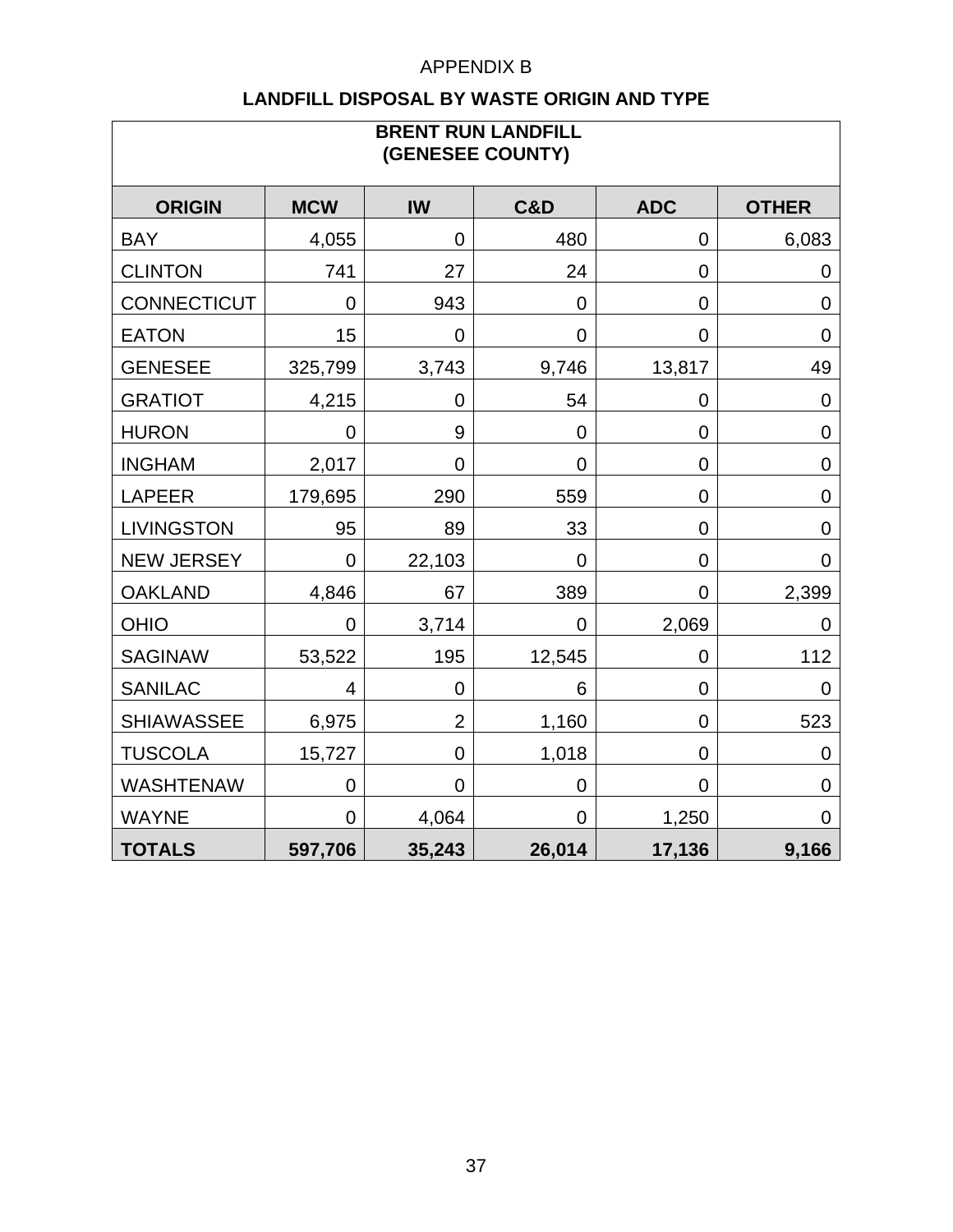APPENDIX B

## LANDFILL DISPOSAL BY WASTE ORIGIN AND TYPE

| BRENT RUN LANDFILL (GENESEE COUNTY) | | | | | |
|---|---|---|---|---|---|
| **ORIGIN** | **MCW** | **IW** | **C&D** | **ADC** | **OTHER** |
| BAY | 4,055 | 0 | 480 | 0 | 6,083 |
| CLINTON | 741 | 27 | 24 | 0 | 0 |
| CONNECTICUT | 0 | 943 | 0 | 0 | 0 |
| EATON | 15 | 0 | 0 | 0 | 0 |
| GENESEE | 325,799 | 3,743 | 9,746 | 13,817 | 49 |
| GRATIOT | 4,215 | 0 | 54 | 0 | 0 |
| HURON | 0 | 9 | 0 | 0 | 0 |
| INGHAM | 2,017 | 0 | 0 | 0 | 0 |
| LAPEER | 179,695 | 290 | 559 | 0 | 0 |
| LIVINGSTON | 95 | 89 | 33 | 0 | 0 |
| NEW JERSEY | 0 | 22,103 | 0 | 0 | 0 |
| OAKLAND | 4,846 | 67 | 389 | 0 | 2,399 |
| OHIO | 0 | 3,714 | 0 | 2,069 | 0 |
| SAGINAW | 53,522 | 195 | 12,545 | 0 | 112 |
| SANILAC | 4 | 0 | 6 | 0 | 0 |
| SHIAWASSEE | 6,975 | 2 | 1,160 | 0 | 523 |
| TUSCOLA | 15,727 | 0 | 1,018 | 0 | 0 |
| WASHTENAW | 0 | 0 | 0 | 0 | 0 |
| WAYNE | 0 | 4,064 | 0 | 1,250 | 0 |
| **TOTALS** | **597,706** | **35,243** | **26,014** | **17,136** | **9,166** |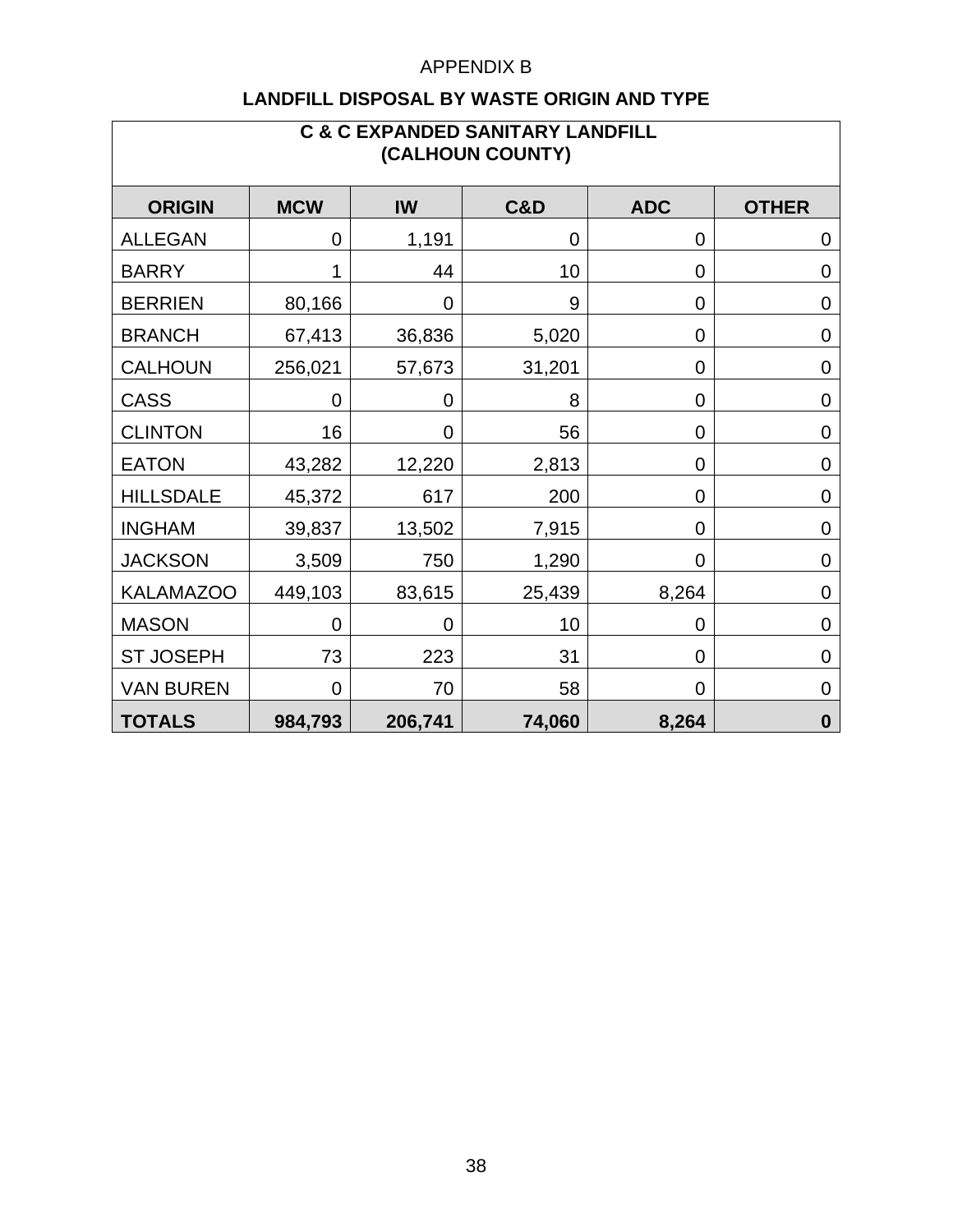APPENDIX B

## LANDFILL DISPOSAL BY WASTE ORIGIN AND TYPE

| C & C EXPANDED SANITARY LANDFILL (CALHOUN COUNTY) | | | | | |
|---|---|---|---|---|---|
| **ORIGIN** | **MCW** | **IW** | **C&D** | **ADC** | **OTHER** |
| ALLEGAN | 0 | 1,191 | 0 | 0 | 0 |
| BARRY | 1 | 44 | 10 | 0 | 0 |
| BERRIEN | 80,166 | 0 | 9 | 0 | 0 |
| BRANCH | 67,413 | 36,836 | 5,020 | 0 | 0 |
| CALHOUN | 256,021 | 57,673 | 31,201 | 0 | 0 |
| CASS | 0 | 0 | 8 | 0 | 0 |
| CLINTON | 16 | 0 | 56 | 0 | 0 |
| EATON | 43,282 | 12,220 | 2,813 | 0 | 0 |
| HILLSDALE | 45,372 | 617 | 200 | 0 | 0 |
| INGHAM | 39,837 | 13,502 | 7,915 | 0 | 0 |
| JACKSON | 3,509 | 750 | 1,290 | 0 | 0 |
| KALAMAZOO | 449,103 | 83,615 | 25,439 | 8,264 | 0 |
| MASON | 0 | 0 | 10 | 0 | 0 |
| ST JOSEPH | 73 | 223 | 31 | 0 | 0 |
| VAN BUREN | 0 | 70 | 58 | 0 | 0 |
| **TOTALS** | **984,793** | **206,741** | **74,060** | **8,264** | **0** |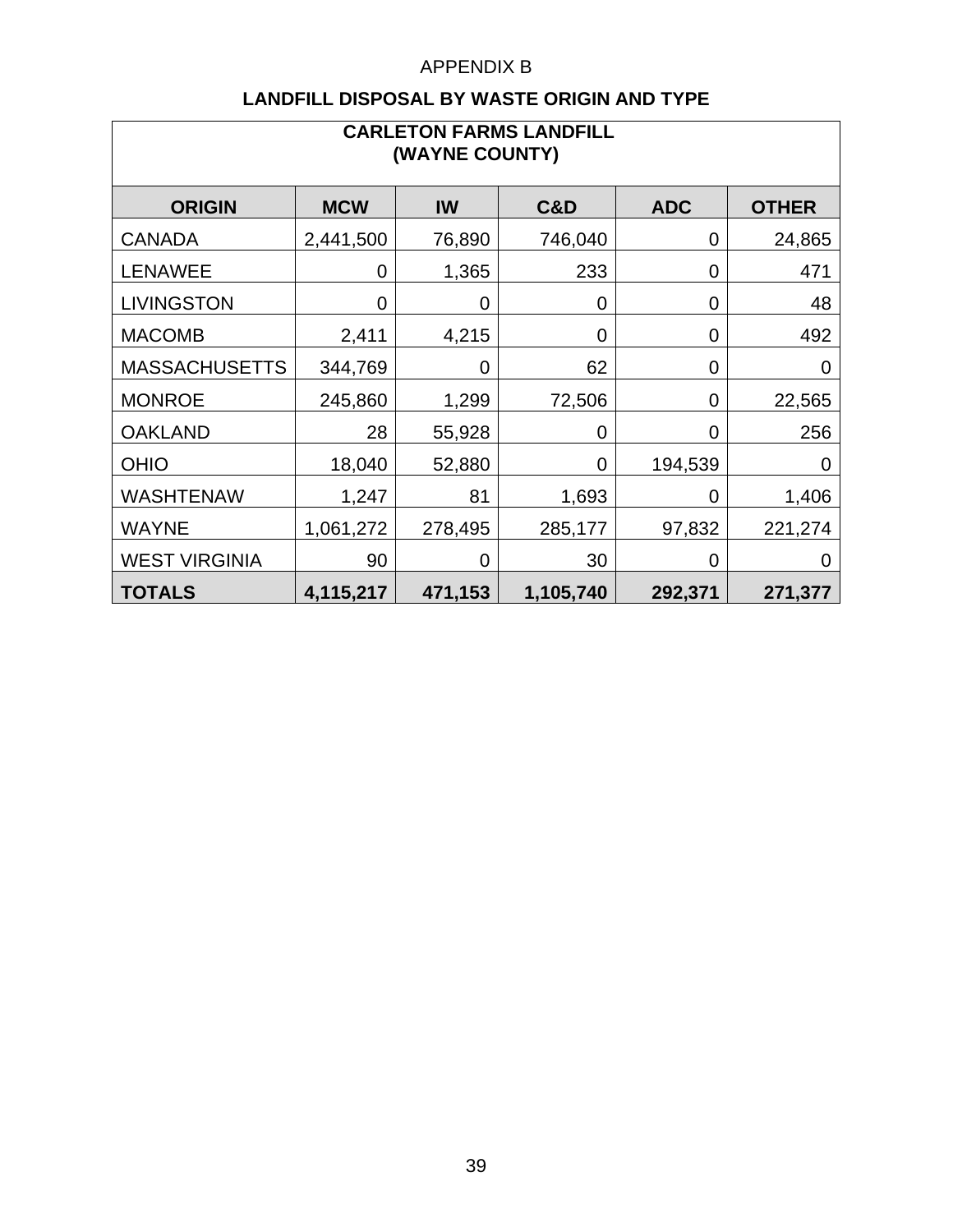APPENDIX B

**LANDFILL DISPOSAL BY WASTE ORIGIN AND TYPE**

| CARLETON FARMS LANDFILL (WAYNE COUNTY) | | | | | |
|---|---|---|---|---|---|
| **ORIGIN** | **MCW** | **IW** | **C&D** | **ADC** | **OTHER** |
| CANADA | 2,441,500 | 76,890 | 746,040 | 0 | 24,865 |
| LENAWEE | 0 | 1,365 | 233 | 0 | 471 |
| LIVINGSTON | 0 | 0 | 0 | 0 | 48 |
| MACOMB | 2,411 | 4,215 | 0 | 0 | 492 |
| MASSACHUSETTS | 344,769 | 0 | 62 | 0 | 0 |
| MONROE | 245,860 | 1,299 | 72,506 | 0 | 22,565 |
| OAKLAND | 28 | 55,928 | 0 | 0 | 256 |
| OHIO | 18,040 | 52,880 | 0 | 194,539 | 0 |
| WASHTENAW | 1,247 | 81 | 1,693 | 0 | 1,406 |
| WAYNE | 1,061,272 | 278,495 | 285,177 | 97,832 | 221,274 |
| WEST VIRGINIA | 90 | 0 | 30 | 0 | 0 |
| **TOTALS** | **4,115,217** | **471,153** | **1,105,740** | **292,371** | **271,377** |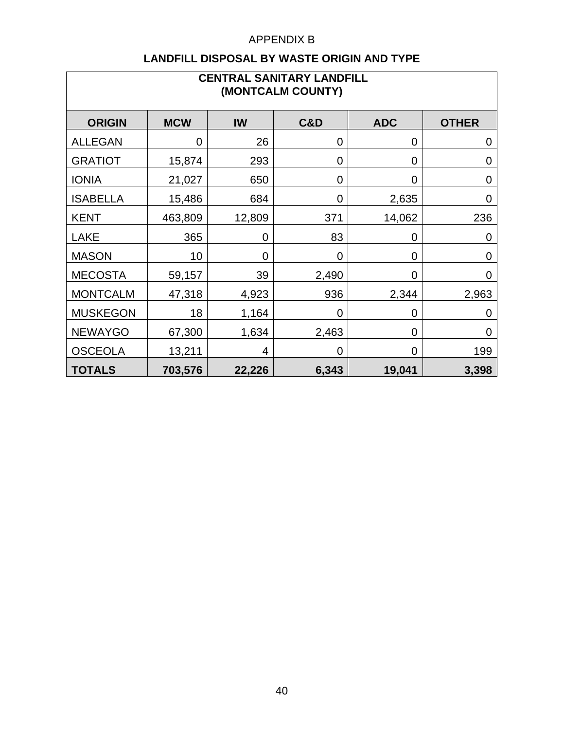APPENDIX B

## LANDFILL DISPOSAL BY WASTE ORIGIN AND TYPE

| CENTRAL SANITARY LANDFILL (MONTCALM COUNTY) | | | | | |
|---|---|---|---|---|---|
| **ORIGIN** | **MCW** | **IW** | **C&D** | **ADC** | **OTHER** |
| ALLEGAN | 0 | 26 | 0 | 0 | 0 |
| GRATIOT | 15,874 | 293 | 0 | 0 | 0 |
| IONIA | 21,027 | 650 | 0 | 0 | 0 |
| ISABELLA | 15,486 | 684 | 0 | 2,635 | 0 |
| KENT | 463,809 | 12,809 | 371 | 14,062 | 236 |
| LAKE | 365 | 0 | 83 | 0 | 0 |
| MASON | 10 | 0 | 0 | 0 | 0 |
| MECOSTA | 59,157 | 39 | 2,490 | 0 | 0 |
| MONTCALM | 47,318 | 4,923 | 936 | 2,344 | 2,963 |
| MUSKEGON | 18 | 1,164 | 0 | 0 | 0 |
| NEWAYGO | 67,300 | 1,634 | 2,463 | 0 | 0 |
| OSCEOLA | 13,211 | 4 | 0 | 0 | 199 |
| **TOTALS** | **703,576** | **22,226** | **6,343** | **19,041** | **3,398** |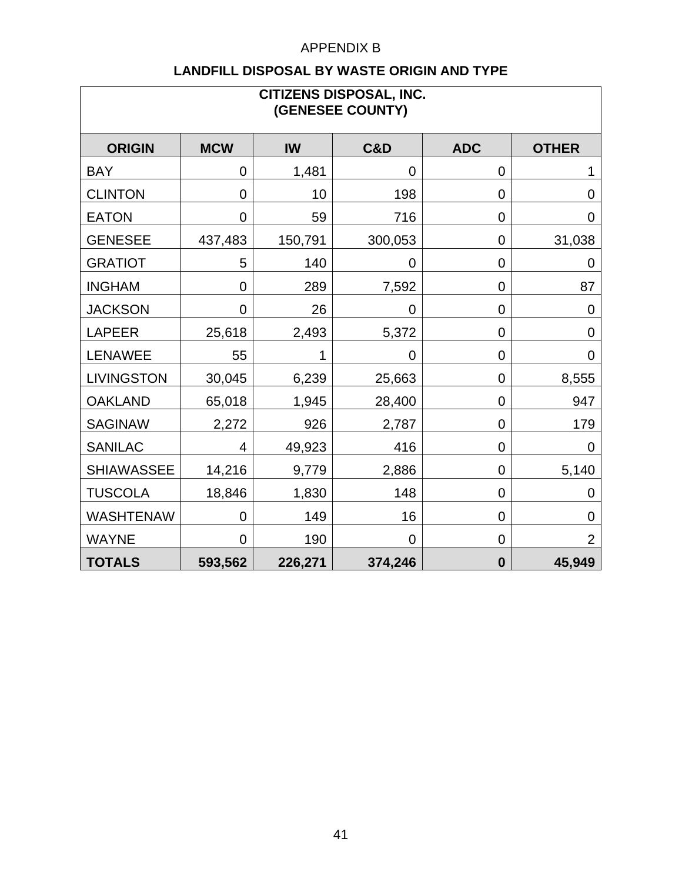APPENDIX B

## LANDFILL DISPOSAL BY WASTE ORIGIN AND TYPE

| CITIZENS DISPOSAL, INC. (GENESEE COUNTY) | | | | | |
|---|---|---|---|---|---|
| **ORIGIN** | **MCW** | **IW** | **C&D** | **ADC** | **OTHER** |
| BAY | 0 | 1,481 | 0 | 0 | 1 |
| CLINTON | 0 | 10 | 198 | 0 | 0 |
| EATON | 0 | 59 | 716 | 0 | 0 |
| GENESEE | 437,483 | 150,791 | 300,053 | 0 | 31,038 |
| GRATIOT | 5 | 140 | 0 | 0 | 0 |
| INGHAM | 0 | 289 | 7,592 | 0 | 87 |
| JACKSON | 0 | 26 | 0 | 0 | 0 |
| LAPEER | 25,618 | 2,493 | 5,372 | 0 | 0 |
| LENAWEE | 55 | 1 | 0 | 0 | 0 |
| LIVINGSTON | 30,045 | 6,239 | 25,663 | 0 | 8,555 |
| OAKLAND | 65,018 | 1,945 | 28,400 | 0 | 947 |
| SAGINAW | 2,272 | 926 | 2,787 | 0 | 179 |
| SANILAC | 4 | 49,923 | 416 | 0 | 0 |
| SHIAWASSEE | 14,216 | 9,779 | 2,886 | 0 | 5,140 |
| TUSCOLA | 18,846 | 1,830 | 148 | 0 | 0 |
| WASHTENAW | 0 | 149 | 16 | 0 | 0 |
| WAYNE | 0 | 190 | 0 | 0 | 2 |
| **TOTALS** | **593,562** | **226,271** | **374,246** | **0** | **45,949** |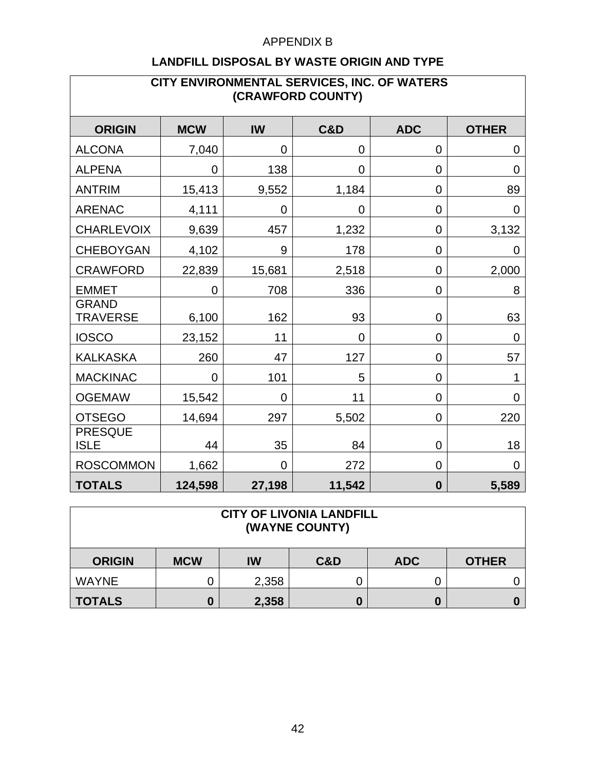APPENDIX B

## LANDFILL DISPOSAL BY WASTE ORIGIN AND TYPE

| CITY ENVIRONMENTAL SERVICES, INC. OF WATERS (CRAWFORD COUNTY) | | | | | |
|---|---|---|---|---|---|
| **ORIGIN** | **MCW** | **IW** | **C&D** | **ADC** | **OTHER** |
| ALCONA | 7,040 | 0 | 0 | 0 | 0 |
| ALPENA | 0 | 138 | 0 | 0 | 0 |
| ANTRIM | 15,413 | 9,552 | 1,184 | 0 | 89 |
| ARENAC | 4,111 | 0 | 0 | 0 | 0 |
| CHARLEVOIX | 9,639 | 457 | 1,232 | 0 | 3,132 |
| CHEBOYGAN | 4,102 | 9 | 178 | 0 | 0 |
| CRAWFORD | 22,839 | 15,681 | 2,518 | 0 | 2,000 |
| EMMET | 0 | 708 | 336 | 0 | 8 |
| GRAND TRAVERSE | 6,100 | 162 | 93 | 0 | 63 |
| IOSCO | 23,152 | 11 | 0 | 0 | 0 |
| KALKASKA | 260 | 47 | 127 | 0 | 57 |
| MACKINAC | 0 | 101 | 5 | 0 | 1 |
| OGEMAW | 15,542 | 0 | 11 | 0 | 0 |
| OTSEGO | 14,694 | 297 | 5,502 | 0 | 220 |
| PRESQUE ISLE | 44 | 35 | 84 | 0 | 18 |
| ROSCOMMON | 1,662 | 0 | 272 | 0 | 0 |
| **TOTALS** | **124,598** | **27,198** | **11,542** | **0** | **5,589** |

| CITY OF LIVONIA LANDFILL (WAYNE COUNTY) | | | | | |
|---|---|---|---|---|---|
| **ORIGIN** | **MCW** | **IW** | **C&D** | **ADC** | **OTHER** |
| WAYNE | 0 | 2,358 | 0 | 0 | 0 |
| **TOTALS** | **0** | **2,358** | **0** | **0** | **0** |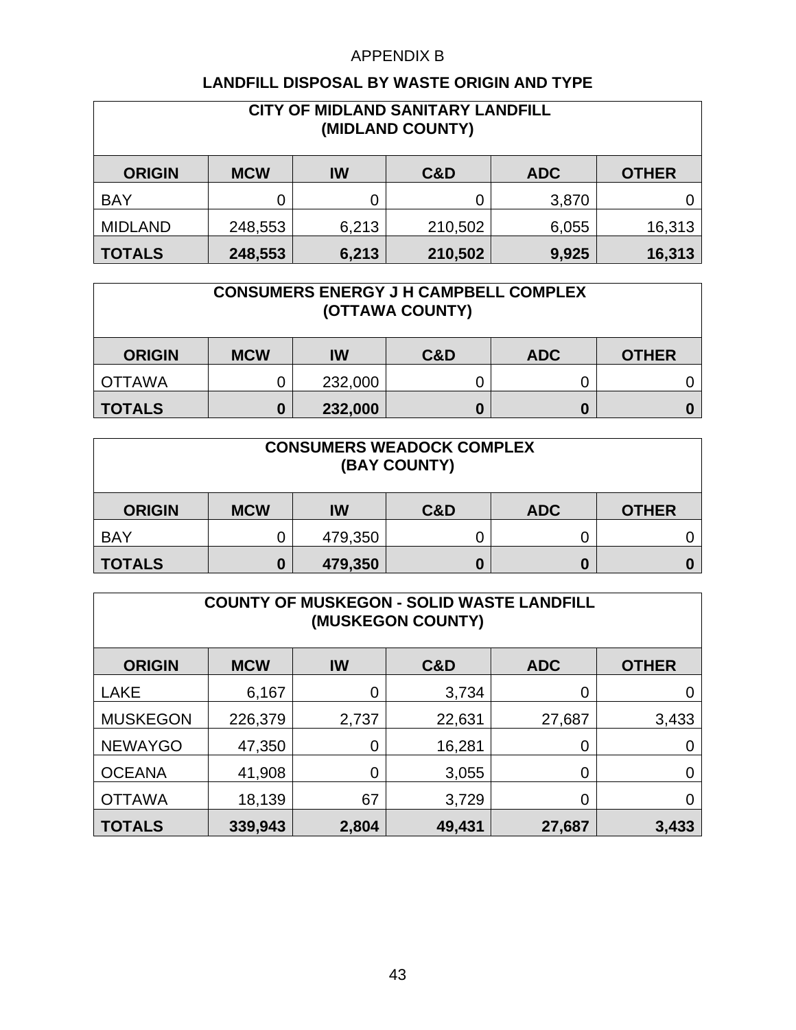APPENDIX B

## LANDFILL DISPOSAL BY WASTE ORIGIN AND TYPE

| CITY OF MIDLAND SANITARY LANDFILL (MIDLAND COUNTY) | | | | | |
|---|---|---|---|---|---|
| **ORIGIN** | **MCW** | **IW** | **C&D** | **ADC** | **OTHER** |
| BAY | 0 | 0 | 0 | 3,870 | 0 |
| MIDLAND | 248,553 | 6,213 | 210,502 | 6,055 | 16,313 |
| **TOTALS** | **248,553** | **6,213** | **210,502** | **9,925** | **16,313** |

| CONSUMERS ENERGY J H CAMPBELL COMPLEX (OTTAWA COUNTY) | | | | | |
|---|---|---|---|---|---|
| **ORIGIN** | **MCW** | **IW** | **C&D** | **ADC** | **OTHER** |
| OTTAWA | 0 | 232,000 | 0 | 0 | 0 |
| **TOTALS** | **0** | **232,000** | **0** | **0** | **0** |

| CONSUMERS WEADOCK COMPLEX (BAY COUNTY) | | | | | |
|---|---|---|---|---|---|
| **ORIGIN** | **MCW** | **IW** | **C&D** | **ADC** | **OTHER** |
| BAY | 0 | 479,350 | 0 | 0 | 0 |
| **TOTALS** | **0** | **479,350** | **0** | **0** | **0** |

| COUNTY OF MUSKEGON - SOLID WASTE LANDFILL (MUSKEGON COUNTY) | | | | | |
|---|---|---|---|---|---|
| **ORIGIN** | **MCW** | **IW** | **C&D** | **ADC** | **OTHER** |
| LAKE | 6,167 | 0 | 3,734 | 0 | 0 |
| MUSKEGON | 226,379 | 2,737 | 22,631 | 27,687 | 3,433 |
| NEWAYGO | 47,350 | 0 | 16,281 | 0 | 0 |
| OCEANA | 41,908 | 0 | 3,055 | 0 | 0 |
| OTTAWA | 18,139 | 67 | 3,729 | 0 | 0 |
| **TOTALS** | **339,943** | **2,804** | **49,431** | **27,687** | **3,433** |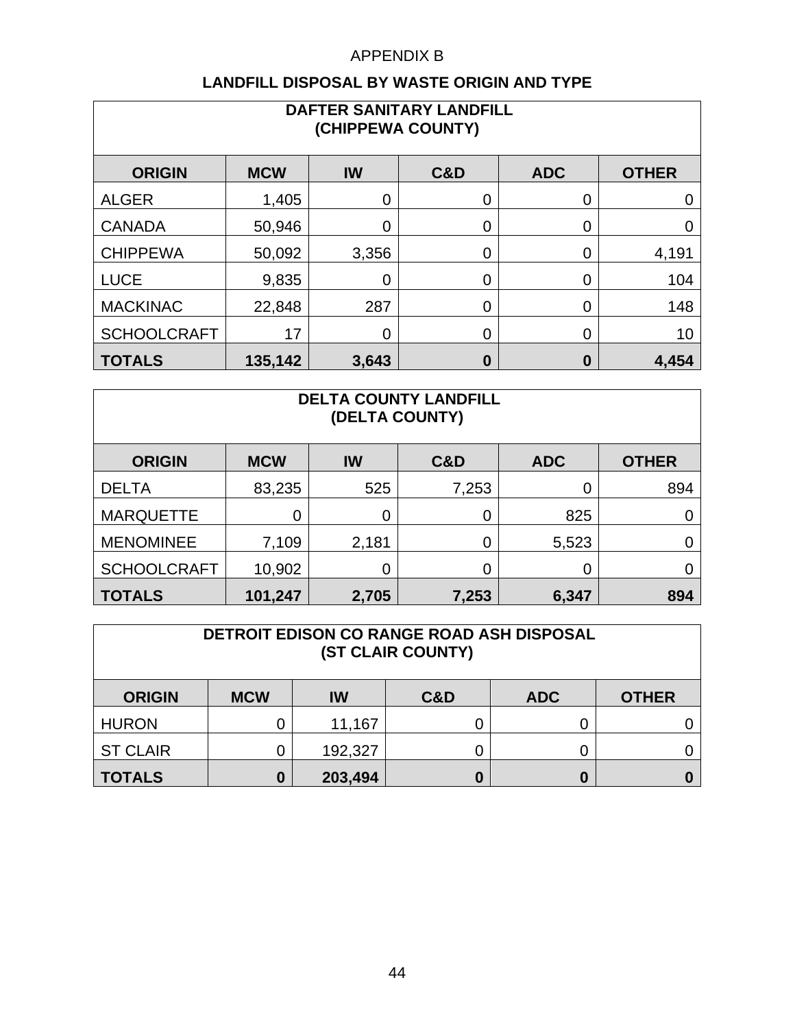APPENDIX B

## LANDFILL DISPOSAL BY WASTE ORIGIN AND TYPE

| DAFTER SANITARY LANDFILL (CHIPPEWA COUNTY) | | | | | |
|---|---|---|---|---|---|
| **ORIGIN** | **MCW** | **IW** | **C&D** | **ADC** | **OTHER** |
| ALGER | 1,405 | 0 | 0 | 0 | 0 |
| CANADA | 50,946 | 0 | 0 | 0 | 0 |
| CHIPPEWA | 50,092 | 3,356 | 0 | 0 | 4,191 |
| LUCE | 9,835 | 0 | 0 | 0 | 104 |
| MACKINAC | 22,848 | 287 | 0 | 0 | 148 |
| SCHOOLCRAFT | 17 | 0 | 0 | 0 | 10 |
| **TOTALS** | **135,142** | **3,643** | **0** | **0** | **4,454** |

| DELTA COUNTY LANDFILL (DELTA COUNTY) | | | | | |
|---|---|---|---|---|---|
| **ORIGIN** | **MCW** | **IW** | **C&D** | **ADC** | **OTHER** |
| DELTA | 83,235 | 525 | 7,253 | 0 | 894 |
| MARQUETTE | 0 | 0 | 0 | 825 | 0 |
| MENOMINEE | 7,109 | 2,181 | 0 | 5,523 | 0 |
| SCHOOLCRAFT | 10,902 | 0 | 0 | 0 | 0 |
| **TOTALS** | **101,247** | **2,705** | **7,253** | **6,347** | **894** |

| DETROIT EDISON CO RANGE ROAD ASH DISPOSAL (ST CLAIR COUNTY) | | | | | |
|---|---|---|---|---|---|
| **ORIGIN** | **MCW** | **IW** | **C&D** | **ADC** | **OTHER** |
| HURON | 0 | 11,167 | 0 | 0 | 0 |
| ST CLAIR | 0 | 192,327 | 0 | 0 | 0 |
| **TOTALS** | **0** | **203,494** | **0** | **0** | **0** |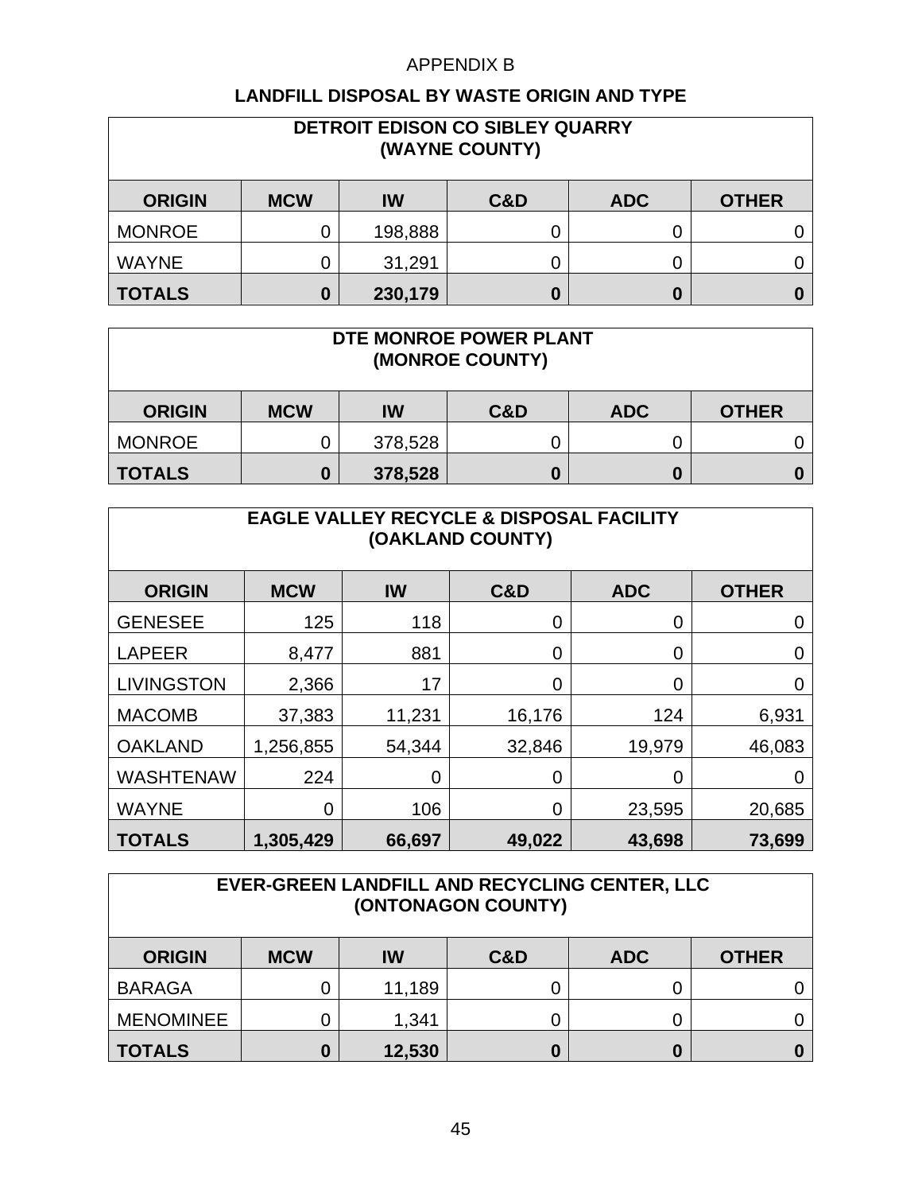APPENDIX B

## LANDFILL DISPOSAL BY WASTE ORIGIN AND TYPE

| DETROIT EDISON CO SIBLEY QUARRY (WAYNE COUNTY) | | | | | |
|---|---|---|---|---|---|
| **ORIGIN** | **MCW** | **IW** | **C&D** | **ADC** | **OTHER** |
| MONROE | 0 | 198,888 | 0 | 0 | 0 |
| WAYNE | 0 | 31,291 | 0 | 0 | 0 |
| **TOTALS** | **0** | **230,179** | **0** | **0** | **0** |

| DTE MONROE POWER PLANT (MONROE COUNTY) | | | | | |
|---|---|---|---|---|---|
| **ORIGIN** | **MCW** | **IW** | **C&D** | **ADC** | **OTHER** |
| MONROE | 0 | 378,528 | 0 | 0 | 0 |
| **TOTALS** | **0** | **378,528** | **0** | **0** | **0** |

| EAGLE VALLEY RECYCLE & DISPOSAL FACILITY (OAKLAND COUNTY) | | | | | |
|---|---|---|---|---|---|
| **ORIGIN** | **MCW** | **IW** | **C&D** | **ADC** | **OTHER** |
| GENESEE | 125 | 118 | 0 | 0 | 0 |
| LAPEER | 8,477 | 881 | 0 | 0 | 0 |
| LIVINGSTON | 2,366 | 17 | 0 | 0 | 0 |
| MACOMB | 37,383 | 11,231 | 16,176 | 124 | 6,931 |
| OAKLAND | 1,256,855 | 54,344 | 32,846 | 19,979 | 46,083 |
| WASHTENAW | 224 | 0 | 0 | 0 | 0 |
| WAYNE | 0 | 106 | 0 | 23,595 | 20,685 |
| **TOTALS** | **1,305,429** | **66,697** | **49,022** | **43,698** | **73,699** |

| EVER-GREEN LANDFILL AND RECYCLING CENTER, LLC (ONTONAGON COUNTY) | | | | | |
|---|---|---|---|---|---|
| **ORIGIN** | **MCW** | **IW** | **C&D** | **ADC** | **OTHER** |
| BARAGA | 0 | 11,189 | 0 | 0 | 0 |
| MENOMINEE | 0 | 1,341 | 0 | 0 | 0 |
| **TOTALS** | **0** | **12,530** | **0** | **0** | **0** |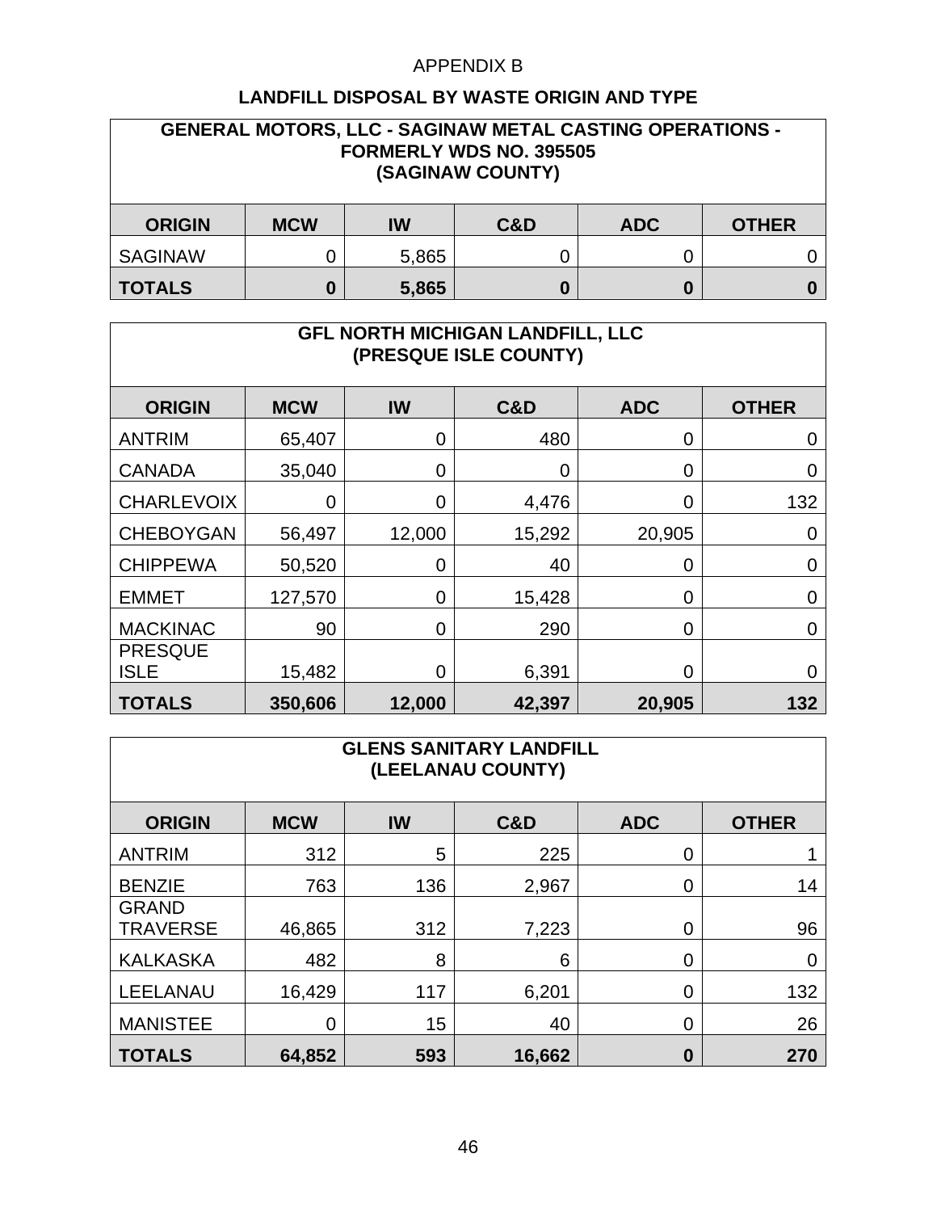APPENDIX B

## LANDFILL DISPOSAL BY WASTE ORIGIN AND TYPE

**GENERAL MOTORS, LLC - SAGINAW METAL CASTING OPERATIONS - FORMERLY WDS NO. 395505 (SAGINAW COUNTY)**

| ORIGIN | MCW | IW | C&D | ADC | OTHER |
|---|---|---|---|---|---|
| SAGINAW | 0 | 5,865 | 0 | 0 | 0 |
| **TOTALS** | **0** | **5,865** | **0** | **0** | **0** |

**GFL NORTH MICHIGAN LANDFILL, LLC (PRESQUE ISLE COUNTY)**

| ORIGIN | MCW | IW | C&D | ADC | OTHER |
|---|---|---|---|---|---|
| ANTRIM | 65,407 | 0 | 480 | 0 | 0 |
| CANADA | 35,040 | 0 | 0 | 0 | 0 |
| CHARLEVOIX | 0 | 0 | 4,476 | 0 | 132 |
| CHEBOYGAN | 56,497 | 12,000 | 15,292 | 20,905 | 0 |
| CHIPPEWA | 50,520 | 0 | 40 | 0 | 0 |
| EMMET | 127,570 | 0 | 15,428 | 0 | 0 |
| MACKINAC | 90 | 0 | 290 | 0 | 0 |
| PRESQUE ISLE | 15,482 | 0 | 6,391 | 0 | 0 |
| **TOTALS** | **350,606** | **12,000** | **42,397** | **20,905** | **132** |

**GLENS SANITARY LANDFILL (LEELANAU COUNTY)**

| ORIGIN | MCW | IW | C&D | ADC | OTHER |
|---|---|---|---|---|---|
| ANTRIM | 312 | 5 | 225 | 0 | 1 |
| BENZIE | 763 | 136 | 2,967 | 0 | 14 |
| GRAND TRAVERSE | 46,865 | 312 | 7,223 | 0 | 96 |
| KALKASKA | 482 | 8 | 6 | 0 | 0 |
| LEELANAU | 16,429 | 117 | 6,201 | 0 | 132 |
| MANISTEE | 0 | 15 | 40 | 0 | 26 |
| **TOTALS** | **64,852** | **593** | **16,662** | **0** | **270** |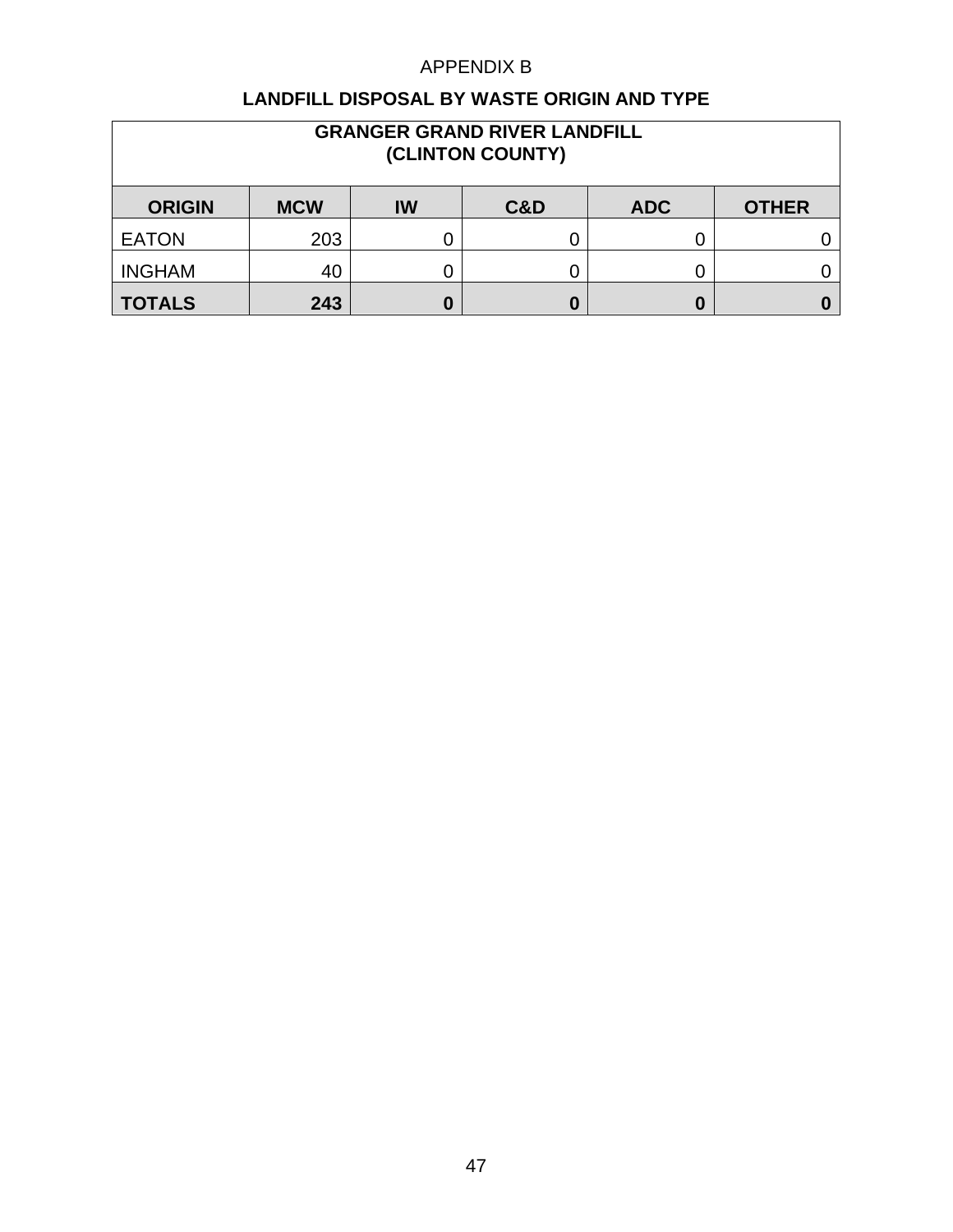APPENDIX B

## LANDFILL DISPOSAL BY WASTE ORIGIN AND TYPE

| GRANGER GRAND RIVER LANDFILL (CLINTON COUNTY) | | | | | |
|---|---|---|---|---|---|
| **ORIGIN** | **MCW** | **IW** | **C&D** | **ADC** | **OTHER** |
| EATON | 203 | 0 | 0 | 0 | 0 |
| INGHAM | 40 | 0 | 0 | 0 | 0 |
| **TOTALS** | **243** | **0** | **0** | **0** | **0** |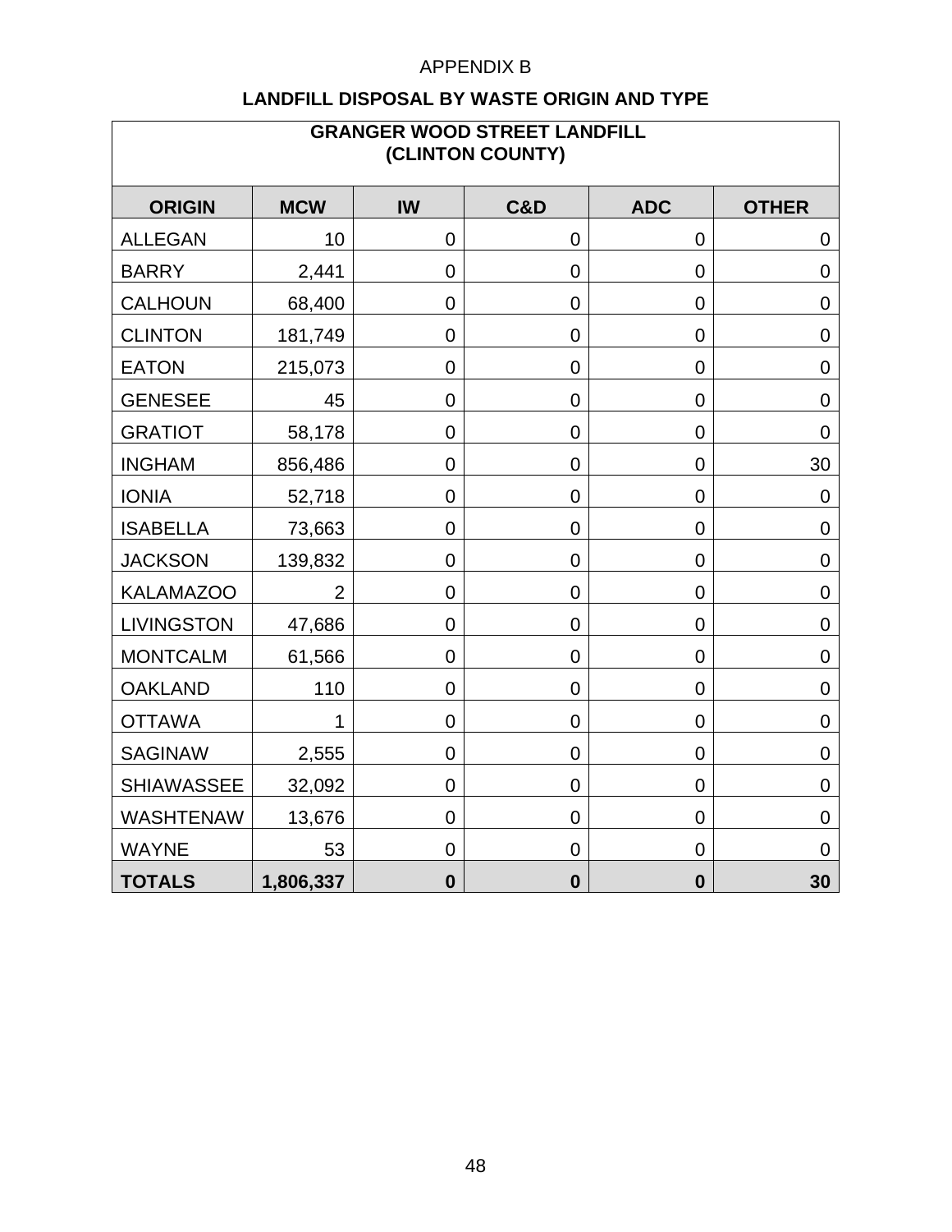APPENDIX B

## LANDFILL DISPOSAL BY WASTE ORIGIN AND TYPE

| GRANGER WOOD STREET LANDFILL (CLINTON COUNTY) | | | | | |
|---|---|---|---|---|---|
| **ORIGIN** | **MCW** | **IW** | **C&D** | **ADC** | **OTHER** |
| ALLEGAN | 10 | 0 | 0 | 0 | 0 |
| BARRY | 2,441 | 0 | 0 | 0 | 0 |
| CALHOUN | 68,400 | 0 | 0 | 0 | 0 |
| CLINTON | 181,749 | 0 | 0 | 0 | 0 |
| EATON | 215,073 | 0 | 0 | 0 | 0 |
| GENESEE | 45 | 0 | 0 | 0 | 0 |
| GRATIOT | 58,178 | 0 | 0 | 0 | 0 |
| INGHAM | 856,486 | 0 | 0 | 0 | 30 |
| IONIA | 52,718 | 0 | 0 | 0 | 0 |
| ISABELLA | 73,663 | 0 | 0 | 0 | 0 |
| JACKSON | 139,832 | 0 | 0 | 0 | 0 |
| KALAMAZOO | 2 | 0 | 0 | 0 | 0 |
| LIVINGSTON | 47,686 | 0 | 0 | 0 | 0 |
| MONTCALM | 61,566 | 0 | 0 | 0 | 0 |
| OAKLAND | 110 | 0 | 0 | 0 | 0 |
| OTTAWA | 1 | 0 | 0 | 0 | 0 |
| SAGINAW | 2,555 | 0 | 0 | 0 | 0 |
| SHIAWASSEE | 32,092 | 0 | 0 | 0 | 0 |
| WASHTENAW | 13,676 | 0 | 0 | 0 | 0 |
| WAYNE | 53 | 0 | 0 | 0 | 0 |
| **TOTALS** | **1,806,337** | **0** | **0** | **0** | **30** |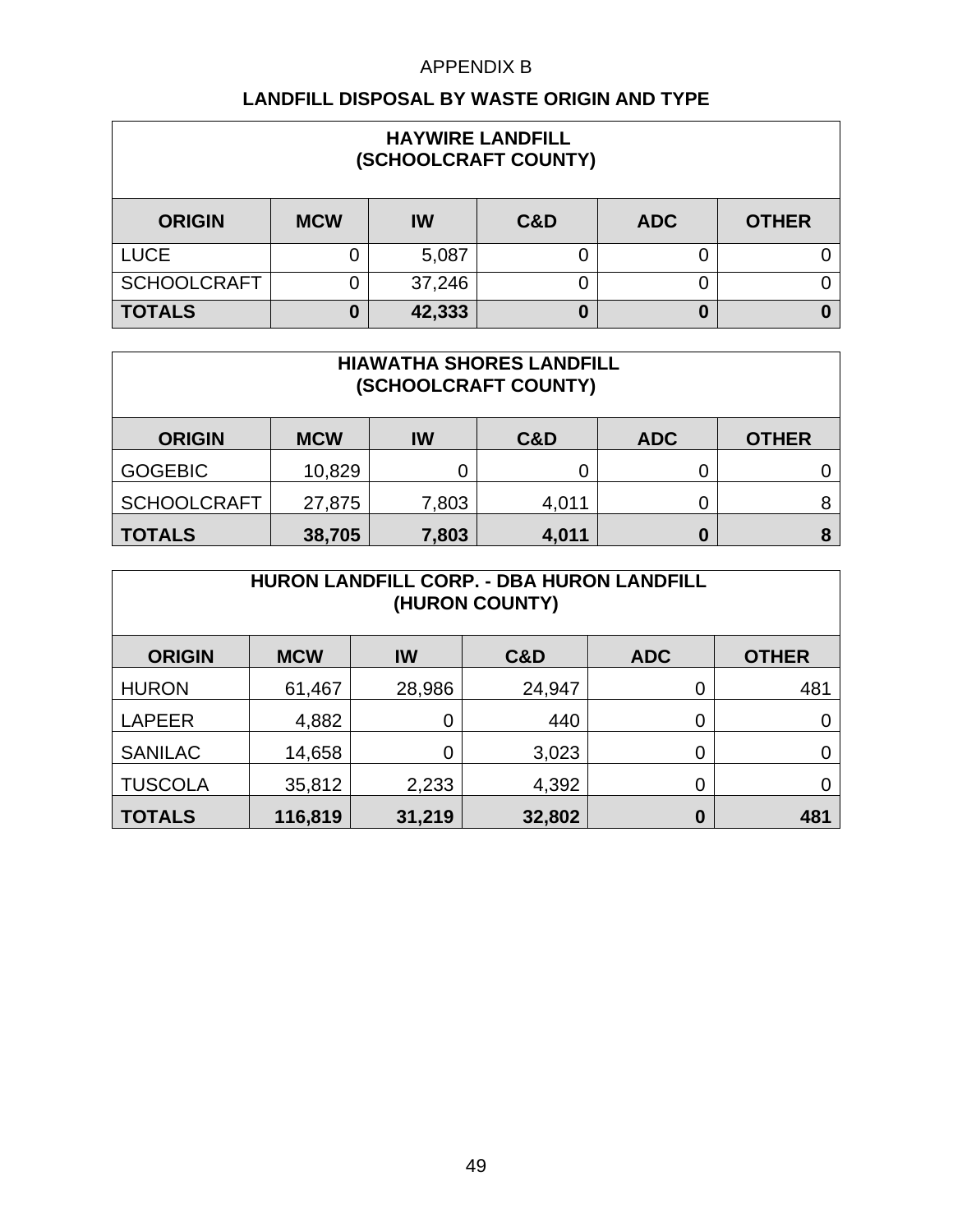APPENDIX B

## LANDFILL DISPOSAL BY WASTE ORIGIN AND TYPE

| HAYWIRE LANDFILL (SCHOOLCRAFT COUNTY) | | | | | |
|---|---|---|---|---|---|
| **ORIGIN** | **MCW** | **IW** | **C&D** | **ADC** | **OTHER** |
| LUCE | 0 | 5,087 | 0 | 0 | 0 |
| SCHOOLCRAFT | 0 | 37,246 | 0 | 0 | 0 |
| **TOTALS** | **0** | **42,333** | **0** | **0** | **0** |

| HIAWATHA SHORES LANDFILL (SCHOOLCRAFT COUNTY) | | | | | |
|---|---|---|---|---|---|
| **ORIGIN** | **MCW** | **IW** | **C&D** | **ADC** | **OTHER** |
| GOGEBIC | 10,829 | 0 | 0 | 0 | 0 |
| SCHOOLCRAFT | 27,875 | 7,803 | 4,011 | 0 | 8 |
| **TOTALS** | **38,705** | **7,803** | **4,011** | **0** | **8** |

| HURON LANDFILL CORP. - DBA HURON LANDFILL (HURON COUNTY) | | | | | |
|---|---|---|---|---|---|
| **ORIGIN** | **MCW** | **IW** | **C&D** | **ADC** | **OTHER** |
| HURON | 61,467 | 28,986 | 24,947 | 0 | 481 |
| LAPEER | 4,882 | 0 | 440 | 0 | 0 |
| SANILAC | 14,658 | 0 | 3,023 | 0 | 0 |
| TUSCOLA | 35,812 | 2,233 | 4,392 | 0 | 0 |
| **TOTALS** | **116,819** | **31,219** | **32,802** | **0** | **481** |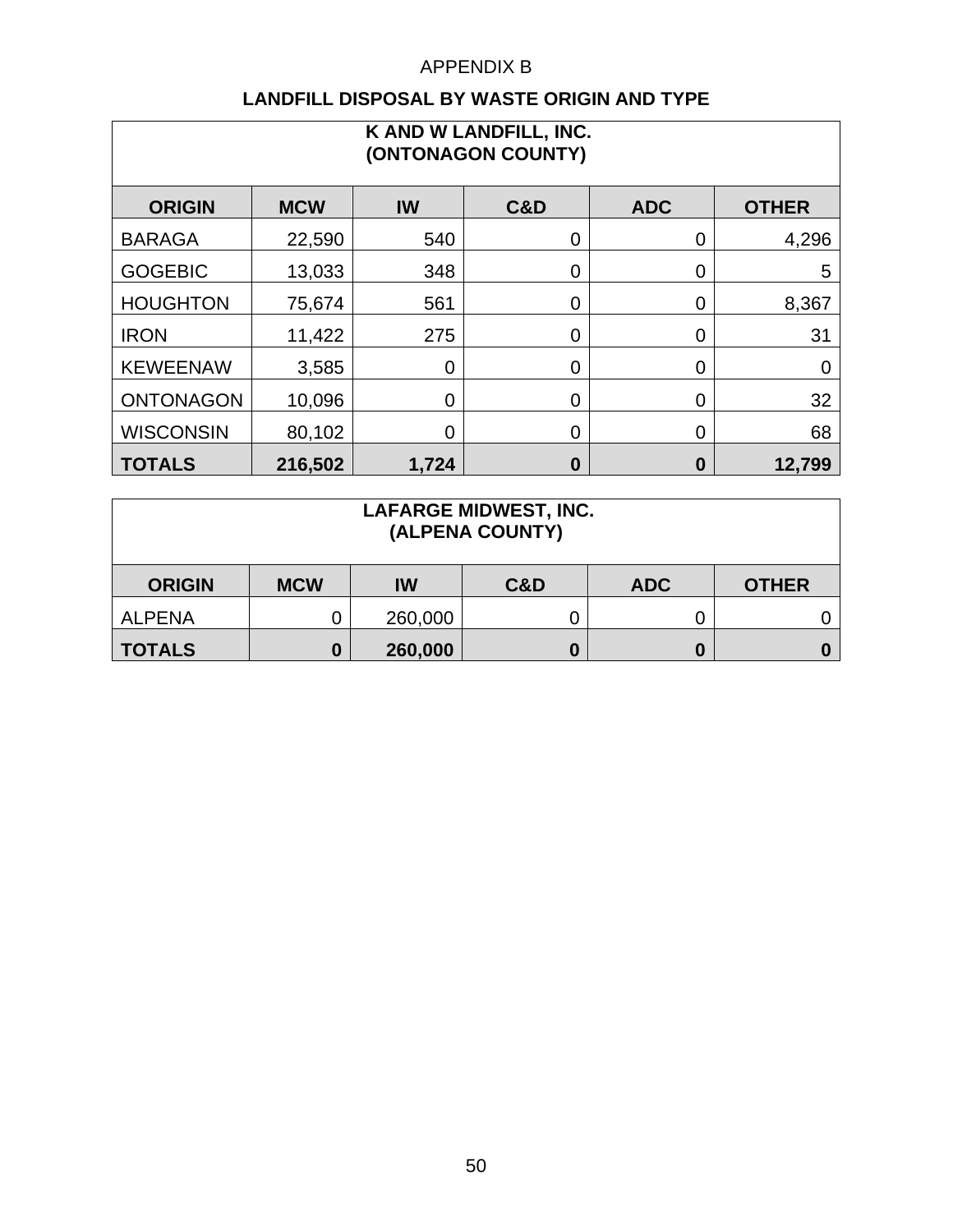APPENDIX B

## LANDFILL DISPOSAL BY WASTE ORIGIN AND TYPE

| K AND W LANDFILL, INC. (ONTONAGON COUNTY) | | | | | |
|---|---|---|---|---|---|
| **ORIGIN** | **MCW** | **IW** | **C&D** | **ADC** | **OTHER** |
| BARAGA | 22,590 | 540 | 0 | 0 | 4,296 |
| GOGEBIC | 13,033 | 348 | 0 | 0 | 5 |
| HOUGHTON | 75,674 | 561 | 0 | 0 | 8,367 |
| IRON | 11,422 | 275 | 0 | 0 | 31 |
| KEWEENAW | 3,585 | 0 | 0 | 0 | 0 |
| ONTONAGON | 10,096 | 0 | 0 | 0 | 32 |
| WISCONSIN | 80,102 | 0 | 0 | 0 | 68 |
| **TOTALS** | **216,502** | **1,724** | **0** | **0** | **12,799** |

| LAFARGE MIDWEST, INC. (ALPENA COUNTY) | | | | | |
|---|---|---|---|---|---|
| **ORIGIN** | **MCW** | **IW** | **C&D** | **ADC** | **OTHER** |
| ALPENA | 0 | 260,000 | 0 | 0 | 0 |
| **TOTALS** | **0** | **260,000** | **0** | **0** | **0** |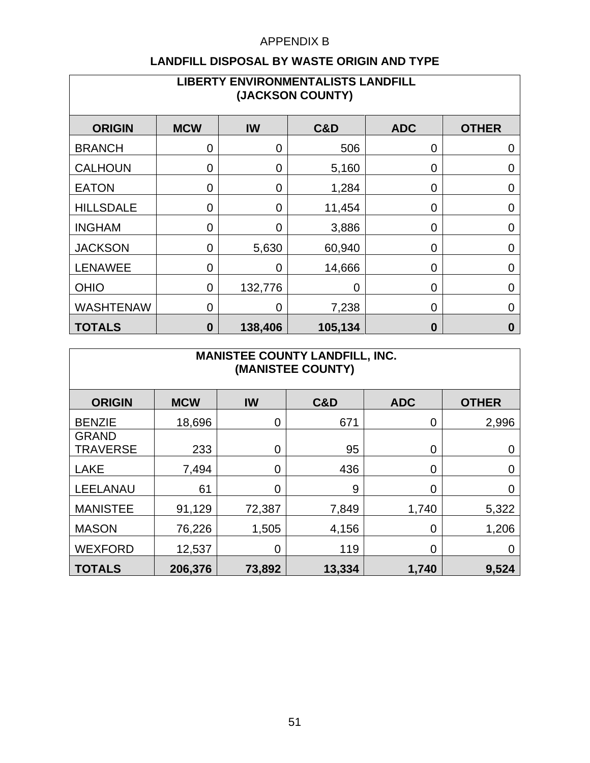APPENDIX B

## LANDFILL DISPOSAL BY WASTE ORIGIN AND TYPE

| LIBERTY ENVIRONMENTALISTS LANDFILL (JACKSON COUNTY) | | | | | |
|---|---|---|---|---|---|
| **ORIGIN** | **MCW** | **IW** | **C&D** | **ADC** | **OTHER** |
| BRANCH | 0 | 0 | 506 | 0 | 0 |
| CALHOUN | 0 | 0 | 5,160 | 0 | 0 |
| EATON | 0 | 0 | 1,284 | 0 | 0 |
| HILLSDALE | 0 | 0 | 11,454 | 0 | 0 |
| INGHAM | 0 | 0 | 3,886 | 0 | 0 |
| JACKSON | 0 | 5,630 | 60,940 | 0 | 0 |
| LENAWEE | 0 | 0 | 14,666 | 0 | 0 |
| OHIO | 0 | 132,776 | 0 | 0 | 0 |
| WASHTENAW | 0 | 0 | 7,238 | 0 | 0 |
| **TOTALS** | **0** | **138,406** | **105,134** | **0** | **0** |

| MANISTEE COUNTY LANDFILL, INC. (MANISTEE COUNTY) | | | | | |
|---|---|---|---|---|---|
| **ORIGIN** | **MCW** | **IW** | **C&D** | **ADC** | **OTHER** |
| BENZIE | 18,696 | 0 | 671 | 0 | 2,996 |
| GRAND TRAVERSE | 233 | 0 | 95 | 0 | 0 |
| LAKE | 7,494 | 0 | 436 | 0 | 0 |
| LEELANAU | 61 | 0 | 9 | 0 | 0 |
| MANISTEE | 91,129 | 72,387 | 7,849 | 1,740 | 5,322 |
| MASON | 76,226 | 1,505 | 4,156 | 0 | 1,206 |
| WEXFORD | 12,537 | 0 | 119 | 0 | 0 |
| **TOTALS** | **206,376** | **73,892** | **13,334** | **1,740** | **9,524** |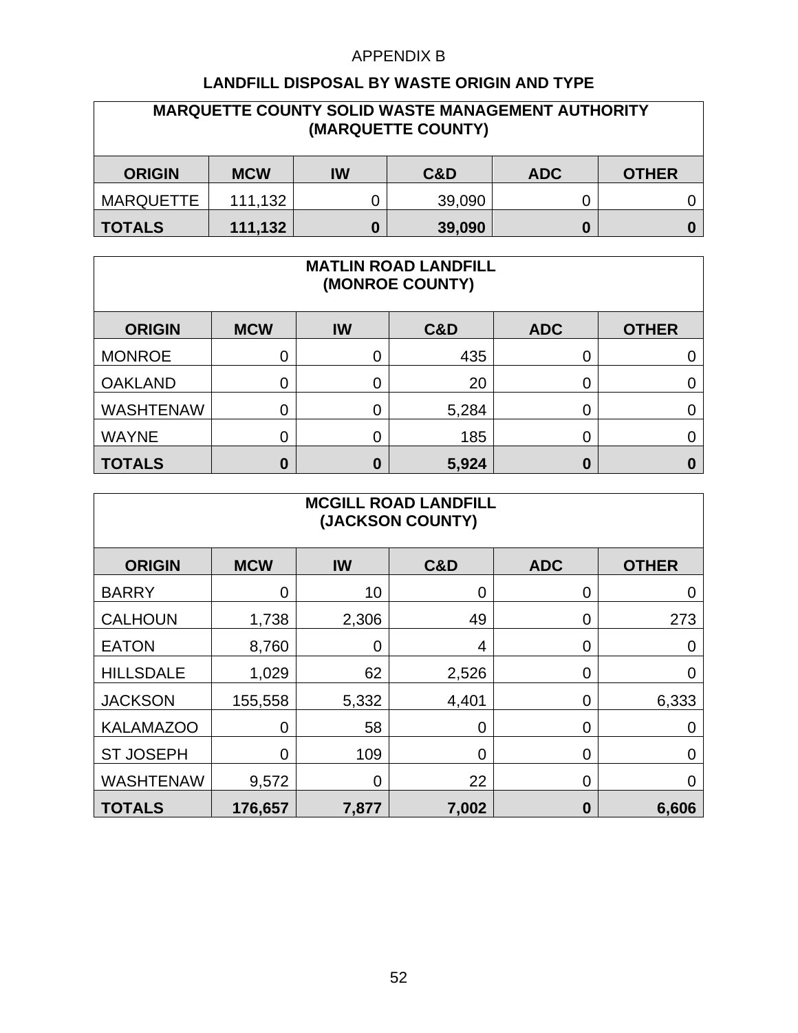APPENDIX B

## LANDFILL DISPOSAL BY WASTE ORIGIN AND TYPE

| MARQUETTE COUNTY SOLID WASTE MANAGEMENT AUTHORITY (MARQUETTE COUNTY) | | | | | |
|---|---|---|---|---|---|
| **ORIGIN** | **MCW** | **IW** | **C&D** | **ADC** | **OTHER** |
| MARQUETTE | 111,132 | 0 | 39,090 | 0 | 0 |
| **TOTALS** | **111,132** | **0** | **39,090** | **0** | **0** |

| MATLIN ROAD LANDFILL (MONROE COUNTY) | | | | | |
|---|---|---|---|---|---|
| **ORIGIN** | **MCW** | **IW** | **C&D** | **ADC** | **OTHER** |
| MONROE | 0 | 0 | 435 | 0 | 0 |
| OAKLAND | 0 | 0 | 20 | 0 | 0 |
| WASHTENAW | 0 | 0 | 5,284 | 0 | 0 |
| WAYNE | 0 | 0 | 185 | 0 | 0 |
| **TOTALS** | **0** | **0** | **5,924** | **0** | **0** |

| MCGILL ROAD LANDFILL (JACKSON COUNTY) | | | | | |
|---|---|---|---|---|---|
| **ORIGIN** | **MCW** | **IW** | **C&D** | **ADC** | **OTHER** |
| BARRY | 0 | 10 | 0 | 0 | 0 |
| CALHOUN | 1,738 | 2,306 | 49 | 0 | 273 |
| EATON | 8,760 | 0 | 4 | 0 | 0 |
| HILLSDALE | 1,029 | 62 | 2,526 | 0 | 0 |
| JACKSON | 155,558 | 5,332 | 4,401 | 0 | 6,333 |
| KALAMAZOO | 0 | 58 | 0 | 0 | 0 |
| ST JOSEPH | 0 | 109 | 0 | 0 | 0 |
| WASHTENAW | 9,572 | 0 | 22 | 0 | 0 |
| **TOTALS** | **176,657** | **7,877** | **7,002** | **0** | **6,606** |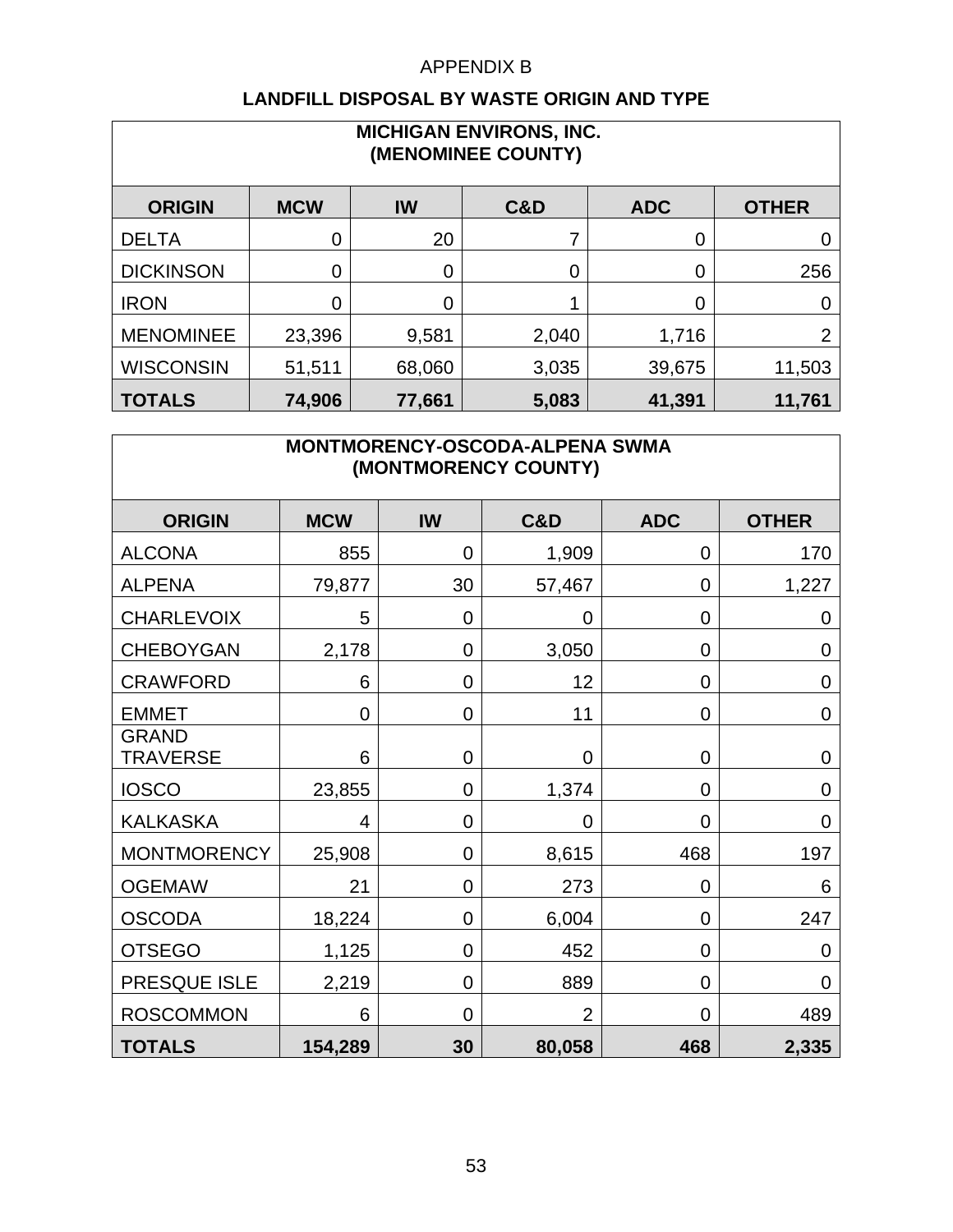APPENDIX B

## LANDFILL DISPOSAL BY WASTE ORIGIN AND TYPE

| MICHIGAN ENVIRONS, INC. (MENOMINEE COUNTY) | | | | | |
|---|---|---|---|---|---|
| **ORIGIN** | **MCW** | **IW** | **C&D** | **ADC** | **OTHER** |
| DELTA | 0 | 20 | 7 | 0 | 0 |
| DICKINSON | 0 | 0 | 0 | 0 | 256 |
| IRON | 0 | 0 | 1 | 0 | 0 |
| MENOMINEE | 23,396 | 9,581 | 2,040 | 1,716 | 2 |
| WISCONSIN | 51,511 | 68,060 | 3,035 | 39,675 | 11,503 |
| **TOTALS** | **74,906** | **77,661** | **5,083** | **41,391** | **11,761** |

| MONTMORENCY-OSCODA-ALPENA SWMA (MONTMORENCY COUNTY) | | | | | |
|---|---|---|---|---|---|
| **ORIGIN** | **MCW** | **IW** | **C&D** | **ADC** | **OTHER** |
| ALCONA | 855 | 0 | 1,909 | 0 | 170 |
| ALPENA | 79,877 | 30 | 57,467 | 0 | 1,227 |
| CHARLEVOIX | 5 | 0 | 0 | 0 | 0 |
| CHEBOYGAN | 2,178 | 0 | 3,050 | 0 | 0 |
| CRAWFORD | 6 | 0 | 12 | 0 | 0 |
| EMMET | 0 | 0 | 11 | 0 | 0 |
| GRAND TRAVERSE | 6 | 0 | 0 | 0 | 0 |
| IOSCO | 23,855 | 0 | 1,374 | 0 | 0 |
| KALKASKA | 4 | 0 | 0 | 0 | 0 |
| MONTMORENCY | 25,908 | 0 | 8,615 | 468 | 197 |
| OGEMAW | 21 | 0 | 273 | 0 | 6 |
| OSCODA | 18,224 | 0 | 6,004 | 0 | 247 |
| OTSEGO | 1,125 | 0 | 452 | 0 | 0 |
| PRESQUE ISLE | 2,219 | 0 | 889 | 0 | 0 |
| ROSCOMMON | 6 | 0 | 2 | 0 | 489 |
| **TOTALS** | **154,289** | **30** | **80,058** | **468** | **2,335** |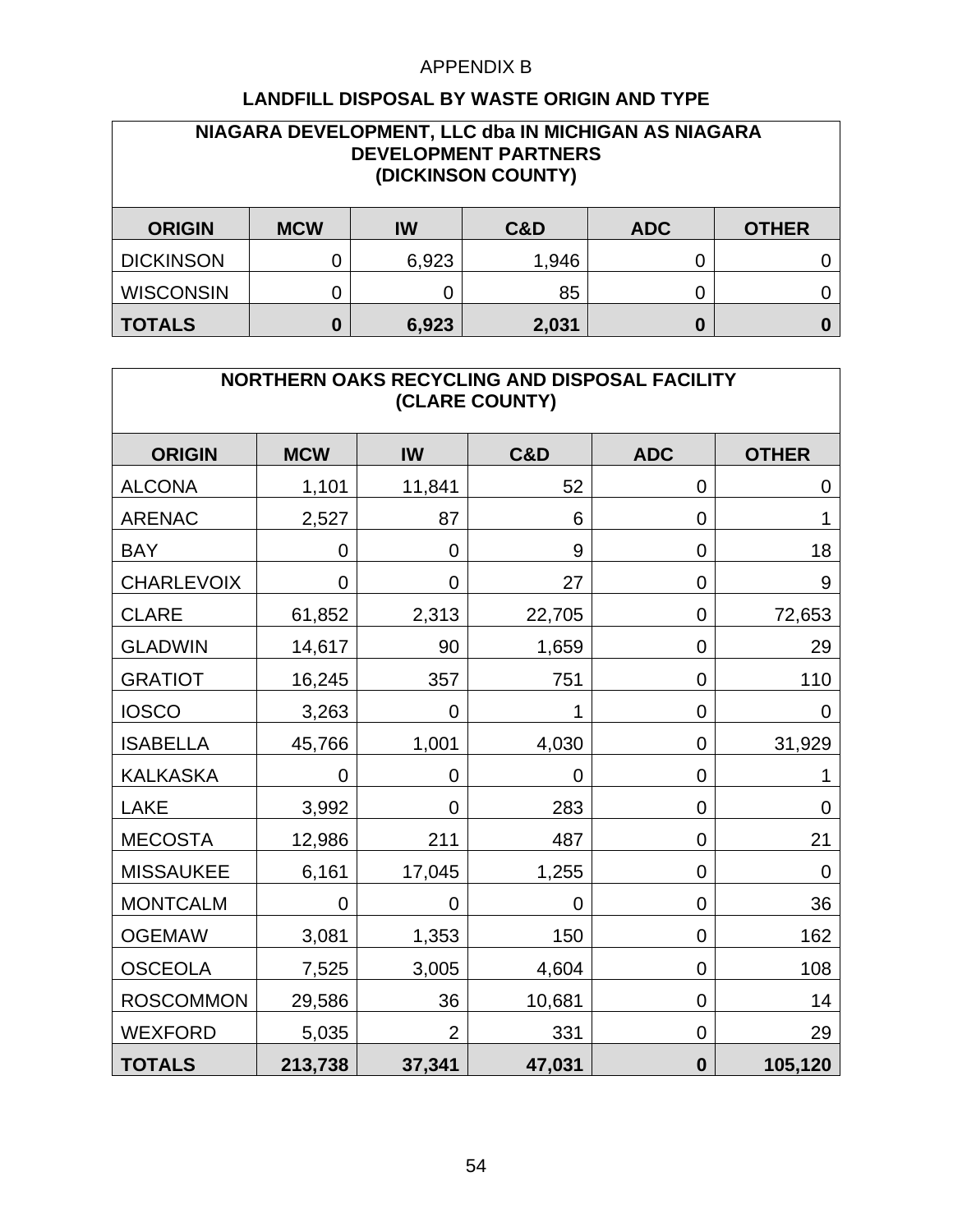APPENDIX B

## LANDFILL DISPOSAL BY WASTE ORIGIN AND TYPE

| NIAGARA DEVELOPMENT, LLC dba IN MICHIGAN AS NIAGARA DEVELOPMENT PARTNERS (DICKINSON COUNTY) | | | | | |
|---|---|---|---|---|---|
| **ORIGIN** | **MCW** | **IW** | **C&D** | **ADC** | **OTHER** |
| DICKINSON | 0 | 6,923 | 1,946 | 0 | 0 |
| WISCONSIN | 0 | 0 | 85 | 0 | 0 |
| **TOTALS** | **0** | **6,923** | **2,031** | **0** | **0** |

| NORTHERN OAKS RECYCLING AND DISPOSAL FACILITY (CLARE COUNTY) | | | | | |
|---|---|---|---|---|---|
| **ORIGIN** | **MCW** | **IW** | **C&D** | **ADC** | **OTHER** |
| ALCONA | 1,101 | 11,841 | 52 | 0 | 0 |
| ARENAC | 2,527 | 87 | 6 | 0 | 1 |
| BAY | 0 | 0 | 9 | 0 | 18 |
| CHARLEVOIX | 0 | 0 | 27 | 0 | 9 |
| CLARE | 61,852 | 2,313 | 22,705 | 0 | 72,653 |
| GLADWIN | 14,617 | 90 | 1,659 | 0 | 29 |
| GRATIOT | 16,245 | 357 | 751 | 0 | 110 |
| IOSCO | 3,263 | 0 | 1 | 0 | 0 |
| ISABELLA | 45,766 | 1,001 | 4,030 | 0 | 31,929 |
| KALKASKA | 0 | 0 | 0 | 0 | 1 |
| LAKE | 3,992 | 0 | 283 | 0 | 0 |
| MECOSTA | 12,986 | 211 | 487 | 0 | 21 |
| MISSAUKEE | 6,161 | 17,045 | 1,255 | 0 | 0 |
| MONTCALM | 0 | 0 | 0 | 0 | 36 |
| OGEMAW | 3,081 | 1,353 | 150 | 0 | 162 |
| OSCEOLA | 7,525 | 3,005 | 4,604 | 0 | 108 |
| ROSCOMMON | 29,586 | 36 | 10,681 | 0 | 14 |
| WEXFORD | 5,035 | 2 | 331 | 0 | 29 |
| **TOTALS** | **213,738** | **37,341** | **47,031** | **0** | **105,120** |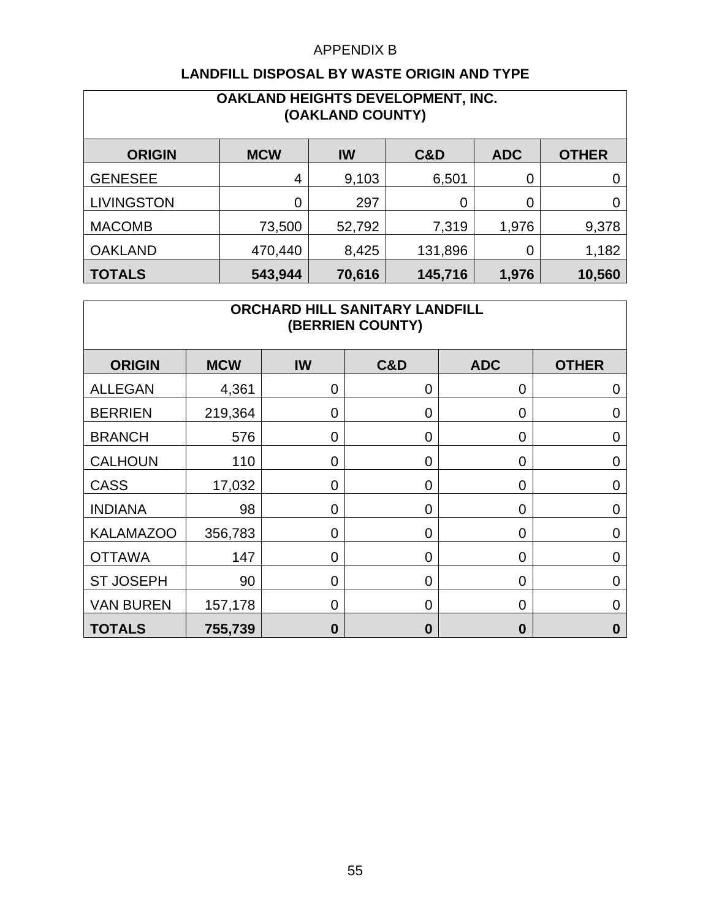APPENDIX B

## LANDFILL DISPOSAL BY WASTE ORIGIN AND TYPE

### OAKLAND HEIGHTS DEVELOPMENT, INC. (OAKLAND COUNTY)

| ORIGIN | MCW | IW | C&D | ADC | OTHER |
|---|---|---|---|---|---|
| GENESEE | 4 | 9,103 | 6,501 | 0 | 0 |
| LIVINGSTON | 0 | 297 | 0 | 0 | 0 |
| MACOMB | 73,500 | 52,792 | 7,319 | 1,976 | 9,378 |
| OAKLAND | 470,440 | 8,425 | 131,896 | 0 | 1,182 |
| **TOTALS** | **543,944** | **70,616** | **145,716** | **1,976** | **10,560** |

### ORCHARD HILL SANITARY LANDFILL (BERRIEN COUNTY)

| ORIGIN | MCW | IW | C&D | ADC | OTHER |
|---|---|---|---|---|---|
| ALLEGAN | 4,361 | 0 | 0 | 0 | 0 |
| BERRIEN | 219,364 | 0 | 0 | 0 | 0 |
| BRANCH | 576 | 0 | 0 | 0 | 0 |
| CALHOUN | 110 | 0 | 0 | 0 | 0 |
| CASS | 17,032 | 0 | 0 | 0 | 0 |
| INDIANA | 98 | 0 | 0 | 0 | 0 |
| KALAMAZOO | 356,783 | 0 | 0 | 0 | 0 |
| OTTAWA | 147 | 0 | 0 | 0 | 0 |
| ST JOSEPH | 90 | 0 | 0 | 0 | 0 |
| VAN BUREN | 157,178 | 0 | 0 | 0 | 0 |
| **TOTALS** | **755,739** | **0** | **0** | **0** | **0** |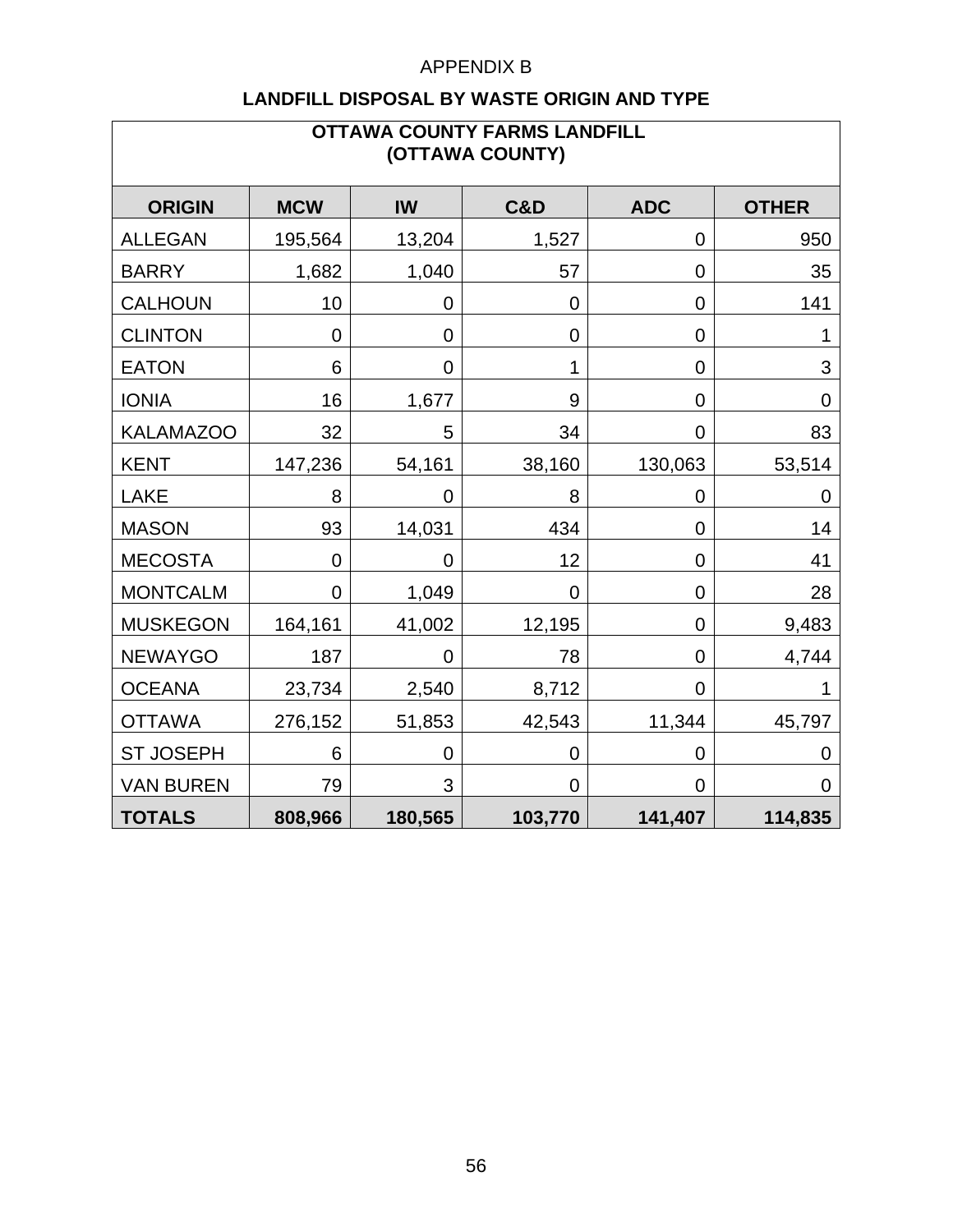APPENDIX B

## LANDFILL DISPOSAL BY WASTE ORIGIN AND TYPE

| OTTAWA COUNTY FARMS LANDFILL (OTTAWA COUNTY) | | | | | |
|---|---|---|---|---|---|
| **ORIGIN** | **MCW** | **IW** | **C&D** | **ADC** | **OTHER** |
| ALLEGAN | 195,564 | 13,204 | 1,527 | 0 | 950 |
| BARRY | 1,682 | 1,040 | 57 | 0 | 35 |
| CALHOUN | 10 | 0 | 0 | 0 | 141 |
| CLINTON | 0 | 0 | 0 | 0 | 1 |
| EATON | 6 | 0 | 1 | 0 | 3 |
| IONIA | 16 | 1,677 | 9 | 0 | 0 |
| KALAMAZOO | 32 | 5 | 34 | 0 | 83 |
| KENT | 147,236 | 54,161 | 38,160 | 130,063 | 53,514 |
| LAKE | 8 | 0 | 8 | 0 | 0 |
| MASON | 93 | 14,031 | 434 | 0 | 14 |
| MECOSTA | 0 | 0 | 12 | 0 | 41 |
| MONTCALM | 0 | 1,049 | 0 | 0 | 28 |
| MUSKEGON | 164,161 | 41,002 | 12,195 | 0 | 9,483 |
| NEWAYGO | 187 | 0 | 78 | 0 | 4,744 |
| OCEANA | 23,734 | 2,540 | 8,712 | 0 | 1 |
| OTTAWA | 276,152 | 51,853 | 42,543 | 11,344 | 45,797 |
| ST JOSEPH | 6 | 0 | 0 | 0 | 0 |
| VAN BUREN | 79 | 3 | 0 | 0 | 0 |
| **TOTALS** | **808,966** | **180,565** | **103,770** | **141,407** | **114,835** |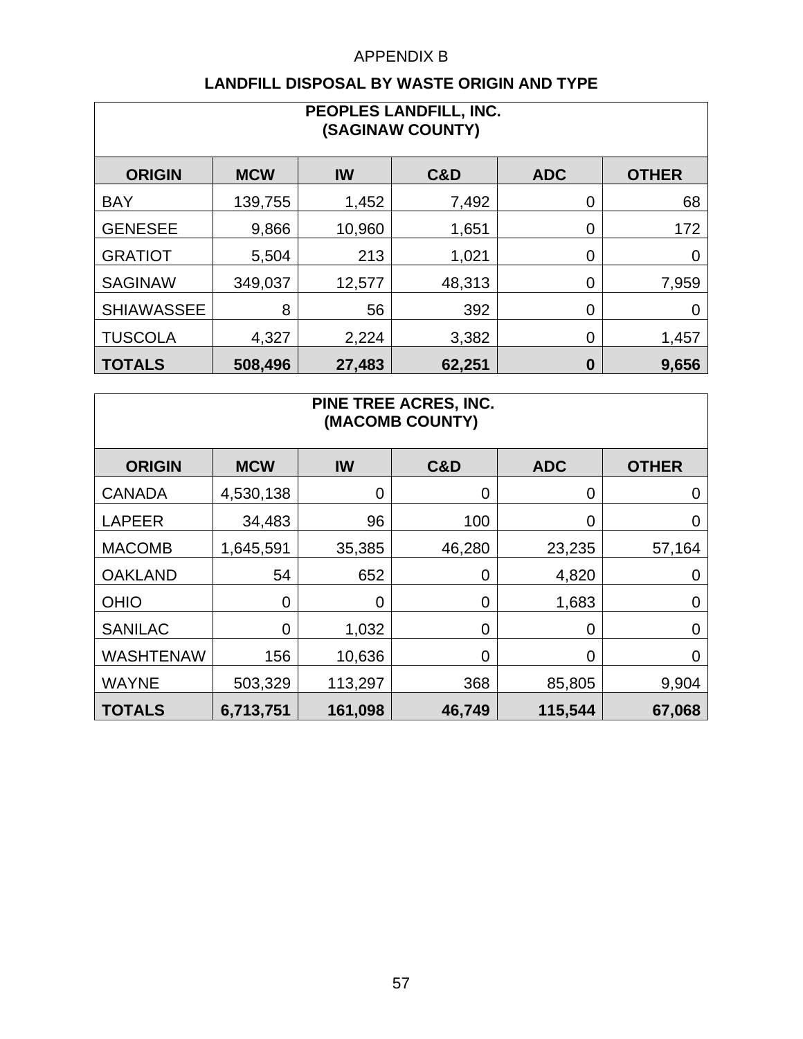APPENDIX B

## LANDFILL DISPOSAL BY WASTE ORIGIN AND TYPE

| PEOPLES LANDFILL, INC. (SAGINAW COUNTY) | | | | | |
|---|---|---|---|---|---|
| **ORIGIN** | **MCW** | **IW** | **C&D** | **ADC** | **OTHER** |
| BAY | 139,755 | 1,452 | 7,492 | 0 | 68 |
| GENESEE | 9,866 | 10,960 | 1,651 | 0 | 172 |
| GRATIOT | 5,504 | 213 | 1,021 | 0 | 0 |
| SAGINAW | 349,037 | 12,577 | 48,313 | 0 | 7,959 |
| SHIAWASSEE | 8 | 56 | 392 | 0 | 0 |
| TUSCOLA | 4,327 | 2,224 | 3,382 | 0 | 1,457 |
| **TOTALS** | **508,496** | **27,483** | **62,251** | **0** | **9,656** |

| PINE TREE ACRES, INC. (MACOMB COUNTY) | | | | | |
|---|---|---|---|---|---|
| **ORIGIN** | **MCW** | **IW** | **C&D** | **ADC** | **OTHER** |
| CANADA | 4,530,138 | 0 | 0 | 0 | 0 |
| LAPEER | 34,483 | 96 | 100 | 0 | 0 |
| MACOMB | 1,645,591 | 35,385 | 46,280 | 23,235 | 57,164 |
| OAKLAND | 54 | 652 | 0 | 4,820 | 0 |
| OHIO | 0 | 0 | 0 | 1,683 | 0 |
| SANILAC | 0 | 1,032 | 0 | 0 | 0 |
| WASHTENAW | 156 | 10,636 | 0 | 0 | 0 |
| WAYNE | 503,329 | 113,297 | 368 | 85,805 | 9,904 |
| **TOTALS** | **6,713,751** | **161,098** | **46,749** | **115,544** | **67,068** |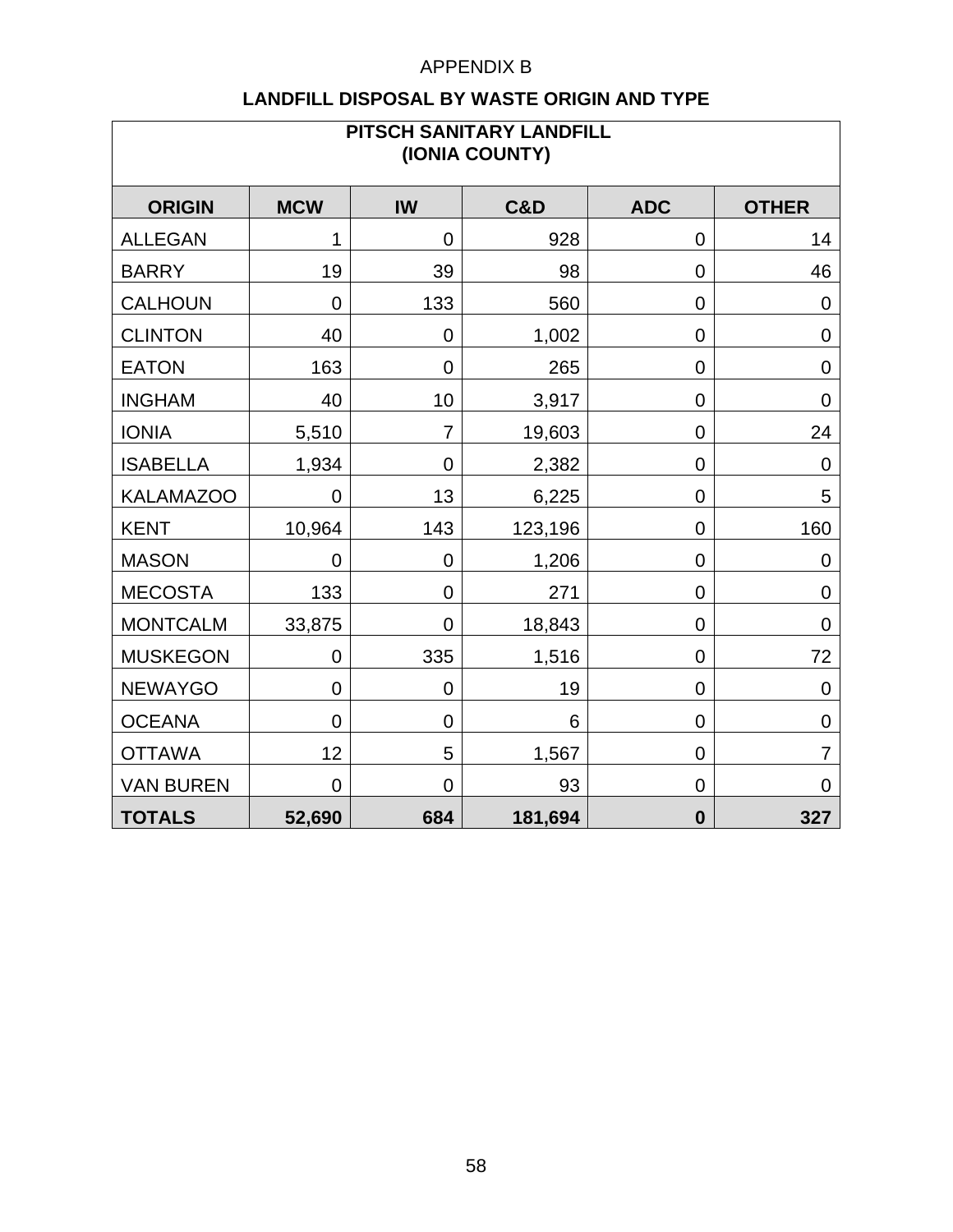APPENDIX B

## LANDFILL DISPOSAL BY WASTE ORIGIN AND TYPE

| PITSCH SANITARY LANDFILL (IONIA COUNTY) | | | | | |
|---|---|---|---|---|---|
| **ORIGIN** | **MCW** | **IW** | **C&D** | **ADC** | **OTHER** |
| ALLEGAN | 1 | 0 | 928 | 0 | 14 |
| BARRY | 19 | 39 | 98 | 0 | 46 |
| CALHOUN | 0 | 133 | 560 | 0 | 0 |
| CLINTON | 40 | 0 | 1,002 | 0 | 0 |
| EATON | 163 | 0 | 265 | 0 | 0 |
| INGHAM | 40 | 10 | 3,917 | 0 | 0 |
| IONIA | 5,510 | 7 | 19,603 | 0 | 24 |
| ISABELLA | 1,934 | 0 | 2,382 | 0 | 0 |
| KALAMAZOO | 0 | 13 | 6,225 | 0 | 5 |
| KENT | 10,964 | 143 | 123,196 | 0 | 160 |
| MASON | 0 | 0 | 1,206 | 0 | 0 |
| MECOSTA | 133 | 0 | 271 | 0 | 0 |
| MONTCALM | 33,875 | 0 | 18,843 | 0 | 0 |
| MUSKEGON | 0 | 335 | 1,516 | 0 | 72 |
| NEWAYGO | 0 | 0 | 19 | 0 | 0 |
| OCEANA | 0 | 0 | 6 | 0 | 0 |
| OTTAWA | 12 | 5 | 1,567 | 0 | 7 |
| VAN BUREN | 0 | 0 | 93 | 0 | 0 |
| **TOTALS** | **52,690** | **684** | **181,694** | **0** | **327** |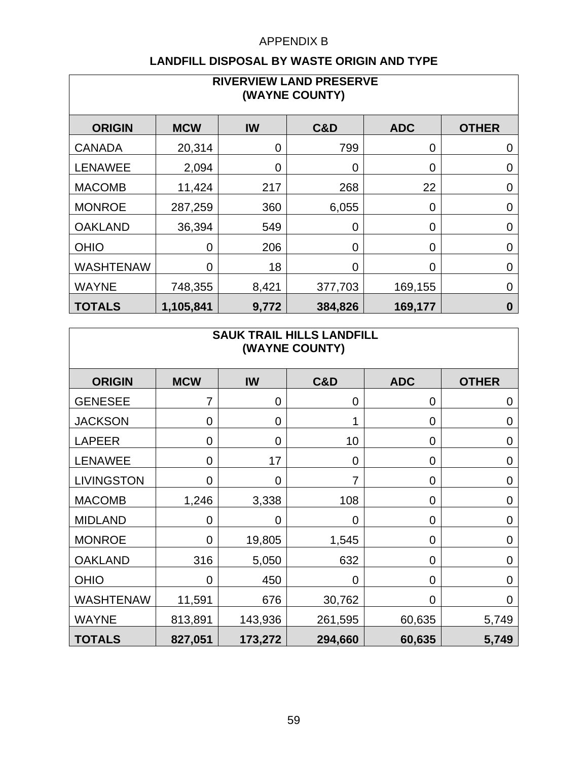APPENDIX B

## LANDFILL DISPOSAL BY WASTE ORIGIN AND TYPE

| RIVERVIEW LAND PRESERVE (WAYNE COUNTY) | | | | | |
|---|---|---|---|---|---|
| **ORIGIN** | **MCW** | **IW** | **C&D** | **ADC** | **OTHER** |
| CANADA | 20,314 | 0 | 799 | 0 | 0 |
| LENAWEE | 2,094 | 0 | 0 | 0 | 0 |
| MACOMB | 11,424 | 217 | 268 | 22 | 0 |
| MONROE | 287,259 | 360 | 6,055 | 0 | 0 |
| OAKLAND | 36,394 | 549 | 0 | 0 | 0 |
| OHIO | 0 | 206 | 0 | 0 | 0 |
| WASHTENAW | 0 | 18 | 0 | 0 | 0 |
| WAYNE | 748,355 | 8,421 | 377,703 | 169,155 | 0 |
| **TOTALS** | **1,105,841** | **9,772** | **384,826** | **169,177** | **0** |

| SAUK TRAIL HILLS LANDFILL (WAYNE COUNTY) | | | | | |
|---|---|---|---|---|---|
| **ORIGIN** | **MCW** | **IW** | **C&D** | **ADC** | **OTHER** |
| GENESEE | 7 | 0 | 0 | 0 | 0 |
| JACKSON | 0 | 0 | 1 | 0 | 0 |
| LAPEER | 0 | 0 | 10 | 0 | 0 |
| LENAWEE | 0 | 17 | 0 | 0 | 0 |
| LIVINGSTON | 0 | 0 | 7 | 0 | 0 |
| MACOMB | 1,246 | 3,338 | 108 | 0 | 0 |
| MIDLAND | 0 | 0 | 0 | 0 | 0 |
| MONROE | 0 | 19,805 | 1,545 | 0 | 0 |
| OAKLAND | 316 | 5,050 | 632 | 0 | 0 |
| OHIO | 0 | 450 | 0 | 0 | 0 |
| WASHTENAW | 11,591 | 676 | 30,762 | 0 | 0 |
| WAYNE | 813,891 | 143,936 | 261,595 | 60,635 | 5,749 |
| **TOTALS** | **827,051** | **173,272** | **294,660** | **60,635** | **5,749** |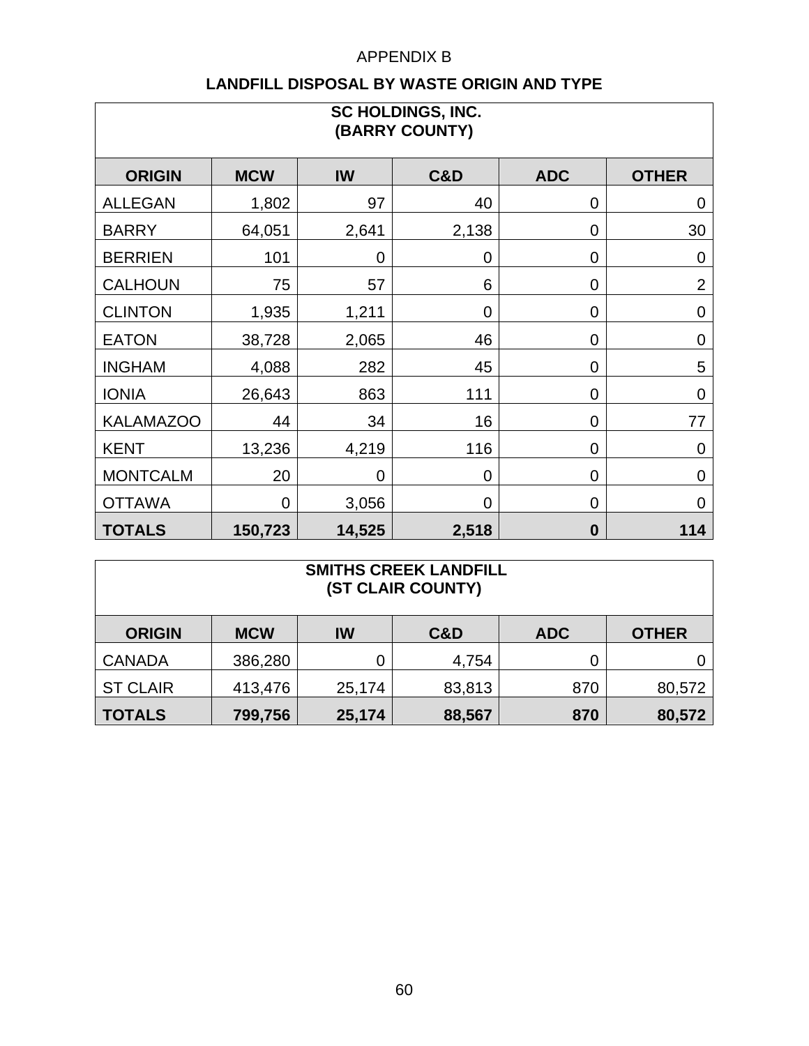APPENDIX B

## LANDFILL DISPOSAL BY WASTE ORIGIN AND TYPE

| SC HOLDINGS, INC. (BARRY COUNTY) | | | | | |
|---|---|---|---|---|---|
| **ORIGIN** | **MCW** | **IW** | **C&D** | **ADC** | **OTHER** |
| ALLEGAN | 1,802 | 97 | 40 | 0 | 0 |
| BARRY | 64,051 | 2,641 | 2,138 | 0 | 30 |
| BERRIEN | 101 | 0 | 0 | 0 | 0 |
| CALHOUN | 75 | 57 | 6 | 0 | 2 |
| CLINTON | 1,935 | 1,211 | 0 | 0 | 0 |
| EATON | 38,728 | 2,065 | 46 | 0 | 0 |
| INGHAM | 4,088 | 282 | 45 | 0 | 5 |
| IONIA | 26,643 | 863 | 111 | 0 | 0 |
| KALAMAZOO | 44 | 34 | 16 | 0 | 77 |
| KENT | 13,236 | 4,219 | 116 | 0 | 0 |
| MONTCALM | 20 | 0 | 0 | 0 | 0 |
| OTTAWA | 0 | 3,056 | 0 | 0 | 0 |
| **TOTALS** | **150,723** | **14,525** | **2,518** | **0** | **114** |

| SMITHS CREEK LANDFILL (ST CLAIR COUNTY) | | | | | |
|---|---|---|---|---|---|
| **ORIGIN** | **MCW** | **IW** | **C&D** | **ADC** | **OTHER** |
| CANADA | 386,280 | 0 | 4,754 | 0 | 0 |
| ST CLAIR | 413,476 | 25,174 | 83,813 | 870 | 80,572 |
| **TOTALS** | **799,756** | **25,174** | **88,567** | **870** | **80,572** |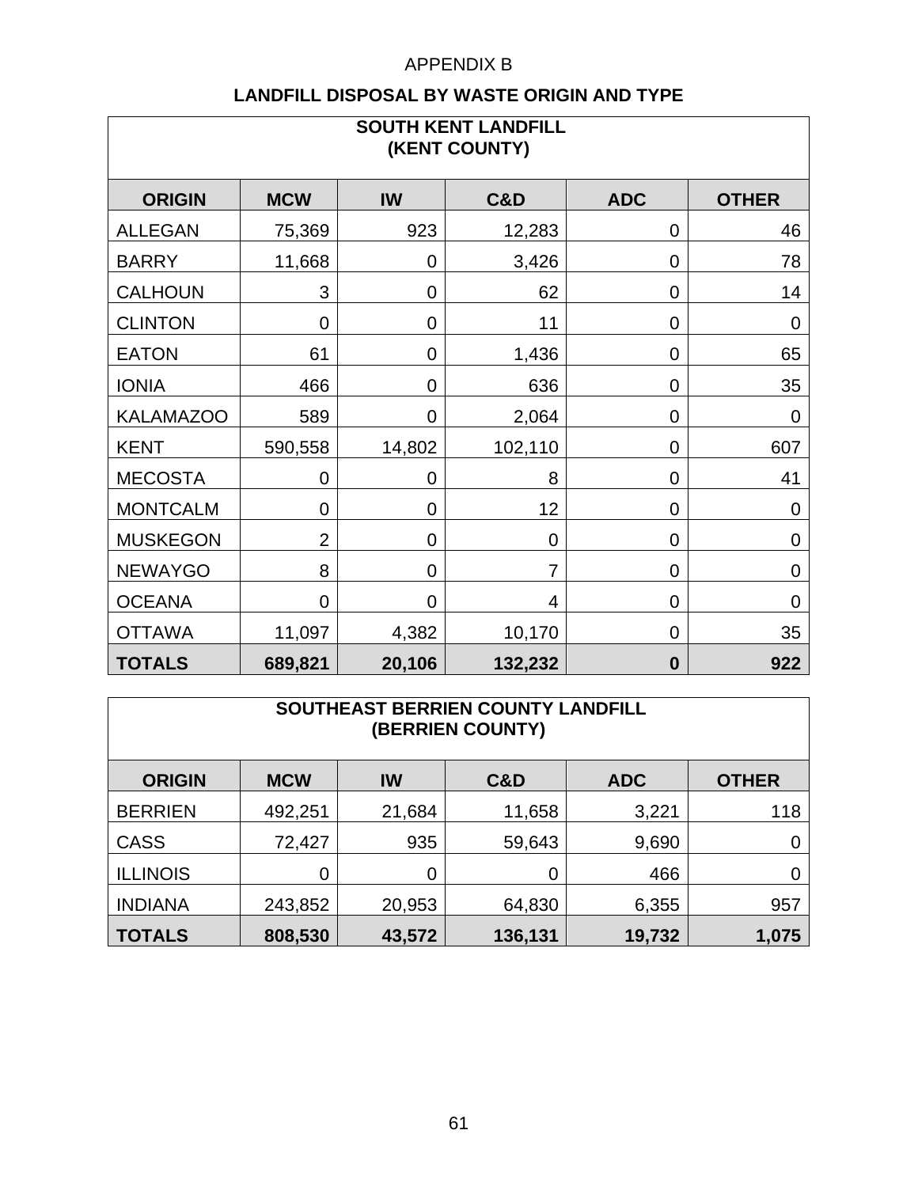APPENDIX B

## LANDFILL DISPOSAL BY WASTE ORIGIN AND TYPE

| SOUTH KENT LANDFILL (KENT COUNTY) | | | | | |
|---|---|---|---|---|---|
| **ORIGIN** | **MCW** | **IW** | **C&D** | **ADC** | **OTHER** |
| ALLEGAN | 75,369 | 923 | 12,283 | 0 | 46 |
| BARRY | 11,668 | 0 | 3,426 | 0 | 78 |
| CALHOUN | 3 | 0 | 62 | 0 | 14 |
| CLINTON | 0 | 0 | 11 | 0 | 0 |
| EATON | 61 | 0 | 1,436 | 0 | 65 |
| IONIA | 466 | 0 | 636 | 0 | 35 |
| KALAMAZOO | 589 | 0 | 2,064 | 0 | 0 |
| KENT | 590,558 | 14,802 | 102,110 | 0 | 607 |
| MECOSTA | 0 | 0 | 8 | 0 | 41 |
| MONTCALM | 0 | 0 | 12 | 0 | 0 |
| MUSKEGON | 2 | 0 | 0 | 0 | 0 |
| NEWAYGO | 8 | 0 | 7 | 0 | 0 |
| OCEANA | 0 | 0 | 4 | 0 | 0 |
| OTTAWA | 11,097 | 4,382 | 10,170 | 0 | 35 |
| **TOTALS** | **689,821** | **20,106** | **132,232** | **0** | **922** |

| SOUTHEAST BERRIEN COUNTY LANDFILL (BERRIEN COUNTY) | | | | | |
|---|---|---|---|---|---|
| **ORIGIN** | **MCW** | **IW** | **C&D** | **ADC** | **OTHER** |
| BERRIEN | 492,251 | 21,684 | 11,658 | 3,221 | 118 |
| CASS | 72,427 | 935 | 59,643 | 9,690 | 0 |
| ILLINOIS | 0 | 0 | 0 | 466 | 0 |
| INDIANA | 243,852 | 20,953 | 64,830 | 6,355 | 957 |
| **TOTALS** | **808,530** | **43,572** | **136,131** | **19,732** | **1,075** |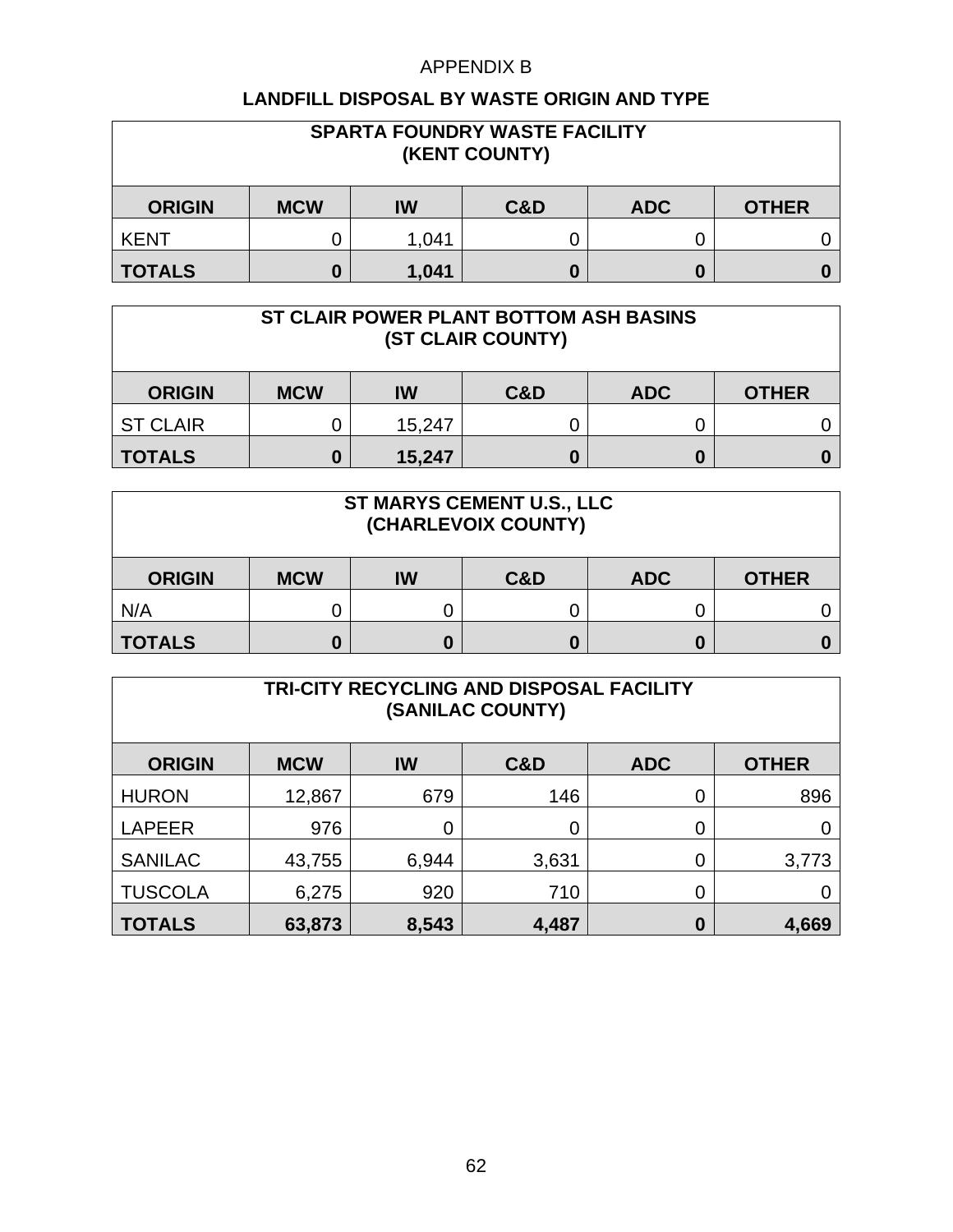APPENDIX B

## LANDFILL DISPOSAL BY WASTE ORIGIN AND TYPE

| SPARTA FOUNDRY WASTE FACILITY (KENT COUNTY) | | | | | |
|---|---|---|---|---|---|
| **ORIGIN** | **MCW** | **IW** | **C&D** | **ADC** | **OTHER** |
| KENT | 0 | 1,041 | 0 | 0 | 0 |
| **TOTALS** | **0** | **1,041** | **0** | **0** | **0** |

| ST CLAIR POWER PLANT BOTTOM ASH BASINS (ST CLAIR COUNTY) | | | | | |
|---|---|---|---|---|---|
| **ORIGIN** | **MCW** | **IW** | **C&D** | **ADC** | **OTHER** |
| ST CLAIR | 0 | 15,247 | 0 | 0 | 0 |
| **TOTALS** | **0** | **15,247** | **0** | **0** | **0** |

| ST MARYS CEMENT U.S., LLC (CHARLEVOIX COUNTY) | | | | | |
|---|---|---|---|---|---|
| **ORIGIN** | **MCW** | **IW** | **C&D** | **ADC** | **OTHER** |
| N/A | 0 | 0 | 0 | 0 | 0 |
| **TOTALS** | **0** | **0** | **0** | **0** | **0** |

| TRI-CITY RECYCLING AND DISPOSAL FACILITY (SANILAC COUNTY) | | | | | |
|---|---|---|---|---|---|
| **ORIGIN** | **MCW** | **IW** | **C&D** | **ADC** | **OTHER** |
| HURON | 12,867 | 679 | 146 | 0 | 896 |
| LAPEER | 976 | 0 | 0 | 0 | 0 |
| SANILAC | 43,755 | 6,944 | 3,631 | 0 | 3,773 |
| TUSCOLA | 6,275 | 920 | 710 | 0 | 0 |
| **TOTALS** | **63,873** | **8,543** | **4,487** | **0** | **4,669** |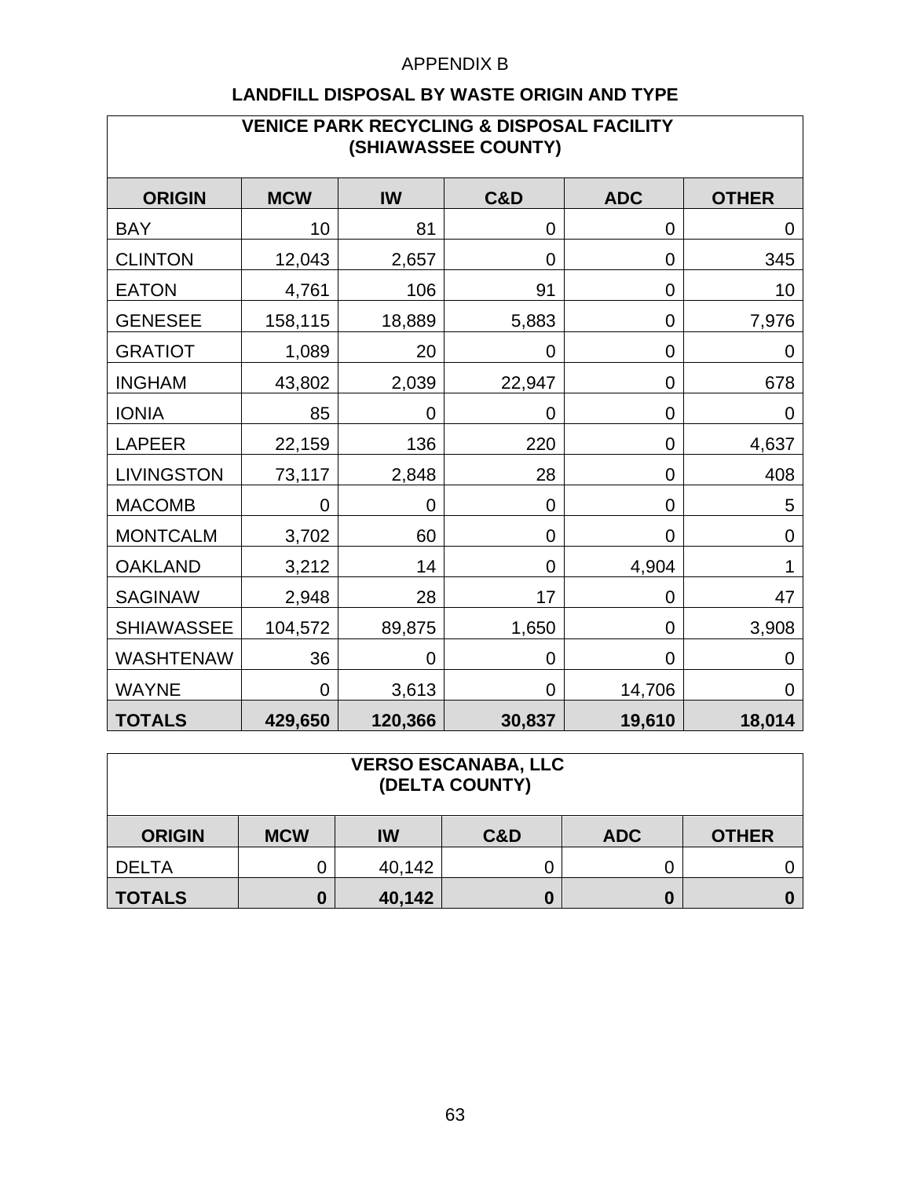APPENDIX B

## LANDFILL DISPOSAL BY WASTE ORIGIN AND TYPE

### VENICE PARK RECYCLING & DISPOSAL FACILITY (SHIAWASSEE COUNTY)

| ORIGIN | MCW | IW | C&D | ADC | OTHER |
|---|---|---|---|---|---|
| BAY | 10 | 81 | 0 | 0 | 0 |
| CLINTON | 12,043 | 2,657 | 0 | 0 | 345 |
| EATON | 4,761 | 106 | 91 | 0 | 10 |
| GENESEE | 158,115 | 18,889 | 5,883 | 0 | 7,976 |
| GRATIOT | 1,089 | 20 | 0 | 0 | 0 |
| INGHAM | 43,802 | 2,039 | 22,947 | 0 | 678 |
| IONIA | 85 | 0 | 0 | 0 | 0 |
| LAPEER | 22,159 | 136 | 220 | 0 | 4,637 |
| LIVINGSTON | 73,117 | 2,848 | 28 | 0 | 408 |
| MACOMB | 0 | 0 | 0 | 0 | 5 |
| MONTCALM | 3,702 | 60 | 0 | 0 | 0 |
| OAKLAND | 3,212 | 14 | 0 | 4,904 | 1 |
| SAGINAW | 2,948 | 28 | 17 | 0 | 47 |
| SHIAWASSEE | 104,572 | 89,875 | 1,650 | 0 | 3,908 |
| WASHTENAW | 36 | 0 | 0 | 0 | 0 |
| WAYNE | 0 | 3,613 | 0 | 14,706 | 0 |
| **TOTALS** | **429,650** | **120,366** | **30,837** | **19,610** | **18,014** |

### VERSO ESCANABA, LLC (DELTA COUNTY)

| ORIGIN | MCW | IW | C&D | ADC | OTHER |
|---|---|---|---|---|---|
| DELTA | 0 | 40,142 | 0 | 0 | 0 |
| **TOTALS** | **0** | **40,142** | **0** | **0** | **0** |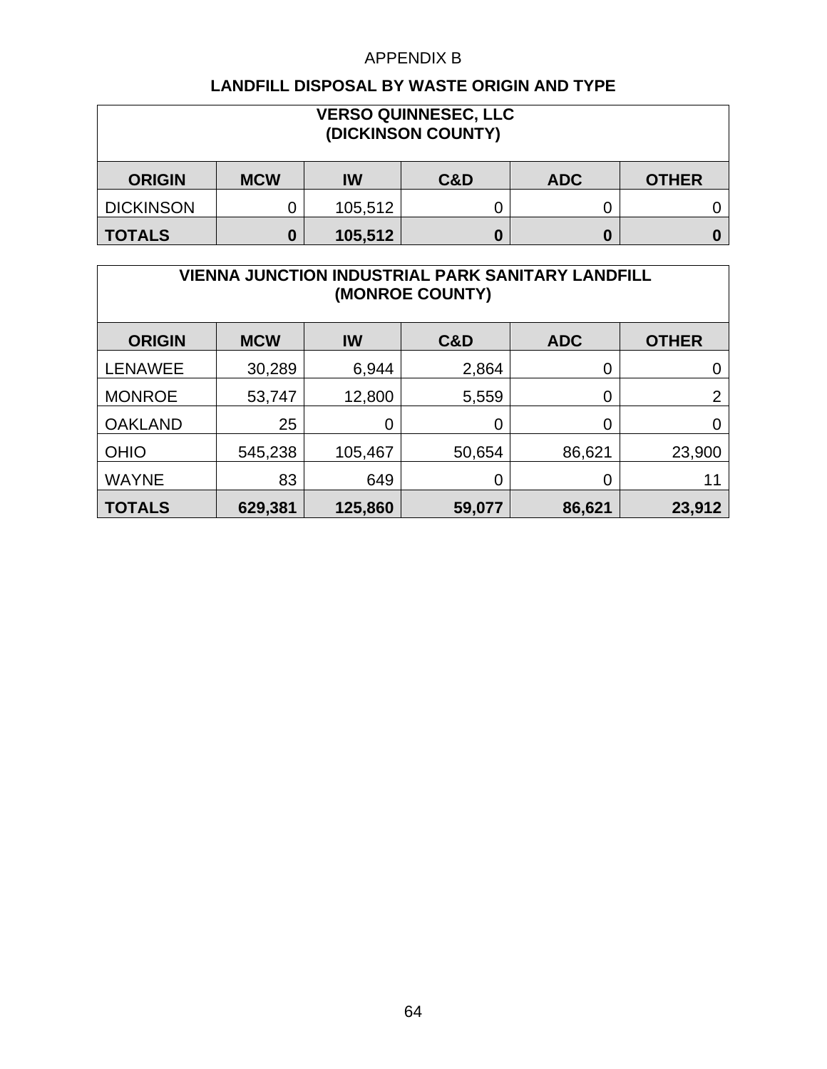APPENDIX B

## LANDFILL DISPOSAL BY WASTE ORIGIN AND TYPE

| VERSO QUINNESEC, LLC (DICKINSON COUNTY) | | | | | |
|---|---|---|---|---|---|
| **ORIGIN** | **MCW** | **IW** | **C&D** | **ADC** | **OTHER** |
| DICKINSON | 0 | 105,512 | 0 | 0 | 0 |
| **TOTALS** | **0** | **105,512** | **0** | **0** | **0** |

| VIENNA JUNCTION INDUSTRIAL PARK SANITARY LANDFILL (MONROE COUNTY) | | | | | |
|---|---|---|---|---|---|
| **ORIGIN** | **MCW** | **IW** | **C&D** | **ADC** | **OTHER** |
| LENAWEE | 30,289 | 6,944 | 2,864 | 0 | 0 |
| MONROE | 53,747 | 12,800 | 5,559 | 0 | 2 |
| OAKLAND | 25 | 0 | 0 | 0 | 0 |
| OHIO | 545,238 | 105,467 | 50,654 | 86,621 | 23,900 |
| WAYNE | 83 | 649 | 0 | 0 | 11 |
| **TOTALS** | **629,381** | **125,860** | **59,077** | **86,621** | **23,912** |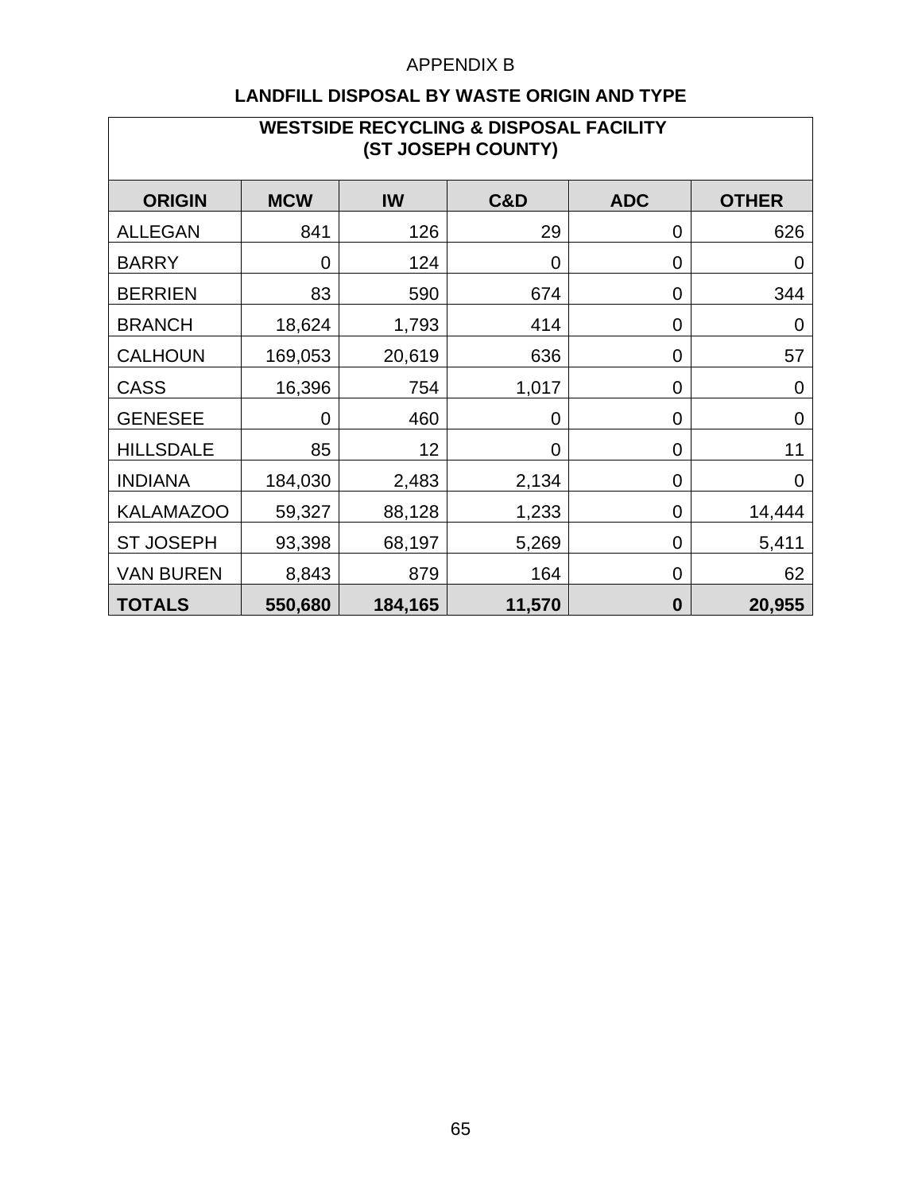APPENDIX B

## LANDFILL DISPOSAL BY WASTE ORIGIN AND TYPE

| WESTSIDE RECYCLING & DISPOSAL FACILITY (ST JOSEPH COUNTY) | | | | | |
|---|---|---|---|---|---|
| **ORIGIN** | **MCW** | **IW** | **C&D** | **ADC** | **OTHER** |
| ALLEGAN | 841 | 126 | 29 | 0 | 626 |
| BARRY | 0 | 124 | 0 | 0 | 0 |
| BERRIEN | 83 | 590 | 674 | 0 | 344 |
| BRANCH | 18,624 | 1,793 | 414 | 0 | 0 |
| CALHOUN | 169,053 | 20,619 | 636 | 0 | 57 |
| CASS | 16,396 | 754 | 1,017 | 0 | 0 |
| GENESEE | 0 | 460 | 0 | 0 | 0 |
| HILLSDALE | 85 | 12 | 0 | 0 | 11 |
| INDIANA | 184,030 | 2,483 | 2,134 | 0 | 0 |
| KALAMAZOO | 59,327 | 88,128 | 1,233 | 0 | 14,444 |
| ST JOSEPH | 93,398 | 68,197 | 5,269 | 0 | 5,411 |
| VAN BUREN | 8,843 | 879 | 164 | 0 | 62 |
| **TOTALS** | **550,680** | **184,165** | **11,570** | **0** | **20,955** |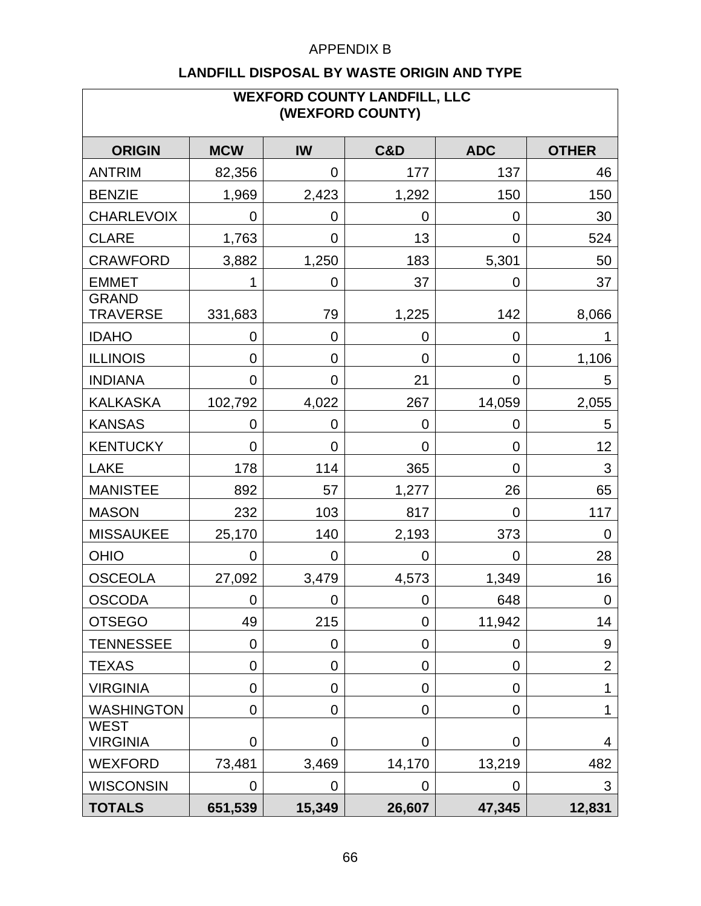APPENDIX B

## LANDFILL DISPOSAL BY WASTE ORIGIN AND TYPE

| WEXFORD COUNTY LANDFILL, LLC (WEXFORD COUNTY) | | | | | |
|---|---|---|---|---|---|
| **ORIGIN** | **MCW** | **IW** | **C&D** | **ADC** | **OTHER** |
| ANTRIM | 82,356 | 0 | 177 | 137 | 46 |
| BENZIE | 1,969 | 2,423 | 1,292 | 150 | 150 |
| CHARLEVOIX | 0 | 0 | 0 | 0 | 30 |
| CLARE | 1,763 | 0 | 13 | 0 | 524 |
| CRAWFORD | 3,882 | 1,250 | 183 | 5,301 | 50 |
| EMMET | 1 | 0 | 37 | 0 | 37 |
| GRAND TRAVERSE | 331,683 | 79 | 1,225 | 142 | 8,066 |
| IDAHO | 0 | 0 | 0 | 0 | 1 |
| ILLINOIS | 0 | 0 | 0 | 0 | 1,106 |
| INDIANA | 0 | 0 | 21 | 0 | 5 |
| KALKASKA | 102,792 | 4,022 | 267 | 14,059 | 2,055 |
| KANSAS | 0 | 0 | 0 | 0 | 5 |
| KENTUCKY | 0 | 0 | 0 | 0 | 12 |
| LAKE | 178 | 114 | 365 | 0 | 3 |
| MANISTEE | 892 | 57 | 1,277 | 26 | 65 |
| MASON | 232 | 103 | 817 | 0 | 117 |
| MISSAUKEE | 25,170 | 140 | 2,193 | 373 | 0 |
| OHIO | 0 | 0 | 0 | 0 | 28 |
| OSCEOLA | 27,092 | 3,479 | 4,573 | 1,349 | 16 |
| OSCODA | 0 | 0 | 0 | 648 | 0 |
| OTSEGO | 49 | 215 | 0 | 11,942 | 14 |
| TENNESSEE | 0 | 0 | 0 | 0 | 9 |
| TEXAS | 0 | 0 | 0 | 0 | 2 |
| VIRGINIA | 0 | 0 | 0 | 0 | 1 |
| WASHINGTON | 0 | 0 | 0 | 0 | 1 |
| WEST VIRGINIA | 0 | 0 | 0 | 0 | 4 |
| WEXFORD | 73,481 | 3,469 | 14,170 | 13,219 | 482 |
| WISCONSIN | 0 | 0 | 0 | 0 | 3 |
| **TOTALS** | **651,539** | **15,349** | **26,607** | **47,345** | **12,831** |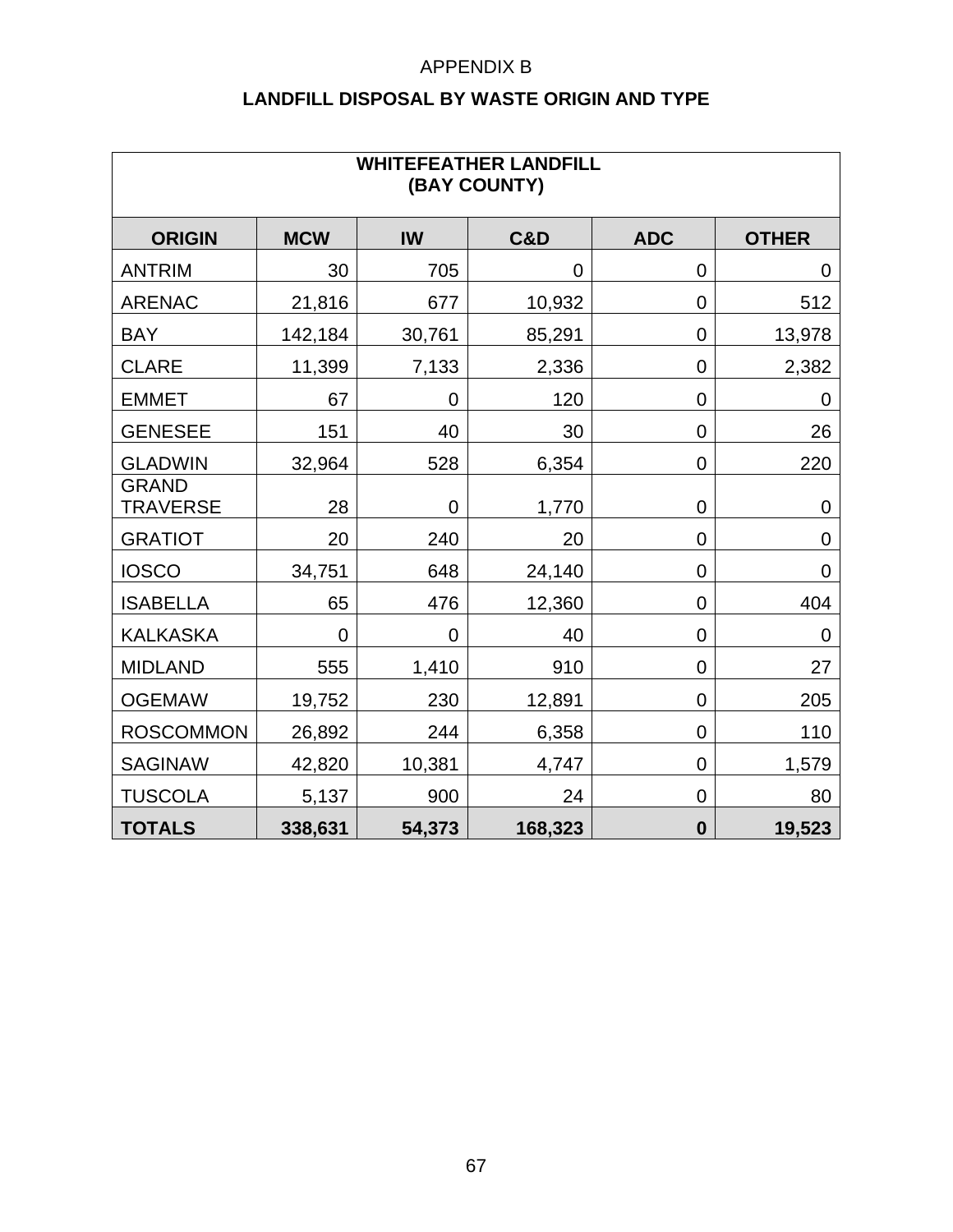APPENDIX B

## LANDFILL DISPOSAL BY WASTE ORIGIN AND TYPE

| WHITEFEATHER LANDFILL (BAY COUNTY) | | | | | |
|---|---|---|---|---|---|
| **ORIGIN** | **MCW** | **IW** | **C&D** | **ADC** | **OTHER** |
| ANTRIM | 30 | 705 | 0 | 0 | 0 |
| ARENAC | 21,816 | 677 | 10,932 | 0 | 512 |
| BAY | 142,184 | 30,761 | 85,291 | 0 | 13,978 |
| CLARE | 11,399 | 7,133 | 2,336 | 0 | 2,382 |
| EMMET | 67 | 0 | 120 | 0 | 0 |
| GENESEE | 151 | 40 | 30 | 0 | 26 |
| GLADWIN | 32,964 | 528 | 6,354 | 0 | 220 |
| GRAND TRAVERSE | 28 | 0 | 1,770 | 0 | 0 |
| GRATIOT | 20 | 240 | 20 | 0 | 0 |
| IOSCO | 34,751 | 648 | 24,140 | 0 | 0 |
| ISABELLA | 65 | 476 | 12,360 | 0 | 404 |
| KALKASKA | 0 | 0 | 40 | 0 | 0 |
| MIDLAND | 555 | 1,410 | 910 | 0 | 27 |
| OGEMAW | 19,752 | 230 | 12,891 | 0 | 205 |
| ROSCOMMON | 26,892 | 244 | 6,358 | 0 | 110 |
| SAGINAW | 42,820 | 10,381 | 4,747 | 0 | 1,579 |
| TUSCOLA | 5,137 | 900 | 24 | 0 | 80 |
| **TOTALS** | **338,631** | **54,373** | **168,323** | **0** | **19,523** |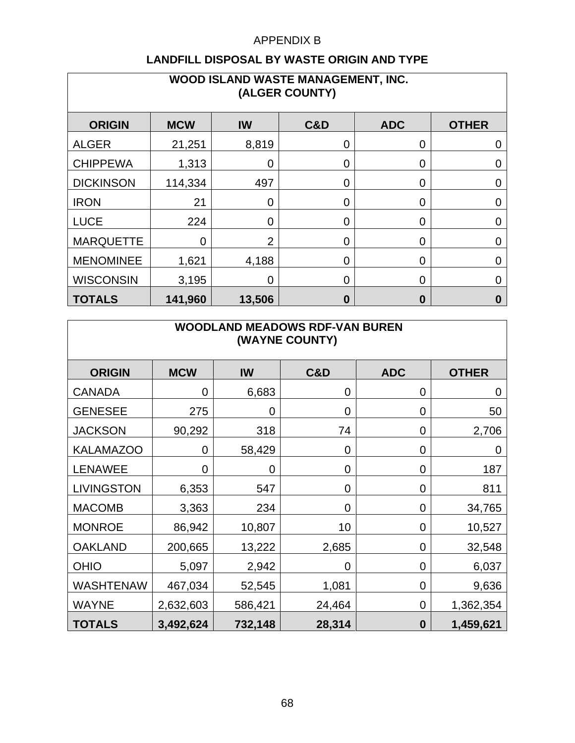APPENDIX B

## LANDFILL DISPOSAL BY WASTE ORIGIN AND TYPE

| WOOD ISLAND WASTE MANAGEMENT, INC. (ALGER COUNTY) | | | | | |
|---|---|---|---|---|---|
| **ORIGIN** | **MCW** | **IW** | **C&D** | **ADC** | **OTHER** |
| ALGER | 21,251 | 8,819 | 0 | 0 | 0 |
| CHIPPEWA | 1,313 | 0 | 0 | 0 | 0 |
| DICKINSON | 114,334 | 497 | 0 | 0 | 0 |
| IRON | 21 | 0 | 0 | 0 | 0 |
| LUCE | 224 | 0 | 0 | 0 | 0 |
| MARQUETTE | 0 | 2 | 0 | 0 | 0 |
| MENOMINEE | 1,621 | 4,188 | 0 | 0 | 0 |
| WISCONSIN | 3,195 | 0 | 0 | 0 | 0 |
| **TOTALS** | **141,960** | **13,506** | **0** | **0** | **0** |

| WOODLAND MEADOWS RDF-VAN BUREN (WAYNE COUNTY) | | | | | |
|---|---|---|---|---|---|
| **ORIGIN** | **MCW** | **IW** | **C&D** | **ADC** | **OTHER** |
| CANADA | 0 | 6,683 | 0 | 0 | 0 |
| GENESEE | 275 | 0 | 0 | 0 | 50 |
| JACKSON | 90,292 | 318 | 74 | 0 | 2,706 |
| KALAMAZOO | 0 | 58,429 | 0 | 0 | 0 |
| LENAWEE | 0 | 0 | 0 | 0 | 187 |
| LIVINGSTON | 6,353 | 547 | 0 | 0 | 811 |
| MACOMB | 3,363 | 234 | 0 | 0 | 34,765 |
| MONROE | 86,942 | 10,807 | 10 | 0 | 10,527 |
| OAKLAND | 200,665 | 13,222 | 2,685 | 0 | 32,548 |
| OHIO | 5,097 | 2,942 | 0 | 0 | 6,037 |
| WASHTENAW | 467,034 | 52,545 | 1,081 | 0 | 9,636 |
| WAYNE | 2,632,603 | 586,421 | 24,464 | 0 | 1,362,354 |
| **TOTALS** | **3,492,624** | **732,148** | **28,314** | **0** | **1,459,621** |